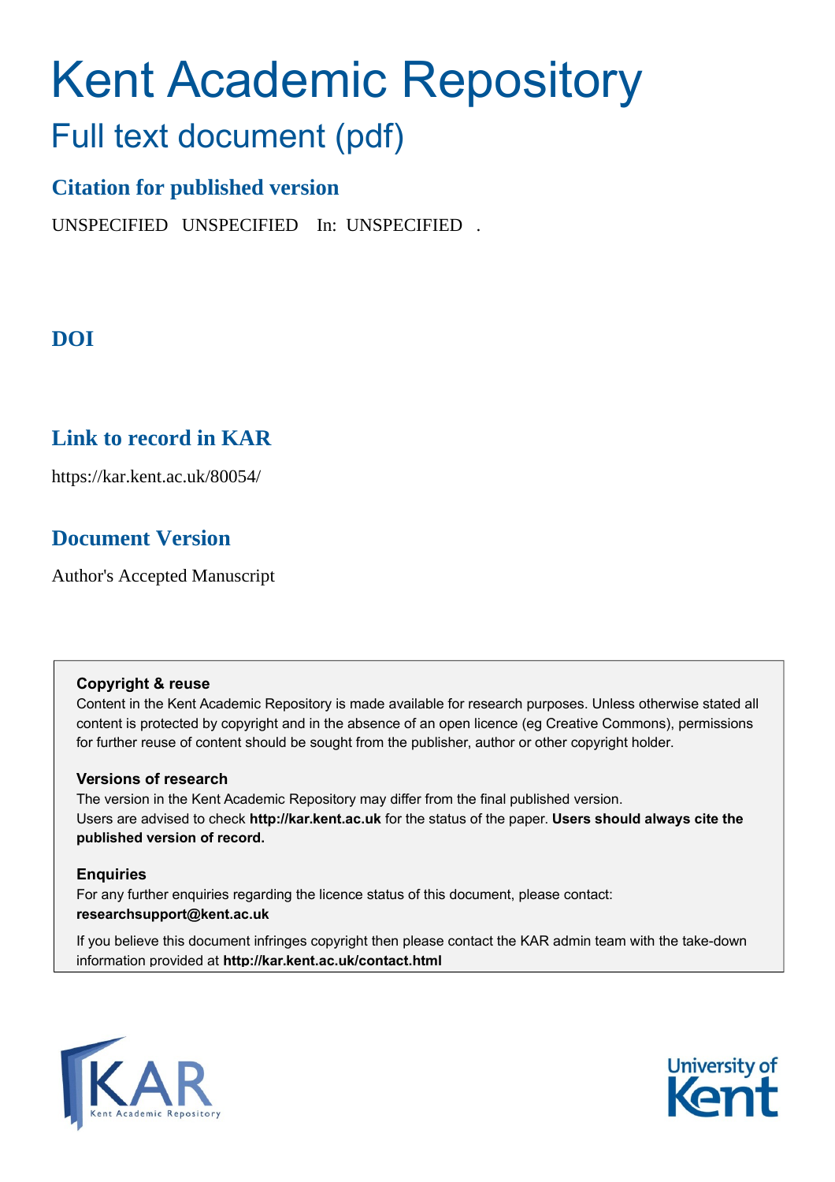# Kent Academic Repository

## Full text document (pdf)

### Citation for published version

UNSPECIFIED UNSPECIFIED In: UNSPECIFIED .

### DOI

### Link to record in KAR

https://kar.kent.ac.uk/80054/

### Document Version

Author's Accepted Manuscript

**Copyright & reuse**

Content in the Kent Academic Repository is made available for research purposes. Unless otherwise stated all content is protected by copyright and in the absence of an open licence (eg Creative Commons), permissions for further reuse of content should be sought from the publisher, author or other copyright holder.

**Versions of research**

The version in the Kent Academic Repository may differ from the final published version. Users are advised to check **http://kar.kent.ac.uk** for the status of the paper. **Users should always cite the published version of record.**

**Enquiries**

For any further enquiries regarding the licence status of this document, please contact: **researchsupport@kent.ac.uk**

If you believe this document infringes copyright then please contact the KAR admin team with the take-down information provided at **http://kar.kent.ac.uk/contact.html**

KAR Kent Academic Repository

University of Kent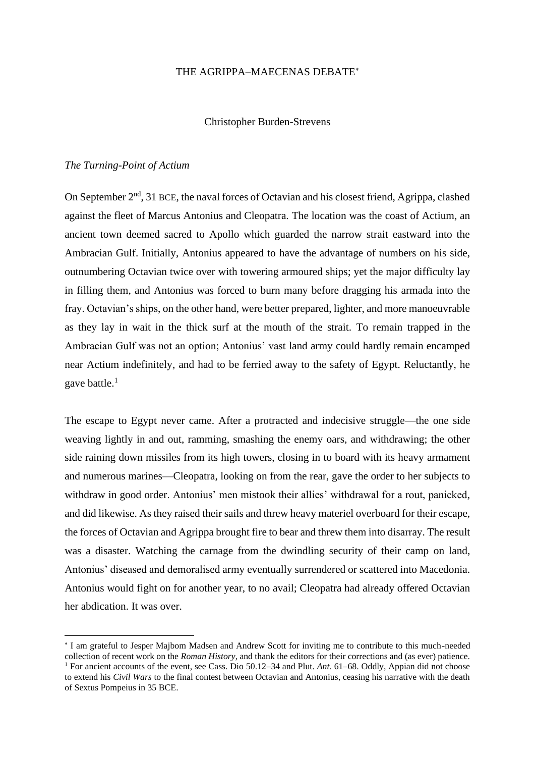THE AGRIPPA–MAECENAS DEBATE[*]

Christopher Burden-Strevens

*The Turning-Point of Actium*

On September 2nd, 31 BCE, the naval forces of Octavian and his closest friend, Agrippa, clashed against the fleet of Marcus Antonius and Cleopatra. The location was the coast of Actium, an ancient town deemed sacred to Apollo which guarded the narrow strait eastward into the Ambracian Gulf. Initially, Antonius appeared to have the advantage of numbers on his side, outnumbering Octavian twice over with towering armoured ships; yet the major difficulty lay in filling them, and Antonius was forced to burn many before dragging his armada into the fray. Octavian's ships, on the other hand, were better prepared, lighter, and more manoeuvrable as they lay in wait in the thick surf at the mouth of the strait. To remain trapped in the Ambracian Gulf was not an option; Antonius' vast land army could hardly remain encamped near Actium indefinitely, and had to be ferried away to the safety of Egypt. Reluctantly, he gave battle.[1]

The escape to Egypt never came. After a protracted and indecisive struggle—the one side weaving lightly in and out, ramming, smashing the enemy oars, and withdrawing; the other side raining down missiles from its high towers, closing in to board with its heavy armament and numerous marines—Cleopatra, looking on from the rear, gave the order to her subjects to withdraw in good order. Antonius' men mistook their allies' withdrawal for a rout, panicked, and did likewise. As they raised their sails and threw heavy materiel overboard for their escape, the forces of Octavian and Agrippa brought fire to bear and threw them into disarray. The result was a disaster. Watching the carnage from the dwindling security of their camp on land, Antonius' diseased and demoralised army eventually surrendered or scattered into Macedonia. Antonius would fight on for another year, to no avail; Cleopatra had already offered Octavian her abdication. It was over.

---

[*] I am grateful to Jesper Majbom Madsen and Andrew Scott for inviting me to contribute to this much-needed collection of recent work on the *Roman History*, and thank the editors for their corrections and (as ever) patience.

[1] For ancient accounts of the event, see Cass. Dio 50.12–34 and Plut. *Ant.* 61–68. Oddly, Appian did not choose to extend his *Civil Wars* to the final contest between Octavian and Antonius, ceasing his narrative with the death of Sextus Pompeius in 35 BCE.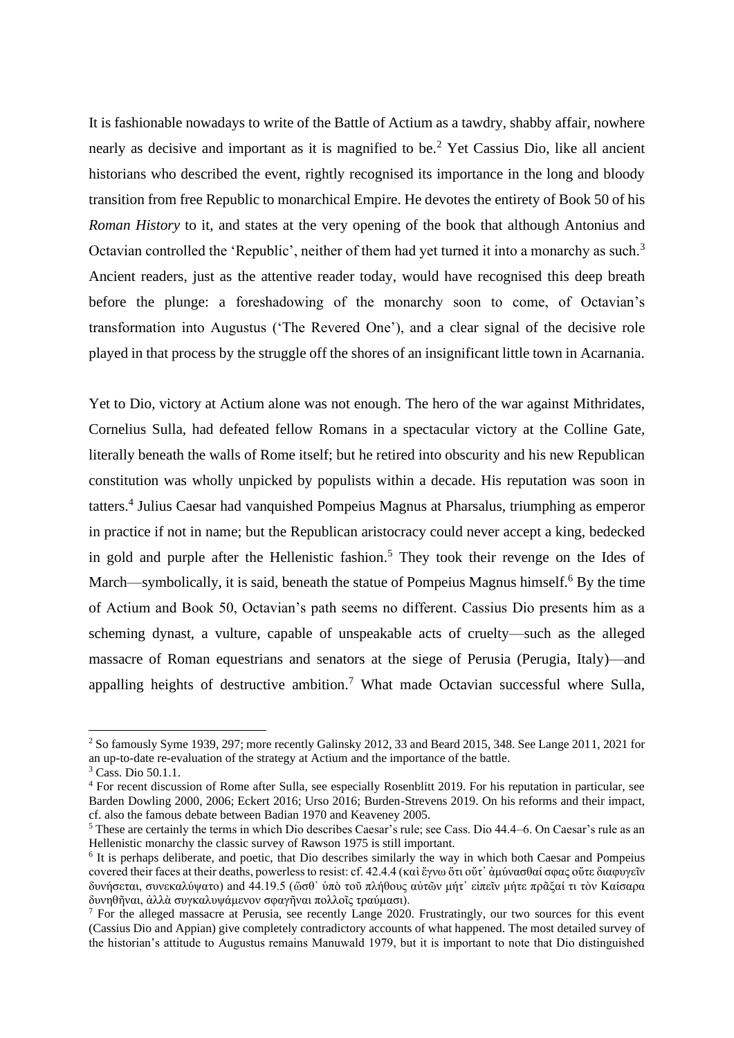It is fashionable nowadays to write of the Battle of Actium as a tawdry, shabby affair, nowhere nearly as decisive and important as it is magnified to be.[2] Yet Cassius Dio, like all ancient historians who described the event, rightly recognised its importance in the long and bloody transition from free Republic to monarchical Empire. He devotes the entirety of Book 50 of his *Roman History* to it, and states at the very opening of the book that although Antonius and Octavian controlled the 'Republic', neither of them had yet turned it into a monarchy as such.[3] Ancient readers, just as the attentive reader today, would have recognised this deep breath before the plunge: a foreshadowing of the monarchy soon to come, of Octavian's transformation into Augustus ('The Revered One'), and a clear signal of the decisive role played in that process by the struggle off the shores of an insignificant little town in Acarnania.

Yet to Dio, victory at Actium alone was not enough. The hero of the war against Mithridates, Cornelius Sulla, had defeated fellow Romans in a spectacular victory at the Colline Gate, literally beneath the walls of Rome itself; but he retired into obscurity and his new Republican constitution was wholly unpicked by populists within a decade. His reputation was soon in tatters.[4] Julius Caesar had vanquished Pompeius Magnus at Pharsalus, triumphing as emperor in practice if not in name; but the Republican aristocracy could never accept a king, bedecked in gold and purple after the Hellenistic fashion.[5] They took their revenge on the Ides of March—symbolically, it is said, beneath the statue of Pompeius Magnus himself.[6] By the time of Actium and Book 50, Octavian's path seems no different. Cassius Dio presents him as a scheming dynast, a vulture, capable of unspeakable acts of cruelty—such as the alleged massacre of Roman equestrians and senators at the siege of Perusia (Perugia, Italy)—and appalling heights of destructive ambition.[7] What made Octavian successful where Sulla,

---

[2] So famously Syme 1939, 297; more recently Galinsky 2012, 33 and Beard 2015, 348. See Lange 2011, 2021 for an up-to-date re-evaluation of the strategy at Actium and the importance of the battle.

[3] Cass. Dio 50.1.1.

[4] For recent discussion of Rome after Sulla, see especially Rosenblitt 2019. For his reputation in particular, see Barden Dowling 2000, 2006; Eckert 2016; Urso 2016; Burden-Strevens 2019. On his reforms and their impact, cf. also the famous debate between Badian 1970 and Keaveney 2005.

[5] These are certainly the terms in which Dio describes Caesar's rule; see Cass. Dio 44.4–6. On Caesar's rule as an Hellenistic monarchy the classic survey of Rawson 1975 is still important.

[6] It is perhaps deliberate, and poetic, that Dio describes similarly the way in which both Caesar and Pompeius covered their faces at their deaths, powerless to resist: cf. 42.4.4 (καὶ ἔγνω ὅτι οὔτ᾽ ἀμύνασθαί σφας οὔτε διαφυγεῖν δυνήσεται, συνεκαλύψατο) and 44.19.5 (ὥσθ᾽ ὑπὸ τοῦ πλήθους αὐτῶν μήτ᾽ εἰπεῖν μήτε πρᾶξαί τι τὸν Καίσαρα δυνηθῆναι, ἀλλὰ συγκαλυψάμενον σφαγῆναι πολλοῖς τραύμασι).

[7] For the alleged massacre at Perusia, see recently Lange 2020. Frustratingly, our two sources for this event (Cassius Dio and Appian) give completely contradictory accounts of what happened. The most detailed survey of the historian's attitude to Augustus remains Manuwald 1979, but it is important to note that Dio distinguished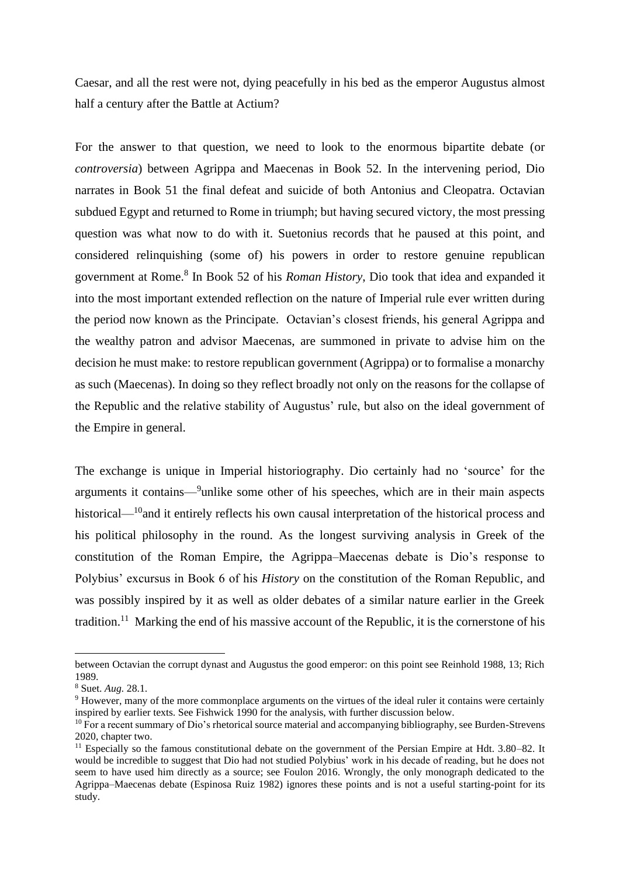Caesar, and all the rest were not, dying peacefully in his bed as the emperor Augustus almost half a century after the Battle at Actium?

For the answer to that question, we need to look to the enormous bipartite debate (or *controversia*) between Agrippa and Maecenas in Book 52. In the intervening period, Dio narrates in Book 51 the final defeat and suicide of both Antonius and Cleopatra. Octavian subdued Egypt and returned to Rome in triumph; but having secured victory, the most pressing question was what now to do with it. Suetonius records that he paused at this point, and considered relinquishing (some of) his powers in order to restore genuine republican government at Rome.[8] In Book 52 of his *Roman History*, Dio took that idea and expanded it into the most important extended reflection on the nature of Imperial rule ever written during the period now known as the Principate. Octavian's closest friends, his general Agrippa and the wealthy patron and advisor Maecenas, are summoned in private to advise him on the decision he must make: to restore republican government (Agrippa) or to formalise a monarchy as such (Maecenas). In doing so they reflect broadly not only on the reasons for the collapse of the Republic and the relative stability of Augustus' rule, but also on the ideal government of the Empire in general.

The exchange is unique in Imperial historiography. Dio certainly had no 'source' for the arguments it contains—[9]unlike some other of his speeches, which are in their main aspects historical—[10]and it entirely reflects his own causal interpretation of the historical process and his political philosophy in the round. As the longest surviving analysis in Greek of the constitution of the Roman Empire, the Agrippa–Maecenas debate is Dio's response to Polybius' excursus in Book 6 of his *History* on the constitution of the Roman Republic, and was possibly inspired by it as well as older debates of a similar nature earlier in the Greek tradition.[11] Marking the end of his massive account of the Republic, it is the cornerstone of his

---

between Octavian the corrupt dynast and Augustus the good emperor: on this point see Reinhold 1988, 13; Rich 1989.

[8] Suet. *Aug.* 28.1.

[9] However, many of the more commonplace arguments on the virtues of the ideal ruler it contains were certainly inspired by earlier texts. See Fishwick 1990 for the analysis, with further discussion below.

[10] For a recent summary of Dio's rhetorical source material and accompanying bibliography, see Burden-Strevens 2020, chapter two.

[11] Especially so the famous constitutional debate on the government of the Persian Empire at Hdt. 3.80–82. It would be incredible to suggest that Dio had not studied Polybius' work in his decade of reading, but he does not seem to have used him directly as a source; see Foulon 2016. Wrongly, the only monograph dedicated to the Agrippa–Maecenas debate (Espinosa Ruiz 1982) ignores these points and is not a useful starting-point for its study.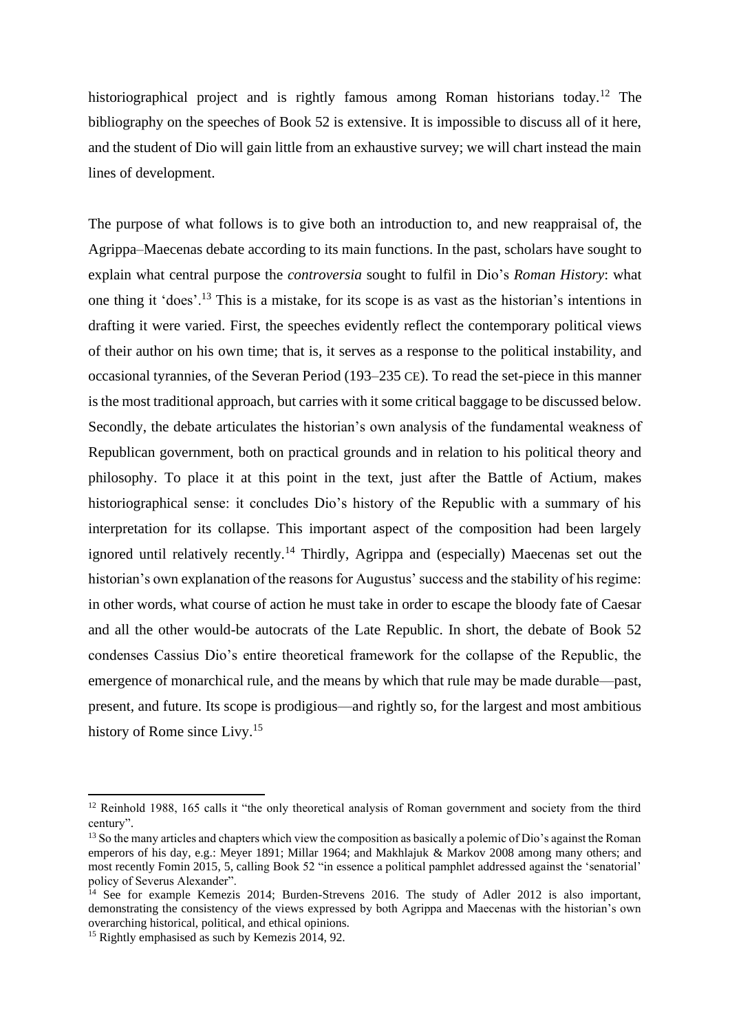historiographical project and is rightly famous among Roman historians today.[12] The bibliography on the speeches of Book 52 is extensive. It is impossible to discuss all of it here, and the student of Dio will gain little from an exhaustive survey; we will chart instead the main lines of development.

The purpose of what follows is to give both an introduction to, and new reappraisal of, the Agrippa–Maecenas debate according to its main functions. In the past, scholars have sought to explain what central purpose the *controversia* sought to fulfil in Dio's *Roman History*: what one thing it 'does'.[13] This is a mistake, for its scope is as vast as the historian's intentions in drafting it were varied. First, the speeches evidently reflect the contemporary political views of their author on his own time; that is, it serves as a response to the political instability, and occasional tyrannies, of the Severan Period (193–235 CE). To read the set-piece in this manner is the most traditional approach, but carries with it some critical baggage to be discussed below. Secondly, the debate articulates the historian's own analysis of the fundamental weakness of Republican government, both on practical grounds and in relation to his political theory and philosophy. To place it at this point in the text, just after the Battle of Actium, makes historiographical sense: it concludes Dio's history of the Republic with a summary of his interpretation for its collapse. This important aspect of the composition had been largely ignored until relatively recently.[14] Thirdly, Agrippa and (especially) Maecenas set out the historian's own explanation of the reasons for Augustus' success and the stability of his regime: in other words, what course of action he must take in order to escape the bloody fate of Caesar and all the other would-be autocrats of the Late Republic. In short, the debate of Book 52 condenses Cassius Dio's entire theoretical framework for the collapse of the Republic, the emergence of monarchical rule, and the means by which that rule may be made durable—past, present, and future. Its scope is prodigious—and rightly so, for the largest and most ambitious history of Rome since Livy.[15]

---

[12] Reinhold 1988, 165 calls it "the only theoretical analysis of Roman government and society from the third century".

[13] So the many articles and chapters which view the composition as basically a polemic of Dio's against the Roman emperors of his day, e.g.: Meyer 1891; Millar 1964; and Makhlajuk & Markov 2008 among many others; and most recently Fomin 2015, 5, calling Book 52 "in essence a political pamphlet addressed against the 'senatorial' policy of Severus Alexander".

[14] See for example Kemezis 2014; Burden-Strevens 2016. The study of Adler 2012 is also important, demonstrating the consistency of the views expressed by both Agrippa and Maecenas with the historian's own overarching historical, political, and ethical opinions.

[15] Rightly emphasised as such by Kemezis 2014, 92.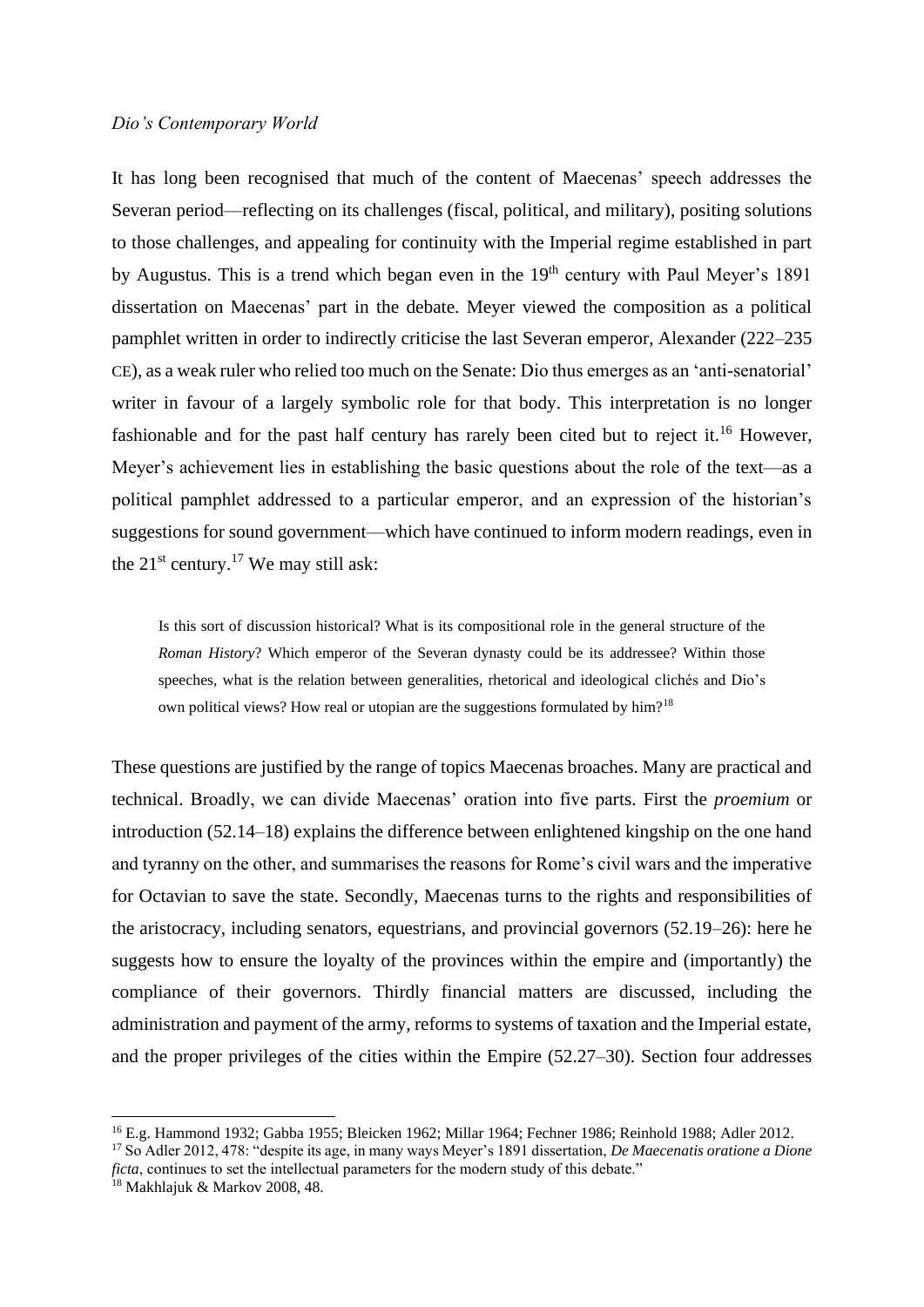*Dio's Contemporary World*

It has long been recognised that much of the content of Maecenas' speech addresses the Severan period—reflecting on its challenges (fiscal, political, and military), positing solutions to those challenges, and appealing for continuity with the Imperial regime established in part by Augustus. This is a trend which began even in the 19th century with Paul Meyer's 1891 dissertation on Maecenas' part in the debate. Meyer viewed the composition as a political pamphlet written in order to indirectly criticise the last Severan emperor, Alexander (222–235 CE), as a weak ruler who relied too much on the Senate: Dio thus emerges as an 'anti-senatorial' writer in favour of a largely symbolic role for that body. This interpretation is no longer fashionable and for the past half century has rarely been cited but to reject it.[16] However, Meyer's achievement lies in establishing the basic questions about the role of the text—as a political pamphlet addressed to a particular emperor, and an expression of the historian's suggestions for sound government—which have continued to inform modern readings, even in the 21st century.[17] We may still ask:

> Is this sort of discussion historical? What is its compositional role in the general structure of the *Roman History*? Which emperor of the Severan dynasty could be its addressee? Within those speeches, what is the relation between generalities, rhetorical and ideological clichés and Dio's own political views? How real or utopian are the suggestions formulated by him?[18]

These questions are justified by the range of topics Maecenas broaches. Many are practical and technical. Broadly, we can divide Maecenas' oration into five parts. First the *proemium* or introduction (52.14–18) explains the difference between enlightened kingship on the one hand and tyranny on the other, and summarises the reasons for Rome's civil wars and the imperative for Octavian to save the state. Secondly, Maecenas turns to the rights and responsibilities of the aristocracy, including senators, equestrians, and provincial governors (52.19–26): here he suggests how to ensure the loyalty of the provinces within the empire and (importantly) the compliance of their governors. Thirdly financial matters are discussed, including the administration and payment of the army, reforms to systems of taxation and the Imperial estate, and the proper privileges of the cities within the Empire (52.27–30). Section four addresses

---

[16] E.g. Hammond 1932; Gabba 1955; Bleicken 1962; Millar 1964; Fechner 1986; Reinhold 1988; Adler 2012.

[17] So Adler 2012, 478: "despite its age, in many ways Meyer's 1891 dissertation, *De Maecenatis oratione a Dione ficta*, continues to set the intellectual parameters for the modern study of this debate."

[18] Makhlajuk & Markov 2008, 48.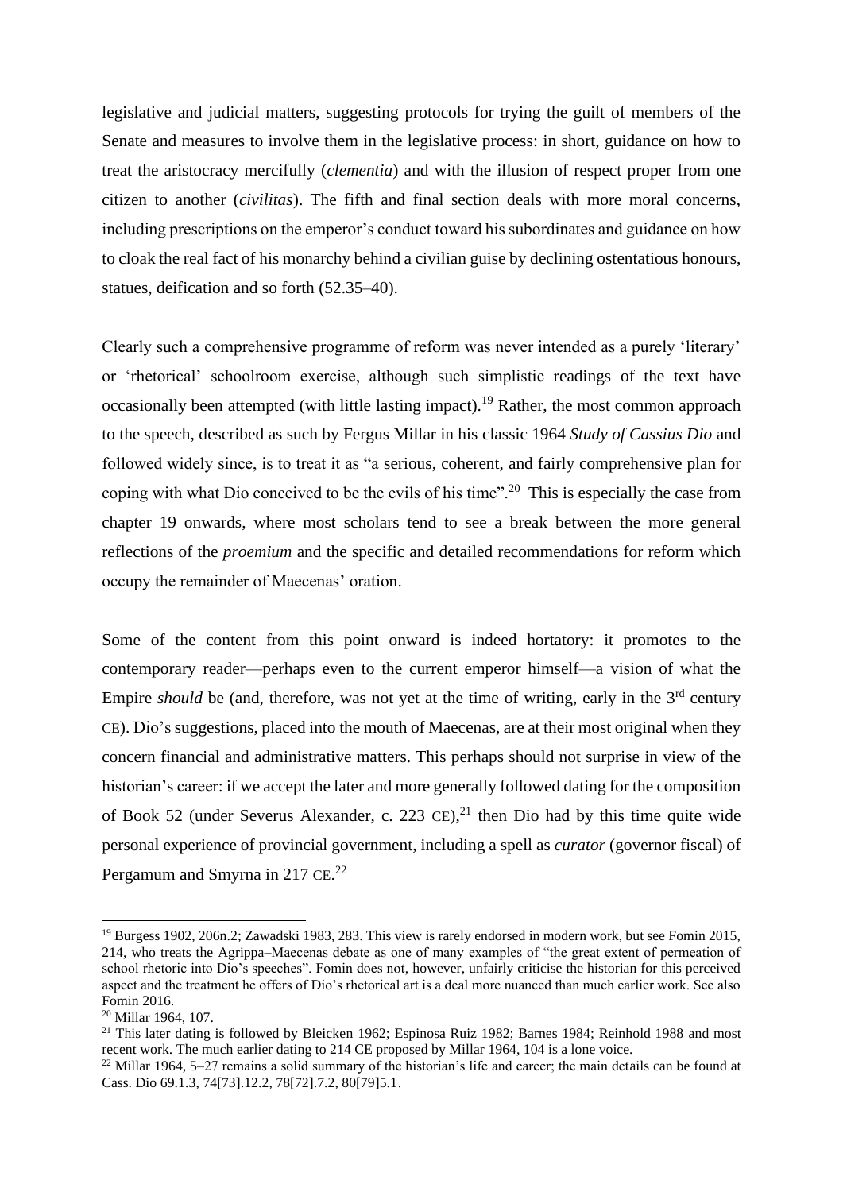legislative and judicial matters, suggesting protocols for trying the guilt of members of the Senate and measures to involve them in the legislative process: in short, guidance on how to treat the aristocracy mercifully (*clementia*) and with the illusion of respect proper from one citizen to another (*civilitas*). The fifth and final section deals with more moral concerns, including prescriptions on the emperor's conduct toward his subordinates and guidance on how to cloak the real fact of his monarchy behind a civilian guise by declining ostentatious honours, statues, deification and so forth (52.35–40).

Clearly such a comprehensive programme of reform was never intended as a purely 'literary' or 'rhetorical' schoolroom exercise, although such simplistic readings of the text have occasionally been attempted (with little lasting impact).[19] Rather, the most common approach to the speech, described as such by Fergus Millar in his classic 1964 *Study of Cassius Dio* and followed widely since, is to treat it as "a serious, coherent, and fairly comprehensive plan for coping with what Dio conceived to be the evils of his time".[20] This is especially the case from chapter 19 onwards, where most scholars tend to see a break between the more general reflections of the *proemium* and the specific and detailed recommendations for reform which occupy the remainder of Maecenas' oration.

Some of the content from this point onward is indeed hortatory: it promotes to the contemporary reader—perhaps even to the current emperor himself—a vision of what the Empire *should* be (and, therefore, was not yet at the time of writing, early in the 3rd century CE). Dio's suggestions, placed into the mouth of Maecenas, are at their most original when they concern financial and administrative matters. This perhaps should not surprise in view of the historian's career: if we accept the later and more generally followed dating for the composition of Book 52 (under Severus Alexander, c. 223 CE),[21] then Dio had by this time quite wide personal experience of provincial government, including a spell as *curator* (governor fiscal) of Pergamum and Smyrna in 217 CE.[22]

---

[19] Burgess 1902, 206n.2; Zawadski 1983, 283. This view is rarely endorsed in modern work, but see Fomin 2015, 214, who treats the Agrippa–Maecenas debate as one of many examples of "the great extent of permeation of school rhetoric into Dio's speeches". Fomin does not, however, unfairly criticise the historian for this perceived aspect and the treatment he offers of Dio's rhetorical art is a deal more nuanced than much earlier work. See also Fomin 2016.

[20] Millar 1964, 107.

[21] This later dating is followed by Bleicken 1962; Espinosa Ruiz 1982; Barnes 1984; Reinhold 1988 and most recent work. The much earlier dating to 214 CE proposed by Millar 1964, 104 is a lone voice.

[22] Millar 1964, 5–27 remains a solid summary of the historian's life and career; the main details can be found at Cass. Dio 69.1.3, 74[73].12.2, 78[72].7.2, 80[79]5.1.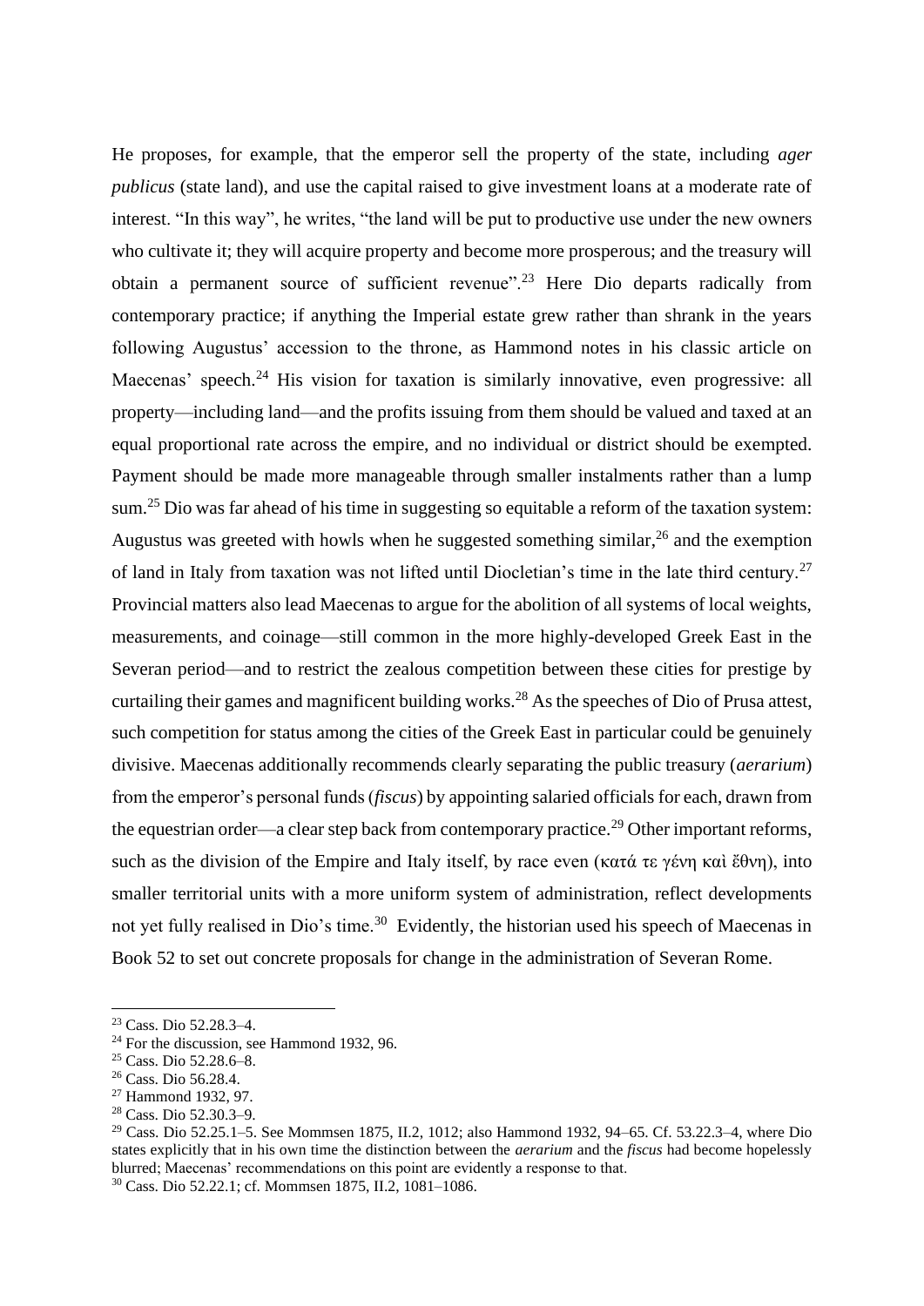He proposes, for example, that the emperor sell the property of the state, including *ager publicus* (state land), and use the capital raised to give investment loans at a moderate rate of interest. "In this way", he writes, "the land will be put to productive use under the new owners who cultivate it; they will acquire property and become more prosperous; and the treasury will obtain a permanent source of sufficient revenue".[23] Here Dio departs radically from contemporary practice; if anything the Imperial estate grew rather than shrank in the years following Augustus' accession to the throne, as Hammond notes in his classic article on Maecenas' speech.[24] His vision for taxation is similarly innovative, even progressive: all property—including land—and the profits issuing from them should be valued and taxed at an equal proportional rate across the empire, and no individual or district should be exempted. Payment should be made more manageable through smaller instalments rather than a lump sum.[25] Dio was far ahead of his time in suggesting so equitable a reform of the taxation system: Augustus was greeted with howls when he suggested something similar,[26] and the exemption of land in Italy from taxation was not lifted until Diocletian's time in the late third century.[27] Provincial matters also lead Maecenas to argue for the abolition of all systems of local weights, measurements, and coinage—still common in the more highly-developed Greek East in the Severan period—and to restrict the zealous competition between these cities for prestige by curtailing their games and magnificent building works.[28] As the speeches of Dio of Prusa attest, such competition for status among the cities of the Greek East in particular could be genuinely divisive. Maecenas additionally recommends clearly separating the public treasury (*aerarium*) from the emperor's personal funds (*fiscus*) by appointing salaried officials for each, drawn from the equestrian order—a clear step back from contemporary practice.[29] Other important reforms, such as the division of the Empire and Italy itself, by race even (κατά τε γένη καὶ ἔθνη), into smaller territorial units with a more uniform system of administration, reflect developments not yet fully realised in Dio's time.[30] Evidently, the historian used his speech of Maecenas in Book 52 to set out concrete proposals for change in the administration of Severan Rome.

---

[23] Cass. Dio 52.28.3–4.

[24] For the discussion, see Hammond 1932, 96.

[25] Cass. Dio 52.28.6–8.

[26] Cass. Dio 56.28.4.

[27] Hammond 1932, 97.

[28] Cass. Dio 52.30.3–9.

[29] Cass. Dio 52.25.1–5. See Mommsen 1875, II.2, 1012; also Hammond 1932, 94–65. Cf. 53.22.3–4, where Dio states explicitly that in his own time the distinction between the *aerarium* and the *fiscus* had become hopelessly blurred; Maecenas' recommendations on this point are evidently a response to that.

[30] Cass. Dio 52.22.1; cf. Mommsen 1875, II.2, 1081–1086.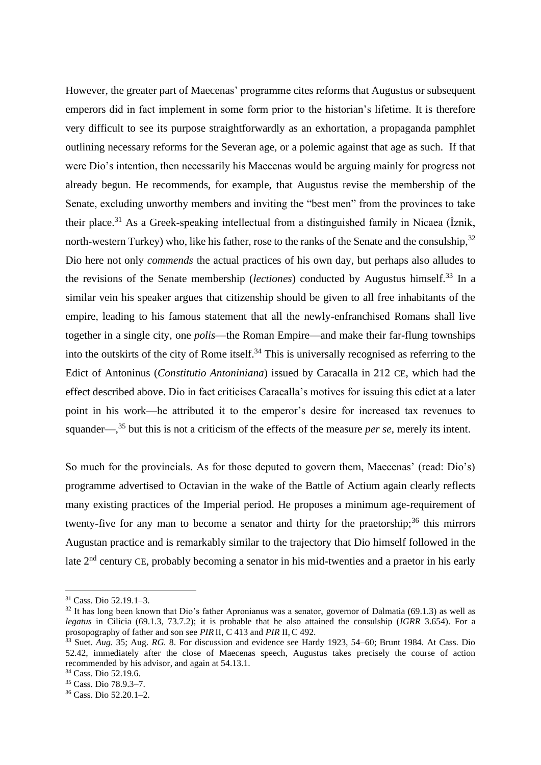However, the greater part of Maecenas' programme cites reforms that Augustus or subsequent emperors did in fact implement in some form prior to the historian's lifetime. It is therefore very difficult to see its purpose straightforwardly as an exhortation, a propaganda pamphlet outlining necessary reforms for the Severan age, or a polemic against that age as such. If that were Dio's intention, then necessarily his Maecenas would be arguing mainly for progress not already begun. He recommends, for example, that Augustus revise the membership of the Senate, excluding unworthy members and inviting the "best men" from the provinces to take their place.[31] As a Greek-speaking intellectual from a distinguished family in Nicaea (İznik, north-western Turkey) who, like his father, rose to the ranks of the Senate and the consulship,[32] Dio here not only *commends* the actual practices of his own day, but perhaps also alludes to the revisions of the Senate membership (*lectiones*) conducted by Augustus himself.[33] In a similar vein his speaker argues that citizenship should be given to all free inhabitants of the empire, leading to his famous statement that all the newly-enfranchised Romans shall live together in a single city, one *polis*—the Roman Empire—and make their far-flung townships into the outskirts of the city of Rome itself.[34] This is universally recognised as referring to the Edict of Antoninus (*Constitutio Antoniniana*) issued by Caracalla in 212 CE, which had the effect described above. Dio in fact criticises Caracalla's motives for issuing this edict at a later point in his work—he attributed it to the emperor's desire for increased tax revenues to squander—,[35] but this is not a criticism of the effects of the measure *per se*, merely its intent.

So much for the provincials. As for those deputed to govern them, Maecenas' (read: Dio's) programme advertised to Octavian in the wake of the Battle of Actium again clearly reflects many existing practices of the Imperial period. He proposes a minimum age-requirement of twenty-five for any man to become a senator and thirty for the praetorship;[36] this mirrors Augustan practice and is remarkably similar to the trajectory that Dio himself followed in the late 2nd century CE, probably becoming a senator in his mid-twenties and a praetor in his early

---

[31] Cass. Dio 52.19.1–3.

[32] It has long been known that Dio's father Apronianus was a senator, governor of Dalmatia (69.1.3) as well as *legatus* in Cilicia (69.1.3, 73.7.2); it is probable that he also attained the consulship (*IGRR* 3.654). For a prosopography of father and son see *PIR* II, C 413 and *PIR* II, C 492.

[33] Suet. *Aug.* 35; Aug. *RG.* 8. For discussion and evidence see Hardy 1923, 54–60; Brunt 1984. At Cass. Dio 52.42, immediately after the close of Maecenas speech, Augustus takes precisely the course of action recommended by his advisor, and again at 54.13.1.

[34] Cass. Dio 52.19.6.

[35] Cass. Dio 78.9.3–7.

[36] Cass. Dio 52.20.1–2.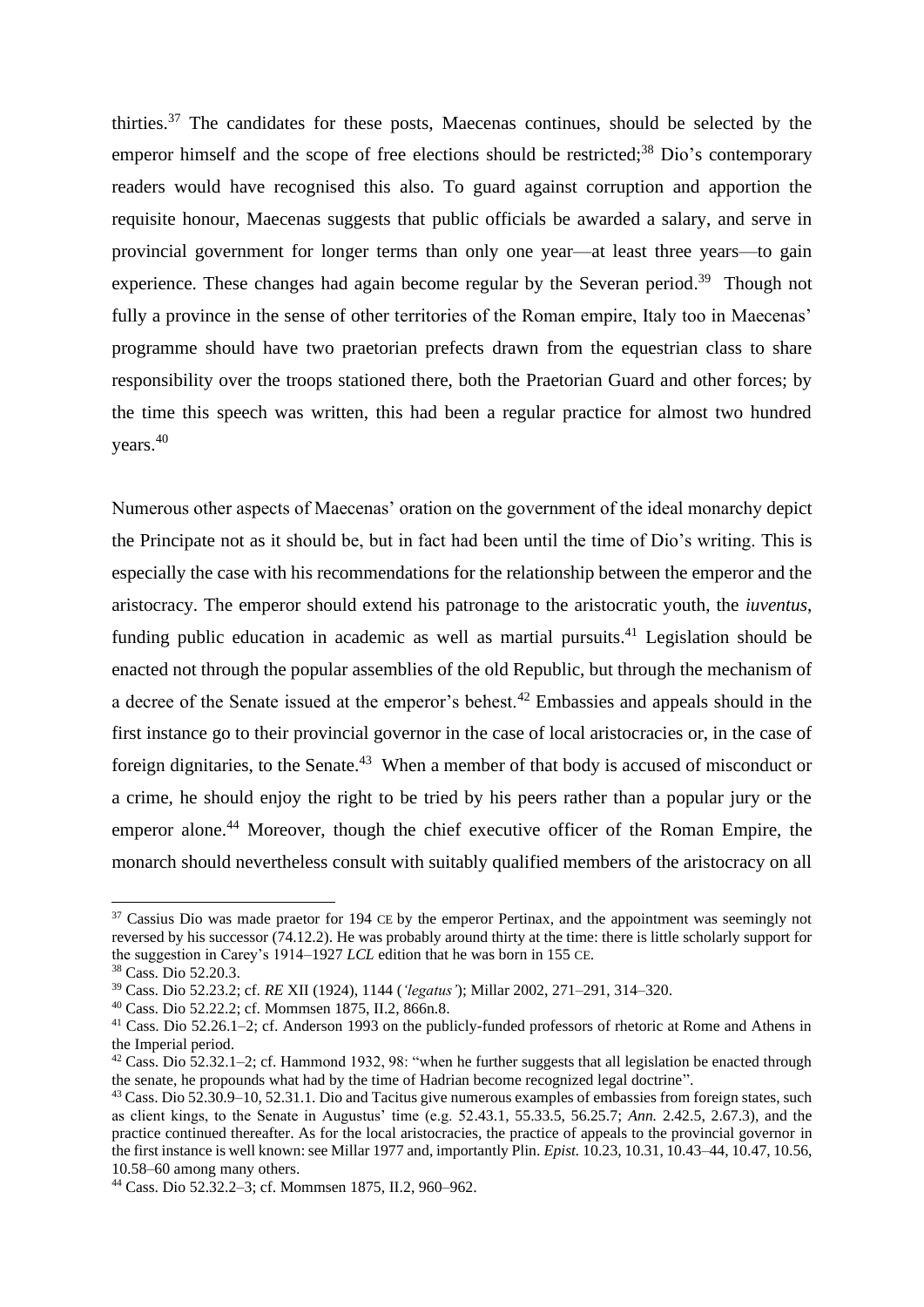thirties.[37] The candidates for these posts, Maecenas continues, should be selected by the emperor himself and the scope of free elections should be restricted;[38] Dio's contemporary readers would have recognised this also. To guard against corruption and apportion the requisite honour, Maecenas suggests that public officials be awarded a salary, and serve in provincial government for longer terms than only one year—at least three years—to gain experience. These changes had again become regular by the Severan period.[39] Though not fully a province in the sense of other territories of the Roman empire, Italy too in Maecenas' programme should have two praetorian prefects drawn from the equestrian class to share responsibility over the troops stationed there, both the Praetorian Guard and other forces; by the time this speech was written, this had been a regular practice for almost two hundred years.[40]

Numerous other aspects of Maecenas' oration on the government of the ideal monarchy depict the Principate not as it should be, but in fact had been until the time of Dio's writing. This is especially the case with his recommendations for the relationship between the emperor and the aristocracy. The emperor should extend his patronage to the aristocratic youth, the *iuventus*, funding public education in academic as well as martial pursuits.[41] Legislation should be enacted not through the popular assemblies of the old Republic, but through the mechanism of a decree of the Senate issued at the emperor's behest.[42] Embassies and appeals should in the first instance go to their provincial governor in the case of local aristocracies or, in the case of foreign dignitaries, to the Senate.[43] When a member of that body is accused of misconduct or a crime, he should enjoy the right to be tried by his peers rather than a popular jury or the emperor alone.[44] Moreover, though the chief executive officer of the Roman Empire, the monarch should nevertheless consult with suitably qualified members of the aristocracy on all

---

[37] Cassius Dio was made praetor for 194 CE by the emperor Pertinax, and the appointment was seemingly not reversed by his successor (74.12.2). He was probably around thirty at the time: there is little scholarly support for the suggestion in Carey's 1914–1927 *LCL* edition that he was born in 155 CE.

[38] Cass. Dio 52.20.3.

[39] Cass. Dio 52.23.2; cf. *RE* XII (1924), 1144 (*'legatus'*); Millar 2002, 271–291, 314–320.

[40] Cass. Dio 52.22.2; cf. Mommsen 1875, II.2, 866n.8.

[41] Cass. Dio 52.26.1–2; cf. Anderson 1993 on the publicly-funded professors of rhetoric at Rome and Athens in the Imperial period.

[42] Cass. Dio 52.32.1–2; cf. Hammond 1932, 98: "when he further suggests that all legislation be enacted through the senate, he propounds what had by the time of Hadrian become recognized legal doctrine".

[43] Cass. Dio 52.30.9–10, 52.31.1. Dio and Tacitus give numerous examples of embassies from foreign states, such as client kings, to the Senate in Augustus' time (e.g. 52.43.1, 55.33.5, 56.25.7; *Ann.* 2.42.5, 2.67.3), and the practice continued thereafter. As for the local aristocracies, the practice of appeals to the provincial governor in the first instance is well known: see Millar 1977 and, importantly Plin. *Epist.* 10.23, 10.31, 10.43–44, 10.47, 10.56, 10.58–60 among many others.

[44] Cass. Dio 52.32.2–3; cf. Mommsen 1875, II.2, 960–962.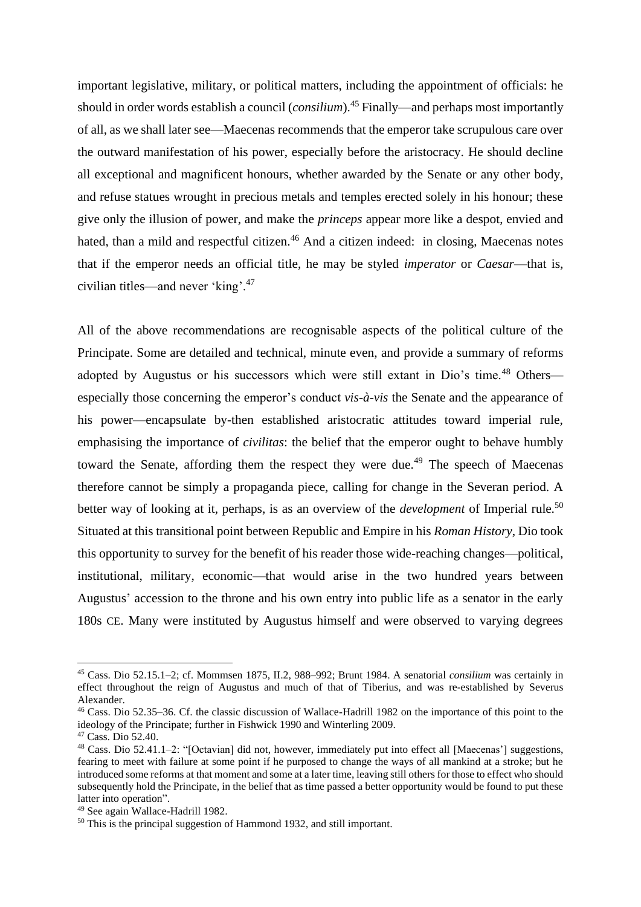important legislative, military, or political matters, including the appointment of officials: he should in order words establish a council (*consilium*).[45] Finally—and perhaps most importantly of all, as we shall later see—Maecenas recommends that the emperor take scrupulous care over the outward manifestation of his power, especially before the aristocracy. He should decline all exceptional and magnificent honours, whether awarded by the Senate or any other body, and refuse statues wrought in precious metals and temples erected solely in his honour; these give only the illusion of power, and make the *princeps* appear more like a despot, envied and hated, than a mild and respectful citizen.[46] And a citizen indeed: in closing, Maecenas notes that if the emperor needs an official title, he may be styled *imperator* or *Caesar*—that is, civilian titles—and never 'king'.[47]

All of the above recommendations are recognisable aspects of the political culture of the Principate. Some are detailed and technical, minute even, and provide a summary of reforms adopted by Augustus or his successors which were still extant in Dio's time.[48] Others—especially those concerning the emperor's conduct *vis-à-vis* the Senate and the appearance of his power—encapsulate by-then established aristocratic attitudes toward imperial rule, emphasising the importance of *civilitas*: the belief that the emperor ought to behave humbly toward the Senate, affording them the respect they were due.[49] The speech of Maecenas therefore cannot be simply a propaganda piece, calling for change in the Severan period. A better way of looking at it, perhaps, is as an overview of the *development* of Imperial rule.[50] Situated at this transitional point between Republic and Empire in his *Roman History*, Dio took this opportunity to survey for the benefit of his reader those wide-reaching changes—political, institutional, military, economic—that would arise in the two hundred years between Augustus' accession to the throne and his own entry into public life as a senator in the early 180s CE. Many were instituted by Augustus himself and were observed to varying degrees

---

[45] Cass. Dio 52.15.1–2; cf. Mommsen 1875, II.2, 988–992; Brunt 1984. A senatorial *consilium* was certainly in effect throughout the reign of Augustus and much of that of Tiberius, and was re-established by Severus Alexander.

[46] Cass. Dio 52.35–36. Cf. the classic discussion of Wallace-Hadrill 1982 on the importance of this point to the ideology of the Principate; further in Fishwick 1990 and Winterling 2009.

[47] Cass. Dio 52.40.

[48] Cass. Dio 52.41.1–2: "[Octavian] did not, however, immediately put into effect all [Maecenas'] suggestions, fearing to meet with failure at some point if he purposed to change the ways of all mankind at a stroke; but he introduced some reforms at that moment and some at a later time, leaving still others for those to effect who should subsequently hold the Principate, in the belief that as time passed a better opportunity would be found to put these latter into operation".

[49] See again Wallace-Hadrill 1982.

[50] This is the principal suggestion of Hammond 1932, and still important.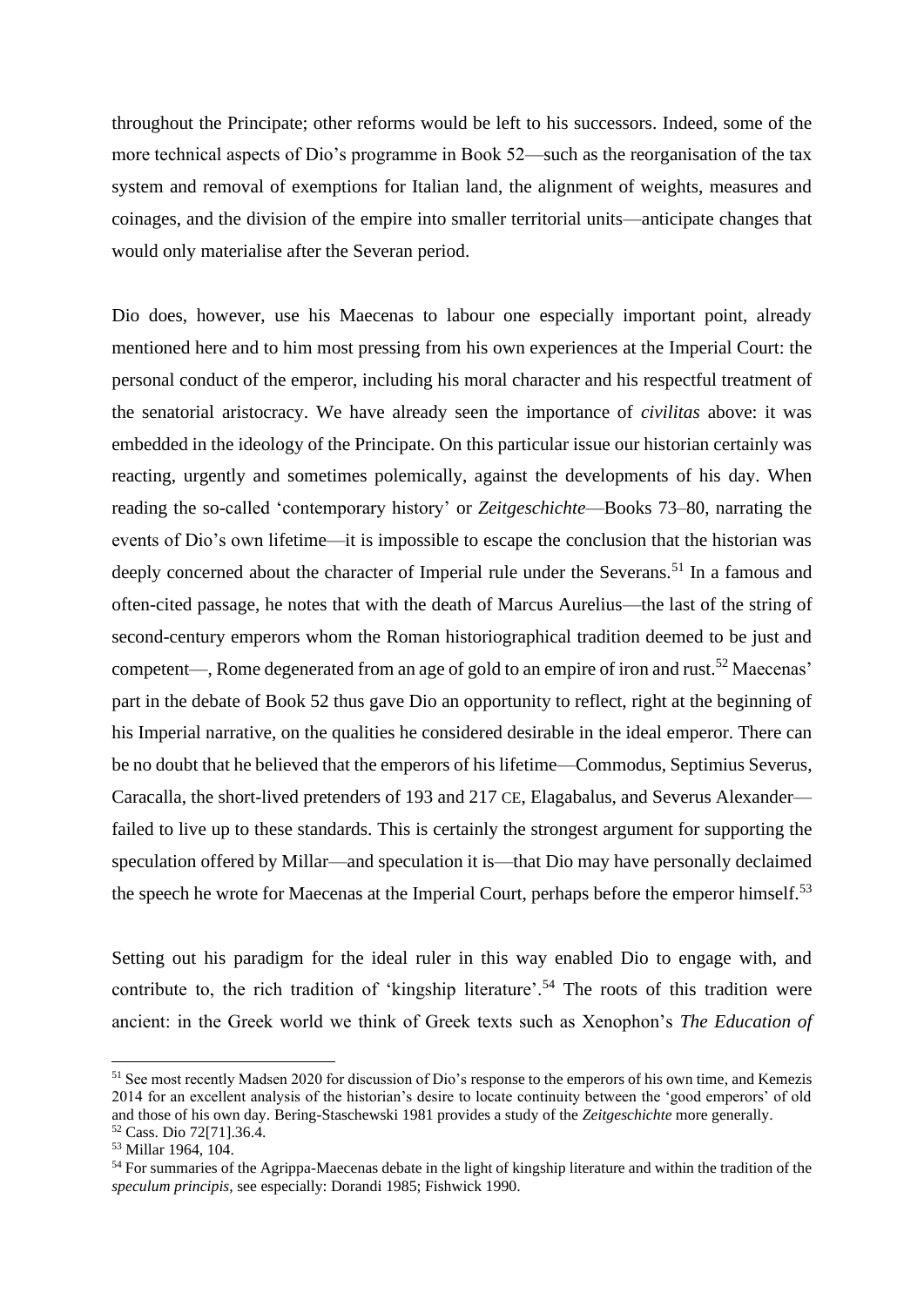throughout the Principate; other reforms would be left to his successors. Indeed, some of the more technical aspects of Dio's programme in Book 52—such as the reorganisation of the tax system and removal of exemptions for Italian land, the alignment of weights, measures and coinages, and the division of the empire into smaller territorial units—anticipate changes that would only materialise after the Severan period.

Dio does, however, use his Maecenas to labour one especially important point, already mentioned here and to him most pressing from his own experiences at the Imperial Court: the personal conduct of the emperor, including his moral character and his respectful treatment of the senatorial aristocracy. We have already seen the importance of *civilitas* above: it was embedded in the ideology of the Principate. On this particular issue our historian certainly was reacting, urgently and sometimes polemically, against the developments of his day. When reading the so-called 'contemporary history' or *Zeitgeschichte*—Books 73–80, narrating the events of Dio's own lifetime—it is impossible to escape the conclusion that the historian was deeply concerned about the character of Imperial rule under the Severans.[51] In a famous and often-cited passage, he notes that with the death of Marcus Aurelius—the last of the string of second-century emperors whom the Roman historiographical tradition deemed to be just and competent—, Rome degenerated from an age of gold to an empire of iron and rust.[52] Maecenas' part in the debate of Book 52 thus gave Dio an opportunity to reflect, right at the beginning of his Imperial narrative, on the qualities he considered desirable in the ideal emperor. There can be no doubt that he believed that the emperors of his lifetime—Commodus, Septimius Severus, Caracalla, the short-lived pretenders of 193 and 217 CE, Elagabalus, and Severus Alexander—failed to live up to these standards. This is certainly the strongest argument for supporting the speculation offered by Millar—and speculation it is—that Dio may have personally declaimed the speech he wrote for Maecenas at the Imperial Court, perhaps before the emperor himself.[53]

Setting out his paradigm for the ideal ruler in this way enabled Dio to engage with, and contribute to, the rich tradition of 'kingship literature'.[54] The roots of this tradition were ancient: in the Greek world we think of Greek texts such as Xenophon's *The Education of*

---

[51] See most recently Madsen 2020 for discussion of Dio's response to the emperors of his own time, and Kemezis 2014 for an excellent analysis of the historian's desire to locate continuity between the 'good emperors' of old and those of his own day. Bering-Staschewski 1981 provides a study of the *Zeitgeschichte* more generally.

[52] Cass. Dio 72[71].36.4.

[53] Millar 1964, 104.

[54] For summaries of the Agrippa-Maecenas debate in the light of kingship literature and within the tradition of the *speculum principis*, see especially: Dorandi 1985; Fishwick 1990.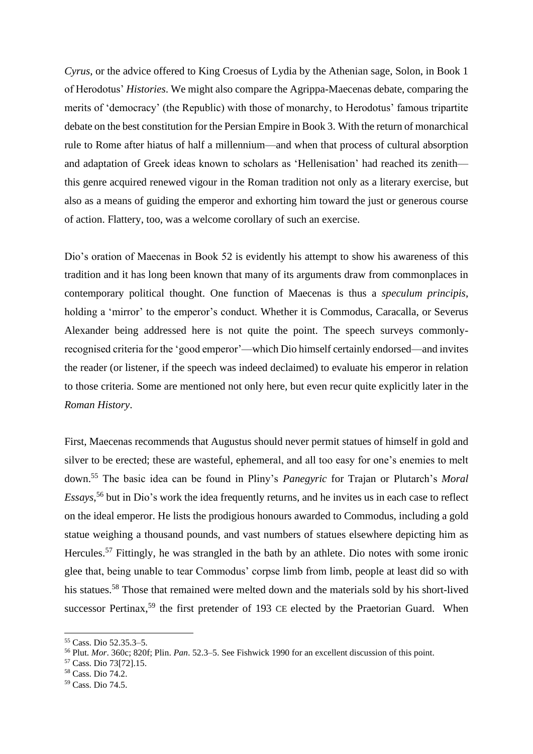*Cyrus*, or the advice offered to King Croesus of Lydia by the Athenian sage, Solon, in Book 1 of Herodotus' *Histories*. We might also compare the Agrippa-Maecenas debate, comparing the merits of 'democracy' (the Republic) with those of monarchy, to Herodotus' famous tripartite debate on the best constitution for the Persian Empire in Book 3. With the return of monarchical rule to Rome after hiatus of half a millennium—and when that process of cultural absorption and adaptation of Greek ideas known to scholars as 'Hellenisation' had reached its zenith—this genre acquired renewed vigour in the Roman tradition not only as a literary exercise, but also as a means of guiding the emperor and exhorting him toward the just or generous course of action. Flattery, too, was a welcome corollary of such an exercise.

Dio's oration of Maecenas in Book 52 is evidently his attempt to show his awareness of this tradition and it has long been known that many of its arguments draw from commonplaces in contemporary political thought. One function of Maecenas is thus a *speculum principis*, holding a 'mirror' to the emperor's conduct. Whether it is Commodus, Caracalla, or Severus Alexander being addressed here is not quite the point. The speech surveys commonly-recognised criteria for the 'good emperor'—which Dio himself certainly endorsed—and invites the reader (or listener, if the speech was indeed declaimed) to evaluate his emperor in relation to those criteria. Some are mentioned not only here, but even recur quite explicitly later in the *Roman History*.

First, Maecenas recommends that Augustus should never permit statues of himself in gold and silver to be erected; these are wasteful, ephemeral, and all too easy for one's enemies to melt down.[55] The basic idea can be found in Pliny's *Panegyric* for Trajan or Plutarch's *Moral Essays*,[56] but in Dio's work the idea frequently returns, and he invites us in each case to reflect on the ideal emperor. He lists the prodigious honours awarded to Commodus, including a gold statue weighing a thousand pounds, and vast numbers of statues elsewhere depicting him as Hercules.[57] Fittingly, he was strangled in the bath by an athlete. Dio notes with some ironic glee that, being unable to tear Commodus' corpse limb from limb, people at least did so with his statues.[58] Those that remained were melted down and the materials sold by his short-lived successor Pertinax,[59] the first pretender of 193 CE elected by the Praetorian Guard. When

[55] Cass. Dio 52.35.3–5.

[56] Plut. *Mor*. 360c; 820f; Plin. *Pan*. 52.3–5. See Fishwick 1990 for an excellent discussion of this point.

[57] Cass. Dio 73[72].15.

[58] Cass. Dio 74.2.

[59] Cass. Dio 74.5.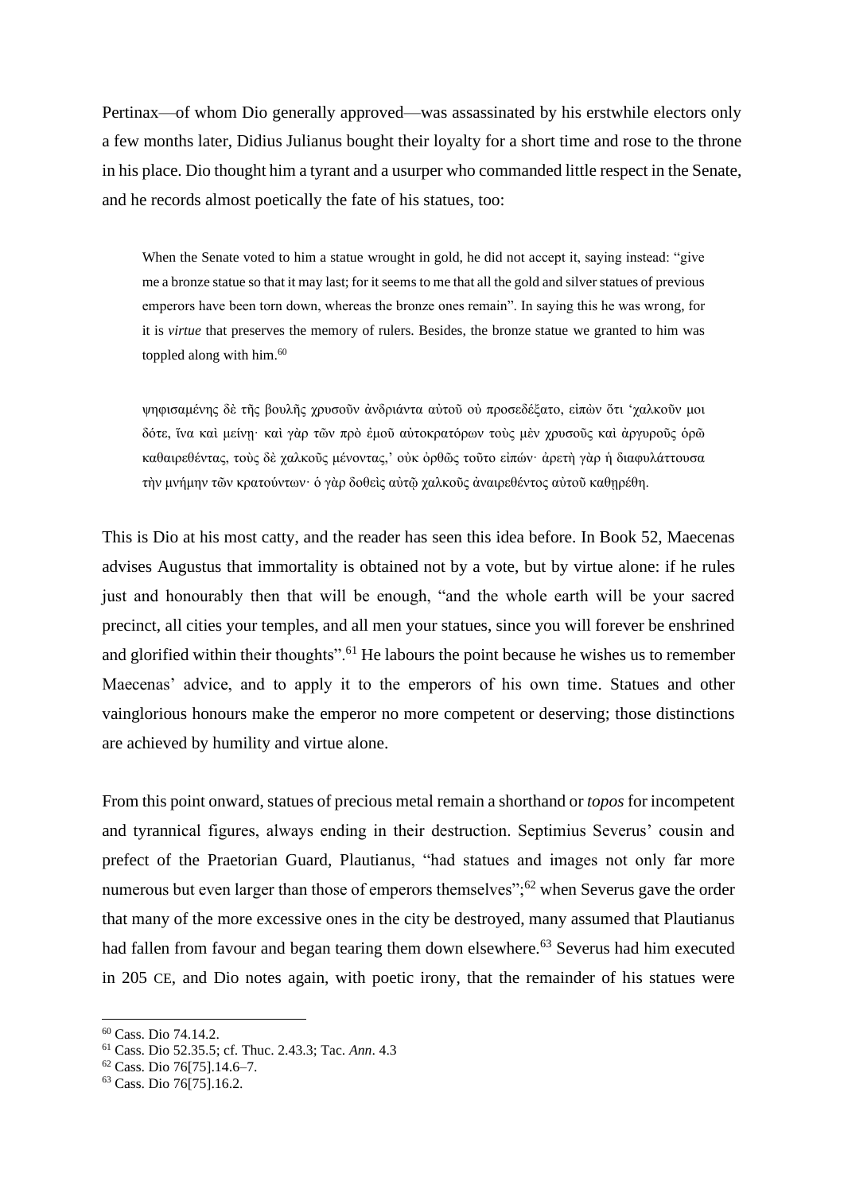Pertinax—of whom Dio generally approved—was assassinated by his erstwhile electors only a few months later, Didius Julianus bought their loyalty for a short time and rose to the throne in his place. Dio thought him a tyrant and a usurper who commanded little respect in the Senate, and he records almost poetically the fate of his statues, too:

> When the Senate voted to him a statue wrought in gold, he did not accept it, saying instead: "give me a bronze statue so that it may last; for it seems to me that all the gold and silver statues of previous emperors have been torn down, whereas the bronze ones remain". In saying this he was wrong, for it is *virtue* that preserves the memory of rulers. Besides, the bronze statue we granted to him was toppled along with him.[60]
>
> ψηφισαμένης δὲ τῆς βουλῆς χρυσοῦν ἀνδριάντα αὐτοῦ οὐ προσεδέξατο, εἰπὼν ὅτι 'χαλκοῦν μοι δότε, ἵνα καὶ μείνῃ· καὶ γὰρ τῶν πρὸ ἐμοῦ αὐτοκρατόρων τοὺς μὲν χρυσοῦς καὶ ἀργυροῦς ὁρῶ καθαιρεθέντας, τοὺς δὲ χαλκοῦς μένοντας,' οὐκ ὀρθῶς τοῦτο εἰπών· ἀρετὴ γὰρ ἡ διαφυλάττουσα τὴν μνήμην τῶν κρατούντων· ὁ γὰρ δοθεὶς αὐτῷ χαλκοῦς ἀναιρεθέντος αὐτοῦ καθῃρέθη.

This is Dio at his most catty, and the reader has seen this idea before. In Book 52, Maecenas advises Augustus that immortality is obtained not by a vote, but by virtue alone: if he rules just and honourably then that will be enough, "and the whole earth will be your sacred precinct, all cities your temples, and all men your statues, since you will forever be enshrined and glorified within their thoughts".[61] He labours the point because he wishes us to remember Maecenas' advice, and to apply it to the emperors of his own time. Statues and other vainglorious honours make the emperor no more competent or deserving; those distinctions are achieved by humility and virtue alone.

From this point onward, statues of precious metal remain a shorthand or *topos* for incompetent and tyrannical figures, always ending in their destruction. Septimius Severus' cousin and prefect of the Praetorian Guard, Plautianus, "had statues and images not only far more numerous but even larger than those of emperors themselves";[62] when Severus gave the order that many of the more excessive ones in the city be destroyed, many assumed that Plautianus had fallen from favour and began tearing them down elsewhere.[63] Severus had him executed in 205 CE, and Dio notes again, with poetic irony, that the remainder of his statues were

[60] Cass. Dio 74.14.2.
[61] Cass. Dio 52.35.5; cf. Thuc. 2.43.3; Tac. *Ann*. 4.3
[62] Cass. Dio 76[75].14.6–7.
[63] Cass. Dio 76[75].16.2.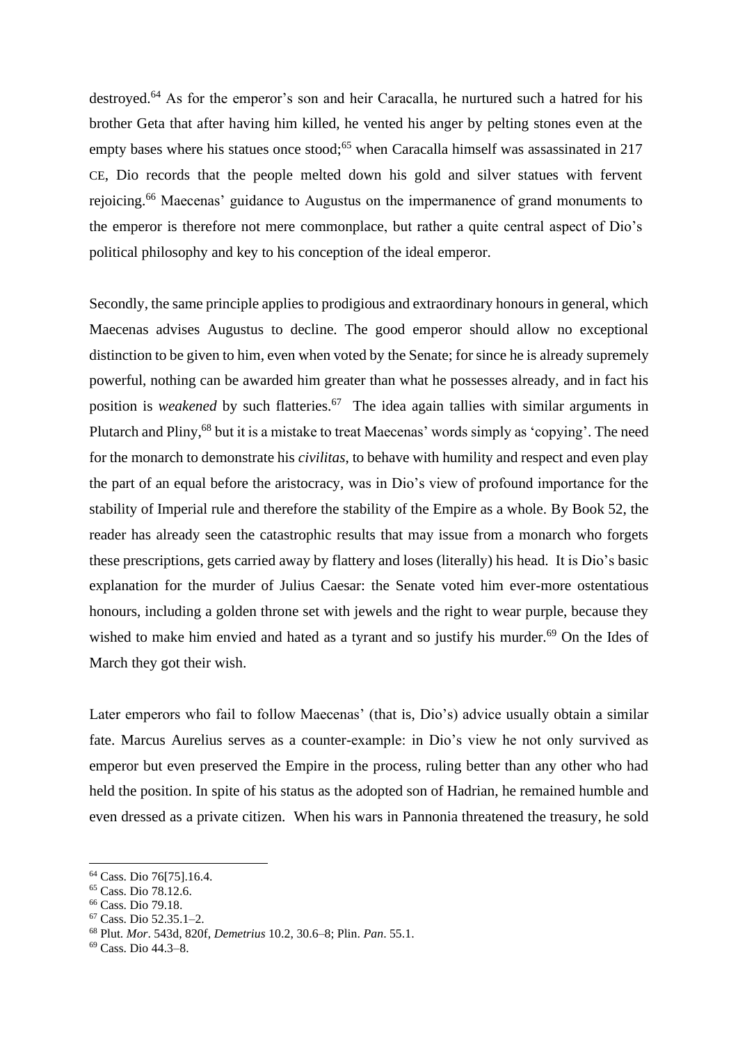destroyed.[64] As for the emperor's son and heir Caracalla, he nurtured such a hatred for his brother Geta that after having him killed, he vented his anger by pelting stones even at the empty bases where his statues once stood;[65] when Caracalla himself was assassinated in 217 CE, Dio records that the people melted down his gold and silver statues with fervent rejoicing.[66] Maecenas' guidance to Augustus on the impermanence of grand monuments to the emperor is therefore not mere commonplace, but rather a quite central aspect of Dio's political philosophy and key to his conception of the ideal emperor.

Secondly, the same principle applies to prodigious and extraordinary honours in general, which Maecenas advises Augustus to decline. The good emperor should allow no exceptional distinction to be given to him, even when voted by the Senate; for since he is already supremely powerful, nothing can be awarded him greater than what he possesses already, and in fact his position is *weakened* by such flatteries.[67] The idea again tallies with similar arguments in Plutarch and Pliny,[68] but it is a mistake to treat Maecenas' words simply as 'copying'. The need for the monarch to demonstrate his *civilitas*, to behave with humility and respect and even play the part of an equal before the aristocracy, was in Dio's view of profound importance for the stability of Imperial rule and therefore the stability of the Empire as a whole. By Book 52, the reader has already seen the catastrophic results that may issue from a monarch who forgets these prescriptions, gets carried away by flattery and loses (literally) his head. It is Dio's basic explanation for the murder of Julius Caesar: the Senate voted him ever-more ostentatious honours, including a golden throne set with jewels and the right to wear purple, because they wished to make him envied and hated as a tyrant and so justify his murder.[69] On the Ides of March they got their wish.

Later emperors who fail to follow Maecenas' (that is, Dio's) advice usually obtain a similar fate. Marcus Aurelius serves as a counter-example: in Dio's view he not only survived as emperor but even preserved the Empire in the process, ruling better than any other who had held the position. In spite of his status as the adopted son of Hadrian, he remained humble and even dressed as a private citizen. When his wars in Pannonia threatened the treasury, he sold

---

[64] Cass. Dio 76[75].16.4.

[65] Cass. Dio 78.12.6.

[66] Cass. Dio 79.18.

[67] Cass. Dio 52.35.1–2.

[68] Plut. *Mor*. 543d, 820f, *Demetrius* 10.2, 30.6–8; Plin. *Pan*. 55.1.

[69] Cass. Dio 44.3–8.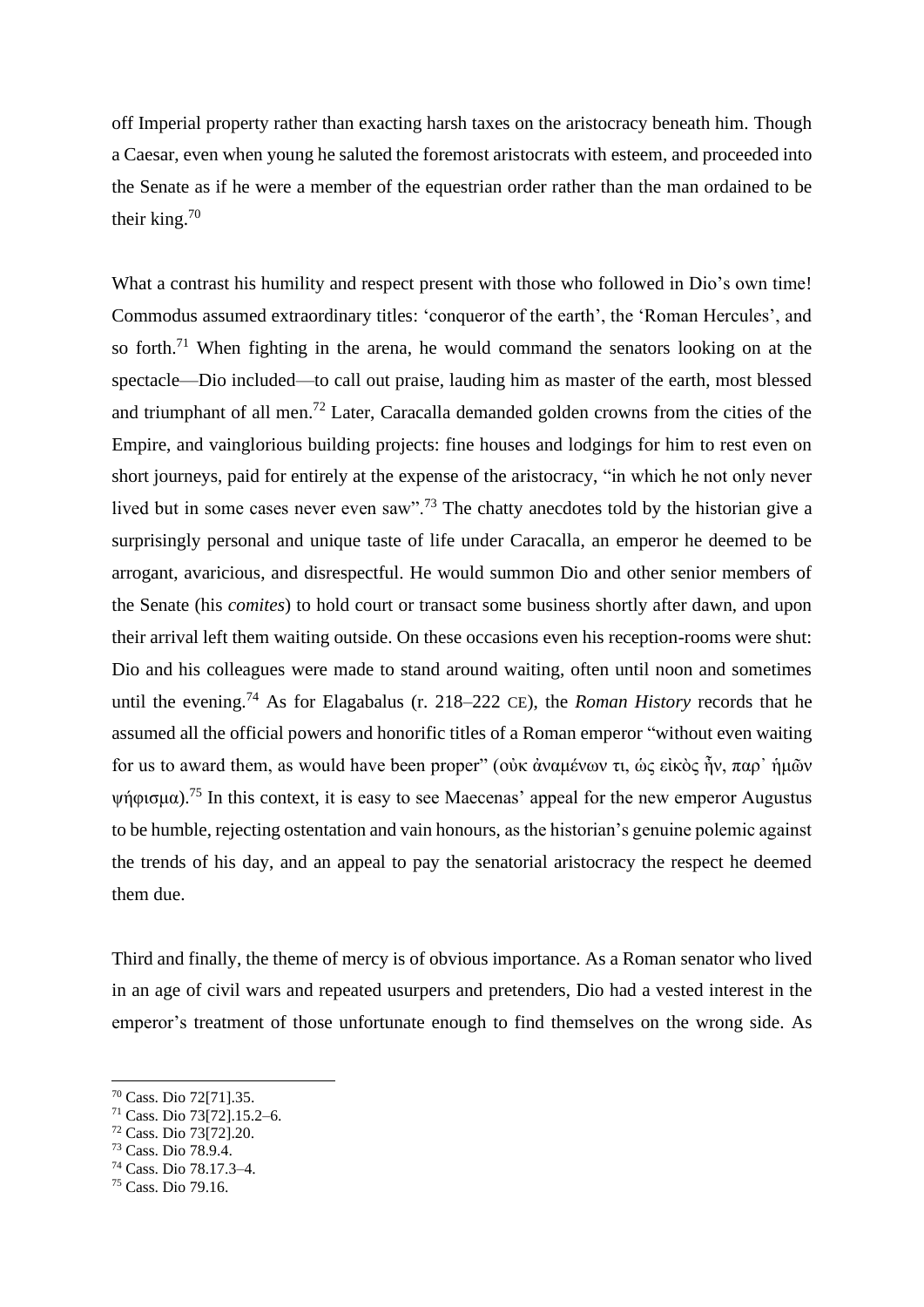off Imperial property rather than exacting harsh taxes on the aristocracy beneath him. Though a Caesar, even when young he saluted the foremost aristocrats with esteem, and proceeded into the Senate as if he were a member of the equestrian order rather than the man ordained to be their king.[70]

What a contrast his humility and respect present with those who followed in Dio's own time! Commodus assumed extraordinary titles: 'conqueror of the earth', the 'Roman Hercules', and so forth.[71] When fighting in the arena, he would command the senators looking on at the spectacle—Dio included—to call out praise, lauding him as master of the earth, most blessed and triumphant of all men.[72] Later, Caracalla demanded golden crowns from the cities of the Empire, and vainglorious building projects: fine houses and lodgings for him to rest even on short journeys, paid for entirely at the expense of the aristocracy, "in which he not only never lived but in some cases never even saw".[73] The chatty anecdotes told by the historian give a surprisingly personal and unique taste of life under Caracalla, an emperor he deemed to be arrogant, avaricious, and disrespectful. He would summon Dio and other senior members of the Senate (his *comites*) to hold court or transact some business shortly after dawn, and upon their arrival left them waiting outside. On these occasions even his reception-rooms were shut: Dio and his colleagues were made to stand around waiting, often until noon and sometimes until the evening.[74] As for Elagabalus (r. 218–222 CE), the *Roman History* records that he assumed all the official powers and honorific titles of a Roman emperor "without even waiting for us to award them, as would have been proper" (οὐκ ἀναμένων τι, ὡς εἰκὸς ἦν, παρ᾽ ἡμῶν ψήφισμα).[75] In this context, it is easy to see Maecenas' appeal for the new emperor Augustus to be humble, rejecting ostentation and vain honours, as the historian's genuine polemic against the trends of his day, and an appeal to pay the senatorial aristocracy the respect he deemed them due.

Third and finally, the theme of mercy is of obvious importance. As a Roman senator who lived in an age of civil wars and repeated usurpers and pretenders, Dio had a vested interest in the emperor's treatment of those unfortunate enough to find themselves on the wrong side. As

[70] Cass. Dio 72[71].35.
[71] Cass. Dio 73[72].15.2–6.
[72] Cass. Dio 73[72].20.
[73] Cass. Dio 78.9.4.
[74] Cass. Dio 78.17.3–4.
[75] Cass. Dio 79.16.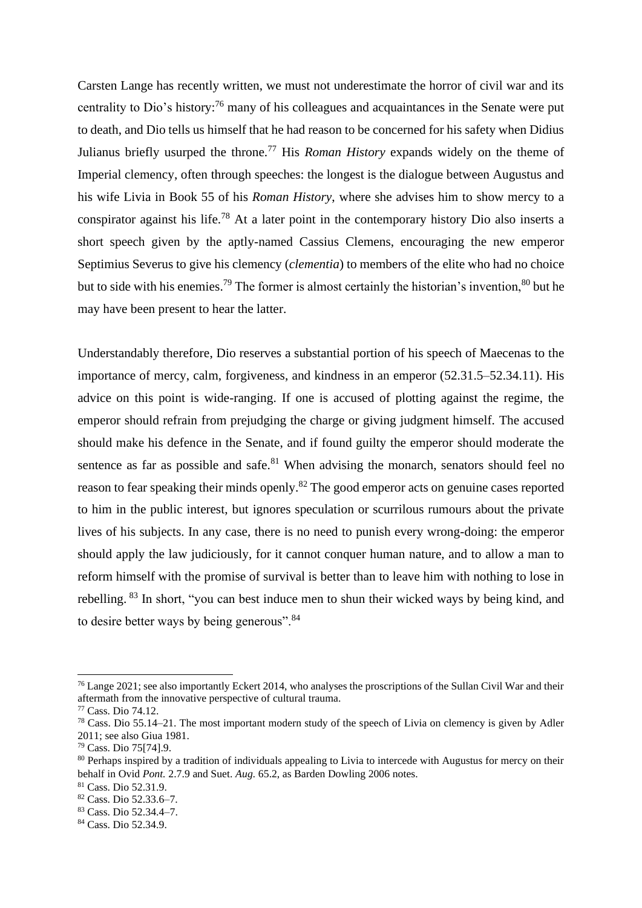Carsten Lange has recently written, we must not underestimate the horror of civil war and its centrality to Dio's history:[76] many of his colleagues and acquaintances in the Senate were put to death, and Dio tells us himself that he had reason to be concerned for his safety when Didius Julianus briefly usurped the throne.[77] His *Roman History* expands widely on the theme of Imperial clemency, often through speeches: the longest is the dialogue between Augustus and his wife Livia in Book 55 of his *Roman History*, where she advises him to show mercy to a conspirator against his life.[78] At a later point in the contemporary history Dio also inserts a short speech given by the aptly-named Cassius Clemens, encouraging the new emperor Septimius Severus to give his clemency (*clementia*) to members of the elite who had no choice but to side with his enemies.[79] The former is almost certainly the historian's invention,[80] but he may have been present to hear the latter.

Understandably therefore, Dio reserves a substantial portion of his speech of Maecenas to the importance of mercy, calm, forgiveness, and kindness in an emperor (52.31.5–52.34.11). His advice on this point is wide-ranging. If one is accused of plotting against the regime, the emperor should refrain from prejudging the charge or giving judgment himself. The accused should make his defence in the Senate, and if found guilty the emperor should moderate the sentence as far as possible and safe.[81] When advising the monarch, senators should feel no reason to fear speaking their minds openly.[82] The good emperor acts on genuine cases reported to him in the public interest, but ignores speculation or scurrilous rumours about the private lives of his subjects. In any case, there is no need to punish every wrong-doing: the emperor should apply the law judiciously, for it cannot conquer human nature, and to allow a man to reform himself with the promise of survival is better than to leave him with nothing to lose in rebelling. [83] In short, "you can best induce men to shun their wicked ways by being kind, and to desire better ways by being generous".[84]

---

[76] Lange 2021; see also importantly Eckert 2014, who analyses the proscriptions of the Sullan Civil War and their aftermath from the innovative perspective of cultural trauma.

[77] Cass. Dio 74.12.

[78] Cass. Dio 55.14–21. The most important modern study of the speech of Livia on clemency is given by Adler 2011; see also Giua 1981.

[79] Cass. Dio 75[74].9.

[80] Perhaps inspired by a tradition of individuals appealing to Livia to intercede with Augustus for mercy on their behalf in Ovid *Pont.* 2.7.9 and Suet. *Aug.* 65.2, as Barden Dowling 2006 notes.

[81] Cass. Dio 52.31.9.

[82] Cass. Dio 52.33.6–7.

[83] Cass. Dio 52.34.4–7.

[84] Cass. Dio 52.34.9.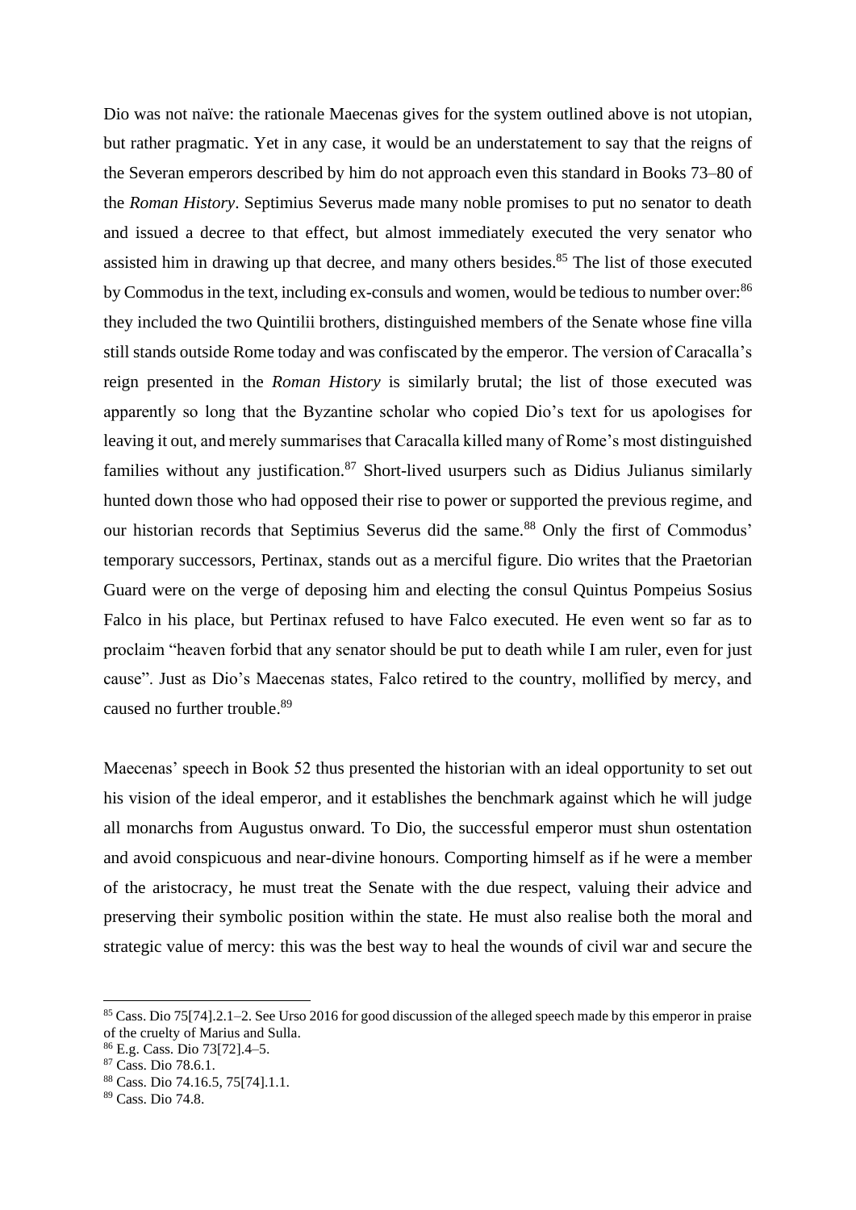Dio was not naïve: the rationale Maecenas gives for the system outlined above is not utopian, but rather pragmatic. Yet in any case, it would be an understatement to say that the reigns of the Severan emperors described by him do not approach even this standard in Books 73–80 of the *Roman History*. Septimius Severus made many noble promises to put no senator to death and issued a decree to that effect, but almost immediately executed the very senator who assisted him in drawing up that decree, and many others besides.[85] The list of those executed by Commodus in the text, including ex-consuls and women, would be tedious to number over:[86] they included the two Quintilii brothers, distinguished members of the Senate whose fine villa still stands outside Rome today and was confiscated by the emperor. The version of Caracalla's reign presented in the *Roman History* is similarly brutal; the list of those executed was apparently so long that the Byzantine scholar who copied Dio's text for us apologises for leaving it out, and merely summarises that Caracalla killed many of Rome's most distinguished families without any justification.[87] Short-lived usurpers such as Didius Julianus similarly hunted down those who had opposed their rise to power or supported the previous regime, and our historian records that Septimius Severus did the same.[88] Only the first of Commodus' temporary successors, Pertinax, stands out as a merciful figure. Dio writes that the Praetorian Guard were on the verge of deposing him and electing the consul Quintus Pompeius Sosius Falco in his place, but Pertinax refused to have Falco executed. He even went so far as to proclaim "heaven forbid that any senator should be put to death while I am ruler, even for just cause". Just as Dio's Maecenas states, Falco retired to the country, mollified by mercy, and caused no further trouble.[89]

Maecenas' speech in Book 52 thus presented the historian with an ideal opportunity to set out his vision of the ideal emperor, and it establishes the benchmark against which he will judge all monarchs from Augustus onward. To Dio, the successful emperor must shun ostentation and avoid conspicuous and near-divine honours. Comporting himself as if he were a member of the aristocracy, he must treat the Senate with the due respect, valuing their advice and preserving their symbolic position within the state. He must also realise both the moral and strategic value of mercy: this was the best way to heal the wounds of civil war and secure the

---

[85] Cass. Dio 75[74].2.1–2. See Urso 2016 for good discussion of the alleged speech made by this emperor in praise of the cruelty of Marius and Sulla.

[86] E.g. Cass. Dio 73[72].4–5.

[87] Cass. Dio 78.6.1.

[88] Cass. Dio 74.16.5, 75[74].1.1.

[89] Cass. Dio 74.8.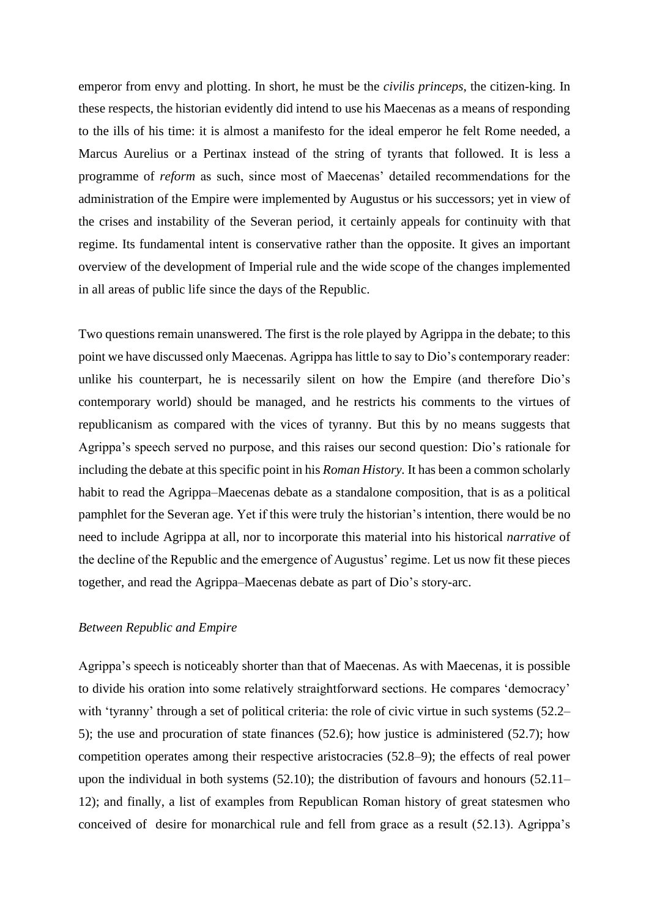emperor from envy and plotting. In short, he must be the *civilis princeps*, the citizen-king. In these respects, the historian evidently did intend to use his Maecenas as a means of responding to the ills of his time: it is almost a manifesto for the ideal emperor he felt Rome needed, a Marcus Aurelius or a Pertinax instead of the string of tyrants that followed. It is less a programme of *reform* as such, since most of Maecenas' detailed recommendations for the administration of the Empire were implemented by Augustus or his successors; yet in view of the crises and instability of the Severan period, it certainly appeals for continuity with that regime. Its fundamental intent is conservative rather than the opposite. It gives an important overview of the development of Imperial rule and the wide scope of the changes implemented in all areas of public life since the days of the Republic.

Two questions remain unanswered. The first is the role played by Agrippa in the debate; to this point we have discussed only Maecenas. Agrippa has little to say to Dio's contemporary reader: unlike his counterpart, he is necessarily silent on how the Empire (and therefore Dio's contemporary world) should be managed, and he restricts his comments to the virtues of republicanism as compared with the vices of tyranny. But this by no means suggests that Agrippa's speech served no purpose, and this raises our second question: Dio's rationale for including the debate at this specific point in his *Roman History*. It has been a common scholarly habit to read the Agrippa–Maecenas debate as a standalone composition, that is as a political pamphlet for the Severan age. Yet if this were truly the historian's intention, there would be no need to include Agrippa at all, nor to incorporate this material into his historical *narrative* of the decline of the Republic and the emergence of Augustus' regime. Let us now fit these pieces together, and read the Agrippa–Maecenas debate as part of Dio's story-arc.

*Between Republic and Empire*

Agrippa's speech is noticeably shorter than that of Maecenas. As with Maecenas, it is possible to divide his oration into some relatively straightforward sections. He compares 'democracy' with 'tyranny' through a set of political criteria: the role of civic virtue in such systems (52.2–5); the use and procuration of state finances (52.6); how justice is administered (52.7); how competition operates among their respective aristocracies (52.8–9); the effects of real power upon the individual in both systems (52.10); the distribution of favours and honours (52.11–12); and finally, a list of examples from Republican Roman history of great statesmen who conceived of desire for monarchical rule and fell from grace as a result (52.13). Agrippa's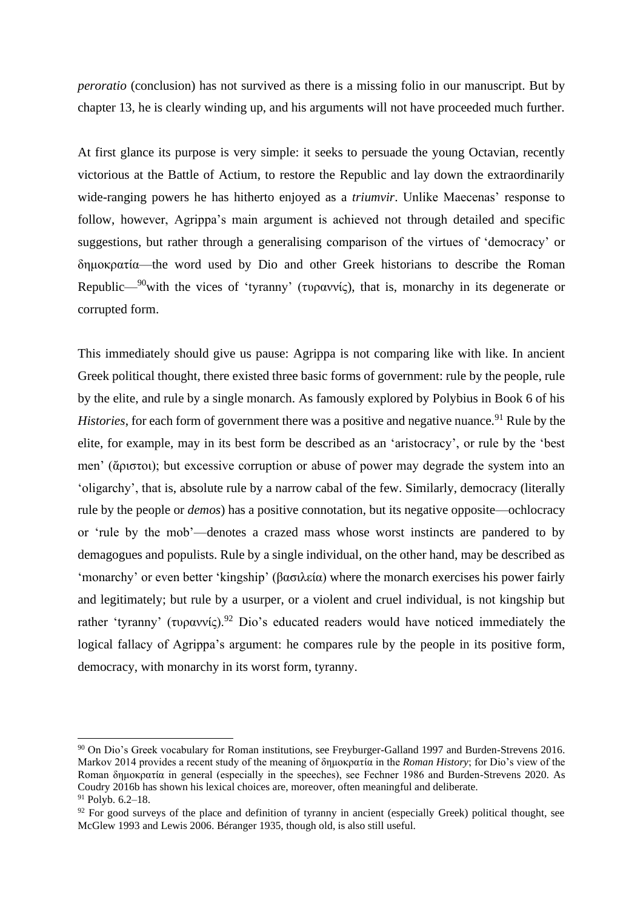*peroratio* (conclusion) has not survived as there is a missing folio in our manuscript. But by chapter 13, he is clearly winding up, and his arguments will not have proceeded much further.

At first glance its purpose is very simple: it seeks to persuade the young Octavian, recently victorious at the Battle of Actium, to restore the Republic and lay down the extraordinarily wide-ranging powers he has hitherto enjoyed as a *triumvir*. Unlike Maecenas' response to follow, however, Agrippa's main argument is achieved not through detailed and specific suggestions, but rather through a generalising comparison of the virtues of 'democracy' or δημοκρατία—the word used by Dio and other Greek historians to describe the Roman Republic—[90]with the vices of 'tyranny' (τυραννίς), that is, monarchy in its degenerate or corrupted form.

This immediately should give us pause: Agrippa is not comparing like with like. In ancient Greek political thought, there existed three basic forms of government: rule by the people, rule by the elite, and rule by a single monarch. As famously explored by Polybius in Book 6 of his *Histories*, for each form of government there was a positive and negative nuance.[91] Rule by the elite, for example, may in its best form be described as an 'aristocracy', or rule by the 'best men' (ἄριστοι); but excessive corruption or abuse of power may degrade the system into an 'oligarchy', that is, absolute rule by a narrow cabal of the few. Similarly, democracy (literally rule by the people or *demos*) has a positive connotation, but its negative opposite—ochlocracy or 'rule by the mob'—denotes a crazed mass whose worst instincts are pandered to by demagogues and populists. Rule by a single individual, on the other hand, may be described as 'monarchy' or even better 'kingship' (βασιλεία) where the monarch exercises his power fairly and legitimately; but rule by a usurper, or a violent and cruel individual, is not kingship but rather 'tyranny' (τυραννίς).[92] Dio's educated readers would have noticed immediately the logical fallacy of Agrippa's argument: he compares rule by the people in its positive form, democracy, with monarchy in its worst form, tyranny.

---

[90] On Dio's Greek vocabulary for Roman institutions, see Freyburger-Galland 1997 and Burden-Strevens 2016. Markov 2014 provides a recent study of the meaning of δημοκρατία in the *Roman History*; for Dio's view of the Roman δημοκρατία in general (especially in the speeches), see Fechner 1986 and Burden-Strevens 2020. As Coudry 2016b has shown his lexical choices are, moreover, often meaningful and deliberate.

[91] Polyb. 6.2–18.

[92] For good surveys of the place and definition of tyranny in ancient (especially Greek) political thought, see McGlew 1993 and Lewis 2006. Béranger 1935, though old, is also still useful.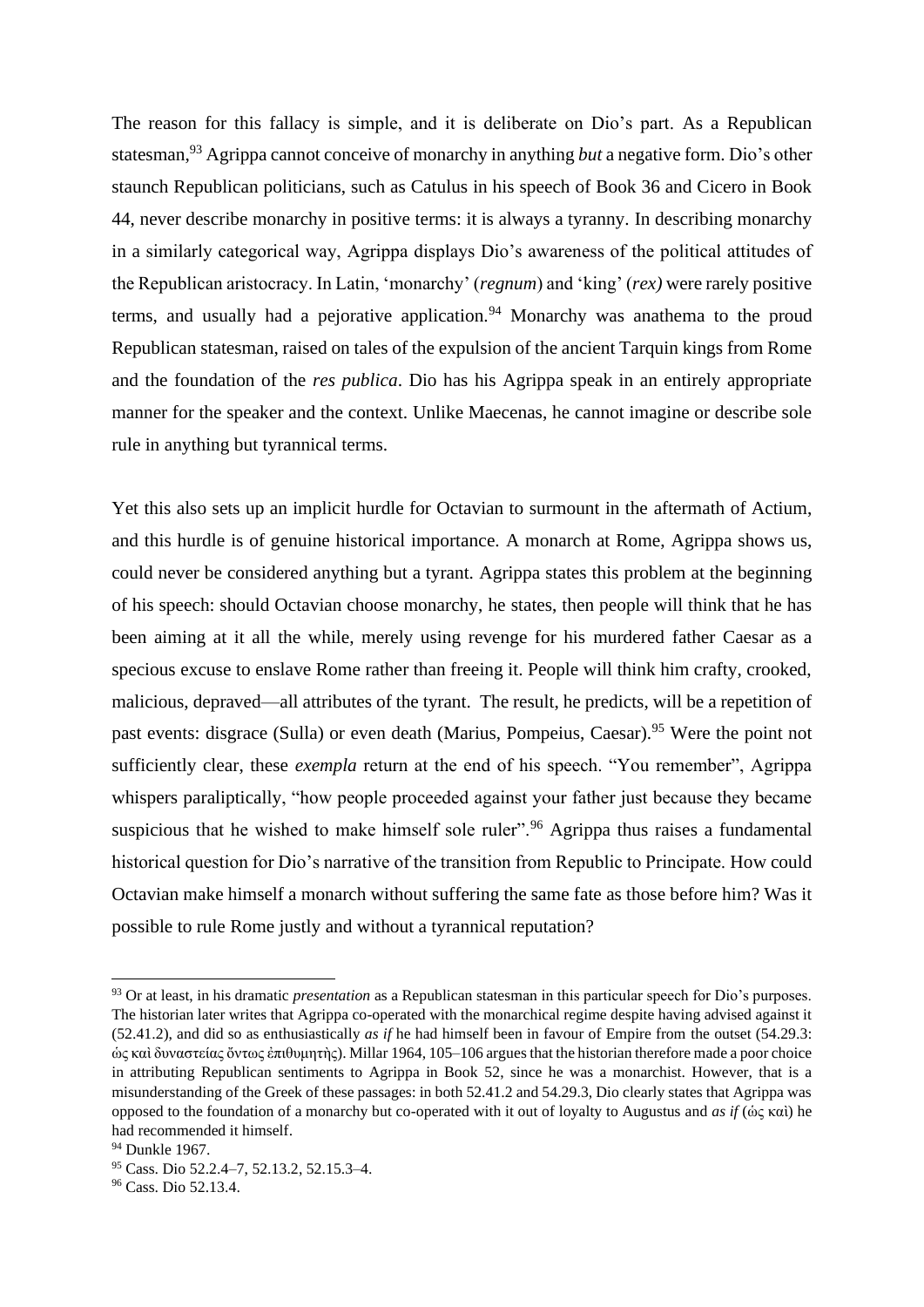The reason for this fallacy is simple, and it is deliberate on Dio's part. As a Republican statesman,[93] Agrippa cannot conceive of monarchy in anything *but* a negative form. Dio's other staunch Republican politicians, such as Catulus in his speech of Book 36 and Cicero in Book 44, never describe monarchy in positive terms: it is always a tyranny. In describing monarchy in a similarly categorical way, Agrippa displays Dio's awareness of the political attitudes of the Republican aristocracy. In Latin, 'monarchy' (*regnum*) and 'king' (*rex)* were rarely positive terms, and usually had a pejorative application.[94] Monarchy was anathema to the proud Republican statesman, raised on tales of the expulsion of the ancient Tarquin kings from Rome and the foundation of the *res publica*. Dio has his Agrippa speak in an entirely appropriate manner for the speaker and the context. Unlike Maecenas, he cannot imagine or describe sole rule in anything but tyrannical terms.

Yet this also sets up an implicit hurdle for Octavian to surmount in the aftermath of Actium, and this hurdle is of genuine historical importance. A monarch at Rome, Agrippa shows us, could never be considered anything but a tyrant. Agrippa states this problem at the beginning of his speech: should Octavian choose monarchy, he states, then people will think that he has been aiming at it all the while, merely using revenge for his murdered father Caesar as a specious excuse to enslave Rome rather than freeing it. People will think him crafty, crooked, malicious, depraved—all attributes of the tyrant. The result, he predicts, will be a repetition of past events: disgrace (Sulla) or even death (Marius, Pompeius, Caesar).[95] Were the point not sufficiently clear, these *exempla* return at the end of his speech. "You remember", Agrippa whispers paraliptically, "how people proceeded against your father just because they became suspicious that he wished to make himself sole ruler".[96] Agrippa thus raises a fundamental historical question for Dio's narrative of the transition from Republic to Principate. How could Octavian make himself a monarch without suffering the same fate as those before him? Was it possible to rule Rome justly and without a tyrannical reputation?

---

[93] Or at least, in his dramatic *presentation* as a Republican statesman in this particular speech for Dio's purposes. The historian later writes that Agrippa co-operated with the monarchical regime despite having advised against it (52.41.2), and did so as enthusiastically *as if* he had himself been in favour of Empire from the outset (54.29.3: ὡς καὶ δυναστείας ὄντως ἐπιθυμητὴς). Millar 1964, 105–106 argues that the historian therefore made a poor choice in attributing Republican sentiments to Agrippa in Book 52, since he was a monarchist. However, that is a misunderstanding of the Greek of these passages: in both 52.41.2 and 54.29.3, Dio clearly states that Agrippa was opposed to the foundation of a monarchy but co-operated with it out of loyalty to Augustus and *as if* (ὡς καὶ) he had recommended it himself.

[94] Dunkle 1967.

[95] Cass. Dio 52.2.4–7, 52.13.2, 52.15.3–4.

[96] Cass. Dio 52.13.4.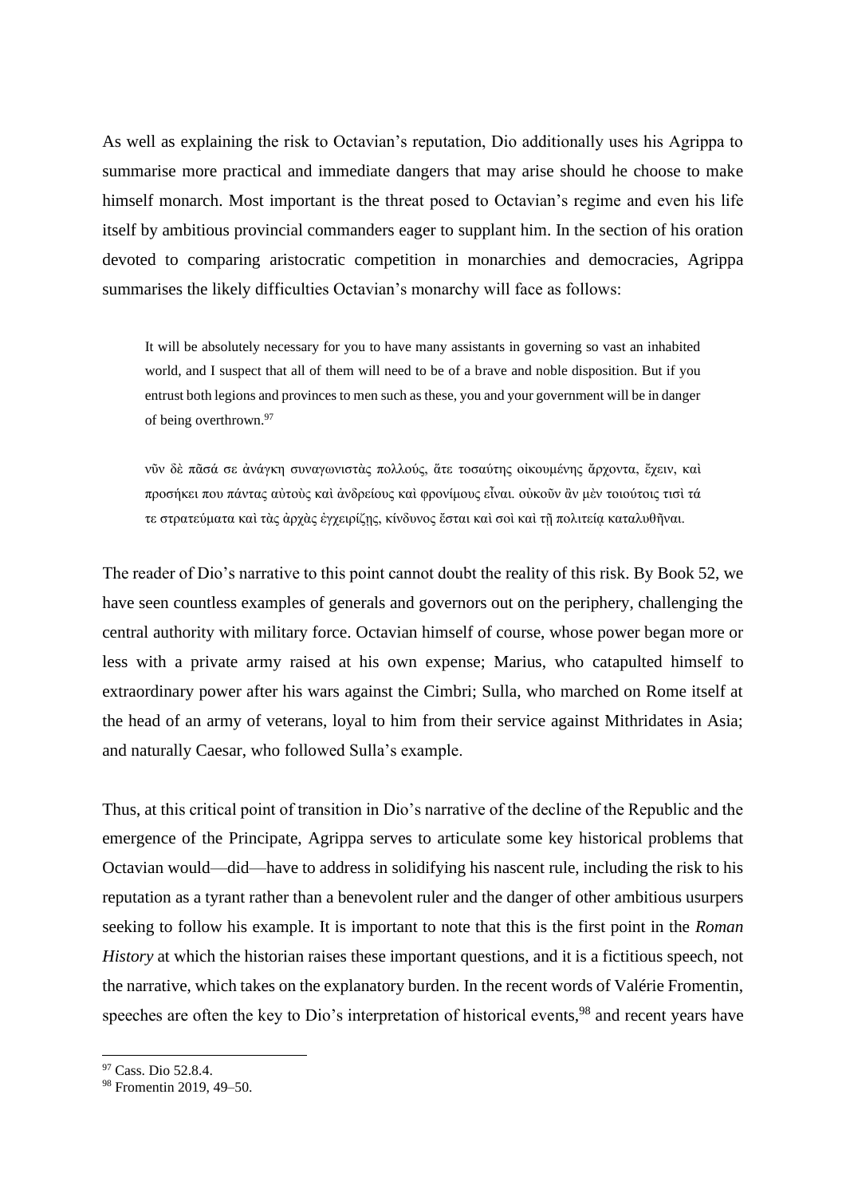As well as explaining the risk to Octavian's reputation, Dio additionally uses his Agrippa to summarise more practical and immediate dangers that may arise should he choose to make himself monarch. Most important is the threat posed to Octavian's regime and even his life itself by ambitious provincial commanders eager to supplant him. In the section of his oration devoted to comparing aristocratic competition in monarchies and democracies, Agrippa summarises the likely difficulties Octavian's monarchy will face as follows:

> It will be absolutely necessary for you to have many assistants in governing so vast an inhabited world, and I suspect that all of them will need to be of a brave and noble disposition. But if you entrust both legions and provinces to men such as these, you and your government will be in danger of being overthrown.[97]
>
> νῦν δὲ πᾶσά σε ἀνάγκη συναγωνιστὰς πολλούς, ἅτε τοσαύτης οἰκουμένης ἄρχοντα, ἔχειν, καὶ προσήκει που πάντας αὐτοὺς καὶ ἀνδρείους καὶ φρονίμους εἶναι. οὐκοῦν ἂν μὲν τοιούτοις τισὶ τά τε στρατεύματα καὶ τὰς ἀρχὰς ἐγχειρίζῃς, κίνδυνος ἔσται καὶ σοὶ καὶ τῇ πολιτείᾳ καταλυθῆναι.

The reader of Dio's narrative to this point cannot doubt the reality of this risk. By Book 52, we have seen countless examples of generals and governors out on the periphery, challenging the central authority with military force. Octavian himself of course, whose power began more or less with a private army raised at his own expense; Marius, who catapulted himself to extraordinary power after his wars against the Cimbri; Sulla, who marched on Rome itself at the head of an army of veterans, loyal to him from their service against Mithridates in Asia; and naturally Caesar, who followed Sulla's example.

Thus, at this critical point of transition in Dio's narrative of the decline of the Republic and the emergence of the Principate, Agrippa serves to articulate some key historical problems that Octavian would—did—have to address in solidifying his nascent rule, including the risk to his reputation as a tyrant rather than a benevolent ruler and the danger of other ambitious usurpers seeking to follow his example. It is important to note that this is the first point in the *Roman History* at which the historian raises these important questions, and it is a fictitious speech, not the narrative, which takes on the explanatory burden. In the recent words of Valérie Fromentin, speeches are often the key to Dio's interpretation of historical events,[98] and recent years have

[97] Cass. Dio 52.8.4.

[98] Fromentin 2019, 49–50.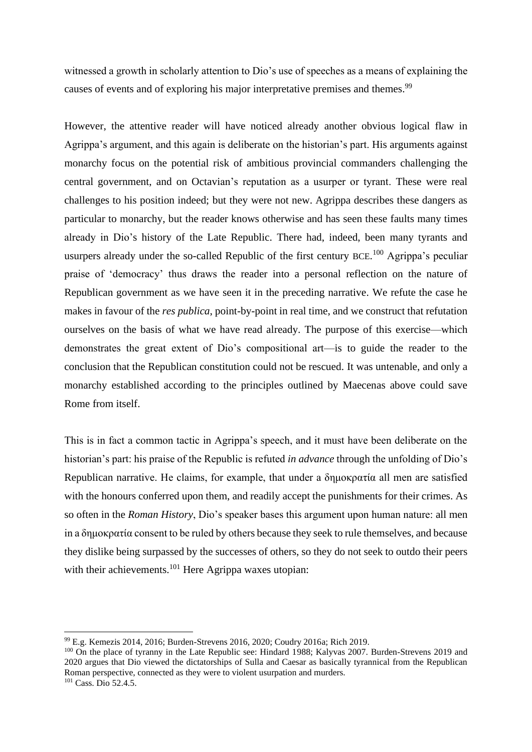witnessed a growth in scholarly attention to Dio's use of speeches as a means of explaining the causes of events and of exploring his major interpretative premises and themes.[99]

However, the attentive reader will have noticed already another obvious logical flaw in Agrippa's argument, and this again is deliberate on the historian's part. His arguments against monarchy focus on the potential risk of ambitious provincial commanders challenging the central government, and on Octavian's reputation as a usurper or tyrant. These were real challenges to his position indeed; but they were not new. Agrippa describes these dangers as particular to monarchy, but the reader knows otherwise and has seen these faults many times already in Dio's history of the Late Republic. There had, indeed, been many tyrants and usurpers already under the so-called Republic of the first century BCE.[100] Agrippa's peculiar praise of 'democracy' thus draws the reader into a personal reflection on the nature of Republican government as we have seen it in the preceding narrative. We refute the case he makes in favour of the *res publica*, point-by-point in real time, and we construct that refutation ourselves on the basis of what we have read already. The purpose of this exercise—which demonstrates the great extent of Dio's compositional art—is to guide the reader to the conclusion that the Republican constitution could not be rescued. It was untenable, and only a monarchy established according to the principles outlined by Maecenas above could save Rome from itself.

This is in fact a common tactic in Agrippa's speech, and it must have been deliberate on the historian's part: his praise of the Republic is refuted *in advance* through the unfolding of Dio's Republican narrative. He claims, for example, that under a δημοκρατία all men are satisfied with the honours conferred upon them, and readily accept the punishments for their crimes. As so often in the *Roman History*, Dio's speaker bases this argument upon human nature: all men in a δημοκρατία consent to be ruled by others because they seek to rule themselves, and because they dislike being surpassed by the successes of others, so they do not seek to outdo their peers with their achievements.[101] Here Agrippa waxes utopian:

---

[99] E.g. Kemezis 2014, 2016; Burden-Strevens 2016, 2020; Coudry 2016a; Rich 2019.

[100] On the place of tyranny in the Late Republic see: Hindard 1988; Kalyvas 2007. Burden-Strevens 2019 and 2020 argues that Dio viewed the dictatorships of Sulla and Caesar as basically tyrannical from the Republican Roman perspective, connected as they were to violent usurpation and murders.

[101] Cass. Dio 52.4.5.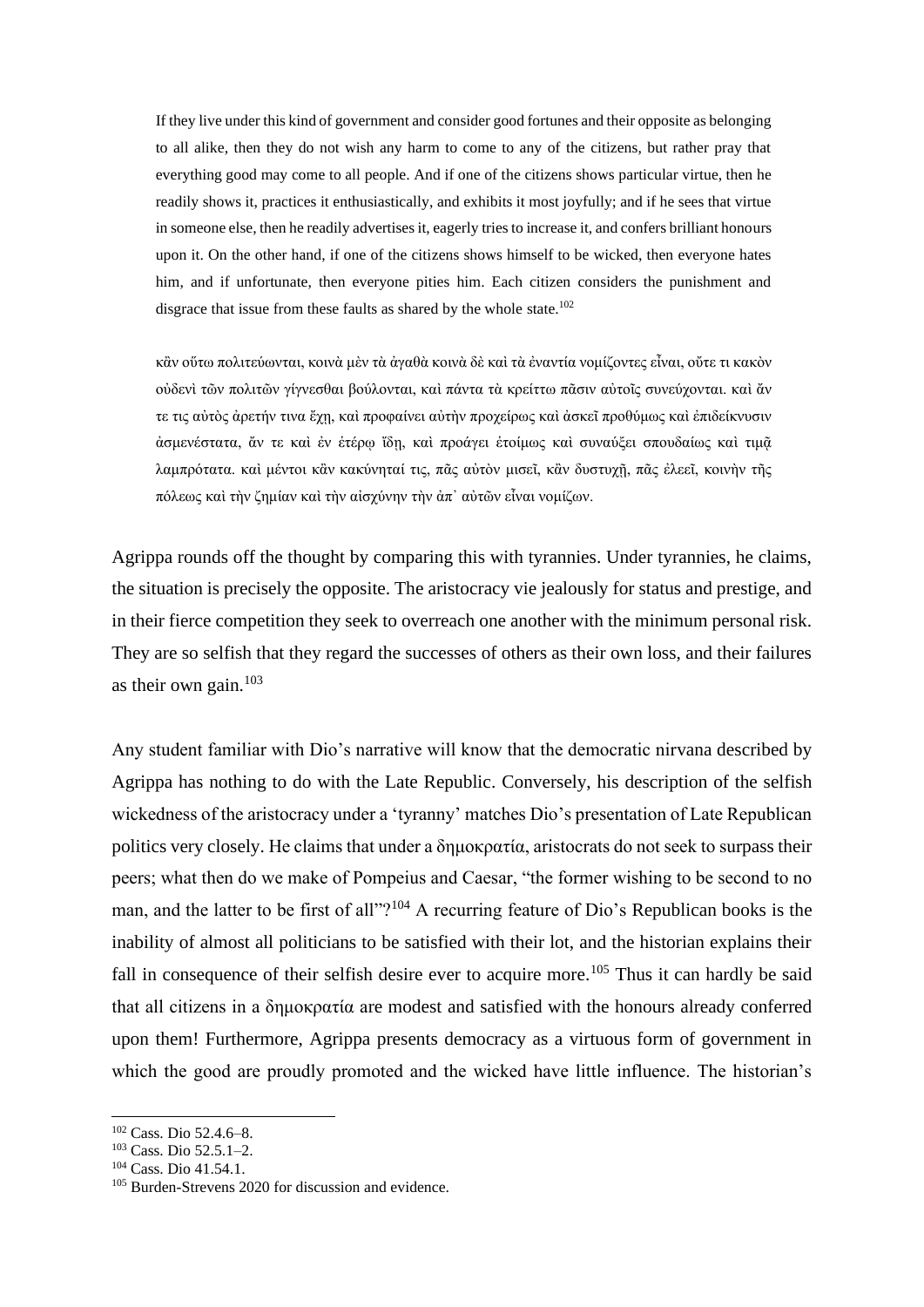> If they live under this kind of government and consider good fortunes and their opposite as belonging to all alike, then they do not wish any harm to come to any of the citizens, but rather pray that everything good may come to all people. And if one of the citizens shows particular virtue, then he readily shows it, practices it enthusiastically, and exhibits it most joyfully; and if he sees that virtue in someone else, then he readily advertises it, eagerly tries to increase it, and confers brilliant honours upon it. On the other hand, if one of the citizens shows himself to be wicked, then everyone hates him, and if unfortunate, then everyone pities him. Each citizen considers the punishment and disgrace that issue from these faults as shared by the whole state.[102]
>
> κἂν οὕτω πολιτεύωνται, κοινὰ μὲν τὰ ἀγαθὰ κοινὰ δὲ καὶ τὰ ἐναντία νομίζοντες εἶναι, οὔτε τι κακὸν οὐδενὶ τῶν πολιτῶν γίγνεσθαι βούλονται, καὶ πάντα τὰ κρείττω πᾶσιν αὐτοῖς συνεύχονται. καὶ ἄν τε τις αὐτὸς ἀρετήν τινα ἔχῃ, καὶ προφαίνει αὐτὴν προχείρως καὶ ἀσκεῖ προθύμως καὶ ἐπιδείκνυσιν ἀσμενέστατα, ἄν τε καὶ ἐν ἑτέρῳ ἴδῃ, καὶ προάγει ἑτοίμως καὶ συναύξει σπουδαίως καὶ τιμᾷ λαμπρότατα. καὶ μέντοι κἂν κακύνηταί τις, πᾶς αὐτὸν μισεῖ, κἂν δυστυχῇ, πᾶς ἐλεεῖ, κοινὴν τῆς πόλεως καὶ τὴν ζημίαν καὶ τὴν αἰσχύνην τὴν ἀπ᾽ αὐτῶν εἶναι νομίζων.

Agrippa rounds off the thought by comparing this with tyrannies. Under tyrannies, he claims, the situation is precisely the opposite. The aristocracy vie jealously for status and prestige, and in their fierce competition they seek to overreach one another with the minimum personal risk. They are so selfish that they regard the successes of others as their own loss, and their failures as their own gain.[103]

Any student familiar with Dio's narrative will know that the democratic nirvana described by Agrippa has nothing to do with the Late Republic. Conversely, his description of the selfish wickedness of the aristocracy under a 'tyranny' matches Dio's presentation of Late Republican politics very closely. He claims that under a δημοκρατία, aristocrats do not seek to surpass their peers; what then do we make of Pompeius and Caesar, "the former wishing to be second to no man, and the latter to be first of all"?[104] A recurring feature of Dio's Republican books is the inability of almost all politicians to be satisfied with their lot, and the historian explains their fall in consequence of their selfish desire ever to acquire more.[105] Thus it can hardly be said that all citizens in a δημοκρατία are modest and satisfied with the honours already conferred upon them! Furthermore, Agrippa presents democracy as a virtuous form of government in which the good are proudly promoted and the wicked have little influence. The historian's

[102] Cass. Dio 52.4.6–8.
[103] Cass. Dio 52.5.1–2.
[104] Cass. Dio 41.54.1.
[105] Burden-Strevens 2020 for discussion and evidence.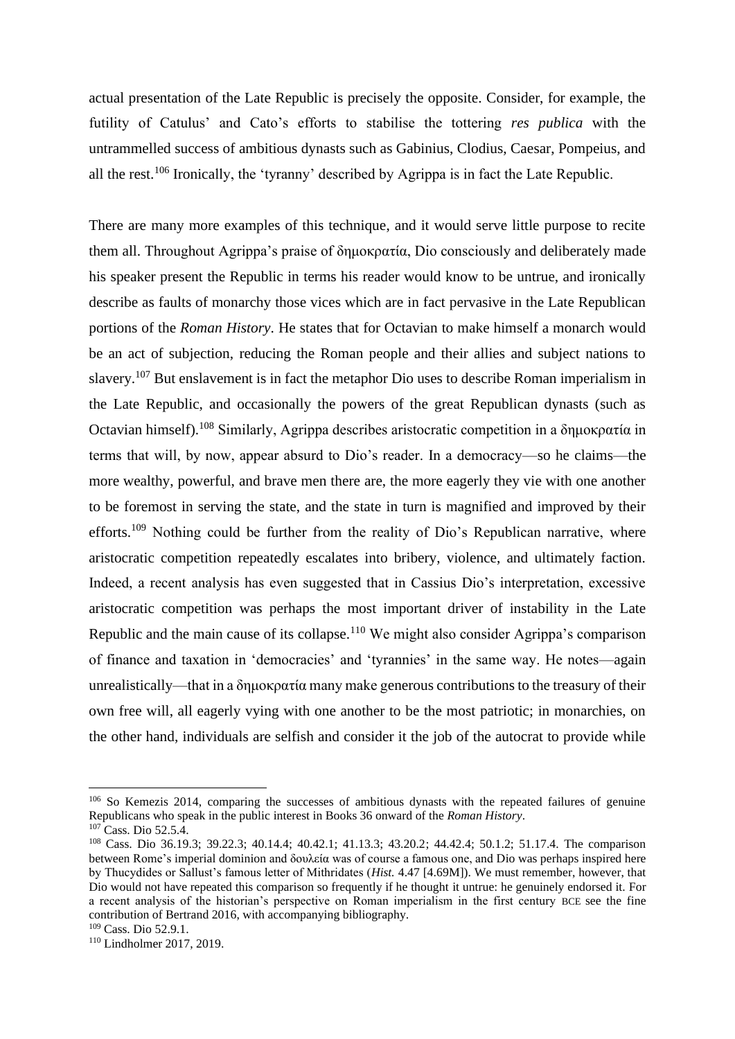actual presentation of the Late Republic is precisely the opposite. Consider, for example, the futility of Catulus' and Cato's efforts to stabilise the tottering *res publica* with the untrammelled success of ambitious dynasts such as Gabinius, Clodius, Caesar, Pompeius, and all the rest.[106] Ironically, the 'tyranny' described by Agrippa is in fact the Late Republic.

There are many more examples of this technique, and it would serve little purpose to recite them all. Throughout Agrippa's praise of δημοκρατία, Dio consciously and deliberately made his speaker present the Republic in terms his reader would know to be untrue, and ironically describe as faults of monarchy those vices which are in fact pervasive in the Late Republican portions of the *Roman History*. He states that for Octavian to make himself a monarch would be an act of subjection, reducing the Roman people and their allies and subject nations to slavery.[107] But enslavement is in fact the metaphor Dio uses to describe Roman imperialism in the Late Republic, and occasionally the powers of the great Republican dynasts (such as Octavian himself).[108] Similarly, Agrippa describes aristocratic competition in a δημοκρατία in terms that will, by now, appear absurd to Dio's reader. In a democracy—so he claims—the more wealthy, powerful, and brave men there are, the more eagerly they vie with one another to be foremost in serving the state, and the state in turn is magnified and improved by their efforts.[109] Nothing could be further from the reality of Dio's Republican narrative, where aristocratic competition repeatedly escalates into bribery, violence, and ultimately faction. Indeed, a recent analysis has even suggested that in Cassius Dio's interpretation, excessive aristocratic competition was perhaps the most important driver of instability in the Late Republic and the main cause of its collapse.[110] We might also consider Agrippa's comparison of finance and taxation in 'democracies' and 'tyrannies' in the same way. He notes—again unrealistically—that in a δημοκρατία many make generous contributions to the treasury of their own free will, all eagerly vying with one another to be the most patriotic; in monarchies, on the other hand, individuals are selfish and consider it the job of the autocrat to provide while

---

[106] So Kemezis 2014, comparing the successes of ambitious dynasts with the repeated failures of genuine Republicans who speak in the public interest in Books 36 onward of the *Roman History*.

[107] Cass. Dio 52.5.4.

[108] Cass. Dio 36.19.3; 39.22.3; 40.14.4; 40.42.1; 41.13.3; 43.20.2; 44.42.4; 50.1.2; 51.17.4. The comparison between Rome's imperial dominion and δουλεία was of course a famous one, and Dio was perhaps inspired here by Thucydides or Sallust's famous letter of Mithridates (*Hist.* 4.47 [4.69M]). We must remember, however, that Dio would not have repeated this comparison so frequently if he thought it untrue: he genuinely endorsed it. For a recent analysis of the historian's perspective on Roman imperialism in the first century BCE see the fine contribution of Bertrand 2016, with accompanying bibliography.

[109] Cass. Dio 52.9.1.

[110] Lindholmer 2017, 2019.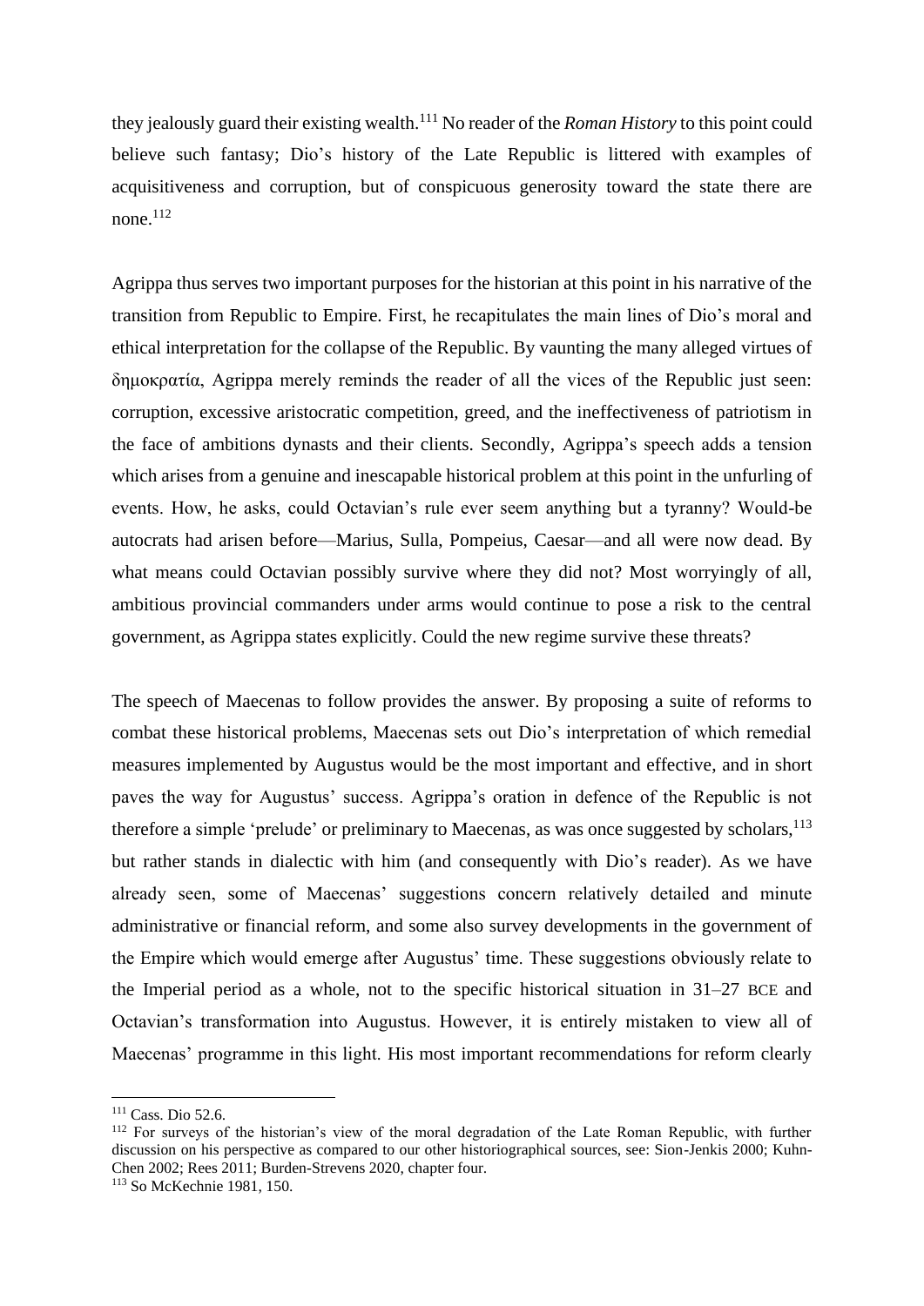they jealously guard their existing wealth.[111] No reader of the *Roman History* to this point could believe such fantasy; Dio's history of the Late Republic is littered with examples of acquisitiveness and corruption, but of conspicuous generosity toward the state there are none.[112]

Agrippa thus serves two important purposes for the historian at this point in his narrative of the transition from Republic to Empire. First, he recapitulates the main lines of Dio's moral and ethical interpretation for the collapse of the Republic. By vaunting the many alleged virtues of δημοκρατία, Agrippa merely reminds the reader of all the vices of the Republic just seen: corruption, excessive aristocratic competition, greed, and the ineffectiveness of patriotism in the face of ambitions dynasts and their clients. Secondly, Agrippa's speech adds a tension which arises from a genuine and inescapable historical problem at this point in the unfurling of events. How, he asks, could Octavian's rule ever seem anything but a tyranny? Would-be autocrats had arisen before—Marius, Sulla, Pompeius, Caesar—and all were now dead. By what means could Octavian possibly survive where they did not? Most worryingly of all, ambitious provincial commanders under arms would continue to pose a risk to the central government, as Agrippa states explicitly. Could the new regime survive these threats?

The speech of Maecenas to follow provides the answer. By proposing a suite of reforms to combat these historical problems, Maecenas sets out Dio's interpretation of which remedial measures implemented by Augustus would be the most important and effective, and in short paves the way for Augustus' success. Agrippa's oration in defence of the Republic is not therefore a simple 'prelude' or preliminary to Maecenas, as was once suggested by scholars,[113] but rather stands in dialectic with him (and consequently with Dio's reader). As we have already seen, some of Maecenas' suggestions concern relatively detailed and minute administrative or financial reform, and some also survey developments in the government of the Empire which would emerge after Augustus' time. These suggestions obviously relate to the Imperial period as a whole, not to the specific historical situation in 31–27 BCE and Octavian's transformation into Augustus. However, it is entirely mistaken to view all of Maecenas' programme in this light. His most important recommendations for reform clearly

---

[111] Cass. Dio 52.6.

[112] For surveys of the historian's view of the moral degradation of the Late Roman Republic, with further discussion on his perspective as compared to our other historiographical sources, see: Sion-Jenkis 2000; Kuhn-Chen 2002; Rees 2011; Burden-Strevens 2020, chapter four.

[113] So McKechnie 1981, 150.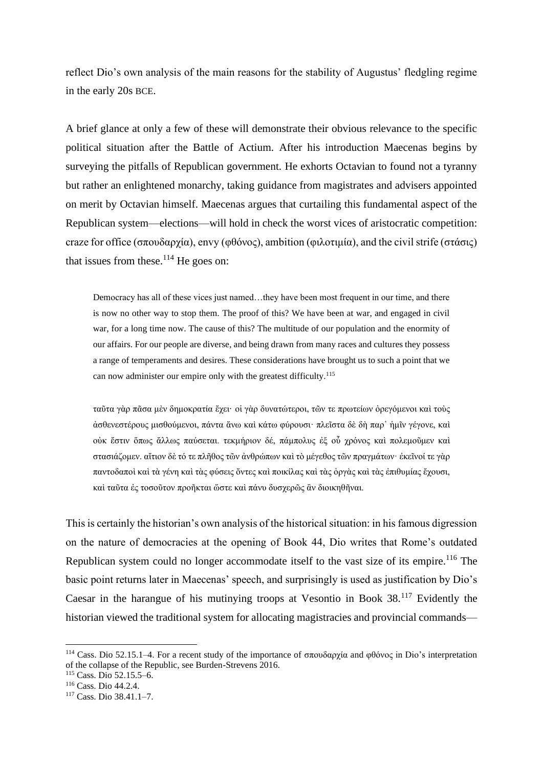reflect Dio's own analysis of the main reasons for the stability of Augustus' fledgling regime in the early 20s BCE.

A brief glance at only a few of these will demonstrate their obvious relevance to the specific political situation after the Battle of Actium. After his introduction Maecenas begins by surveying the pitfalls of Republican government. He exhorts Octavian to found not a tyranny but rather an enlightened monarchy, taking guidance from magistrates and advisers appointed on merit by Octavian himself. Maecenas argues that curtailing this fundamental aspect of the Republican system—elections—will hold in check the worst vices of aristocratic competition: craze for office (σπουδαρχία), envy (φθόνος), ambition (φιλοτιμία), and the civil strife (στάσις) that issues from these.[114] He goes on:

> Democracy has all of these vices just named…they have been most frequent in our time, and there is now no other way to stop them. The proof of this? We have been at war, and engaged in civil war, for a long time now. The cause of this? The multitude of our population and the enormity of our affairs. For our people are diverse, and being drawn from many races and cultures they possess a range of temperaments and desires. These considerations have brought us to such a point that we can now administer our empire only with the greatest difficulty.[115]
>
> ταῦτα γὰρ πᾶσα μὲν δημοκρατία ἔχει· οἱ γὰρ δυνατώτεροι, τῶν τε πρωτείων ὀρεγόμενοι καὶ τοὺς ἀσθενεστέρους μισθούμενοι, πάντα ἄνω καὶ κάτω φύρουσι· πλεῖστα δὲ δὴ παρ᾽ ἡμῖν γέγονε, καὶ οὐκ ἔστιν ὅπως ἄλλως παύσεται. τεκμήριον δέ, πάμπολυς ἐξ οὗ χρόνος καὶ πολεμοῦμεν καὶ στασιάζομεν. αἴτιον δὲ τό τε πλῆθος τῶν ἀνθρώπων καὶ τὸ μέγεθος τῶν πραγμάτων· ἐκεῖνοί τε γὰρ παντοδαποὶ καὶ τὰ γένη καὶ τὰς φύσεις ὄντες καὶ ποικίλας καὶ τὰς ὀργὰς καὶ τὰς ἐπιθυμίας ἔχουσι, καὶ ταῦτα ἐς τοσοῦτον προῆκται ὥστε καὶ πάνυ δυσχερῶς ἂν διοικηθῆναι.

This is certainly the historian's own analysis of the historical situation: in his famous digression on the nature of democracies at the opening of Book 44, Dio writes that Rome's outdated Republican system could no longer accommodate itself to the vast size of its empire.[116] The basic point returns later in Maecenas' speech, and surprisingly is used as justification by Dio's Caesar in the harangue of his mutinying troops at Vesontio in Book 38.[117] Evidently the historian viewed the traditional system for allocating magistracies and provincial commands—

[114] Cass. Dio 52.15.1–4. For a recent study of the importance of σπουδαρχία and φθόνος in Dio's interpretation of the collapse of the Republic, see Burden-Strevens 2016.

[115] Cass. Dio 52.15.5–6.

[116] Cass. Dio 44.2.4.

[117] Cass. Dio 38.41.1–7.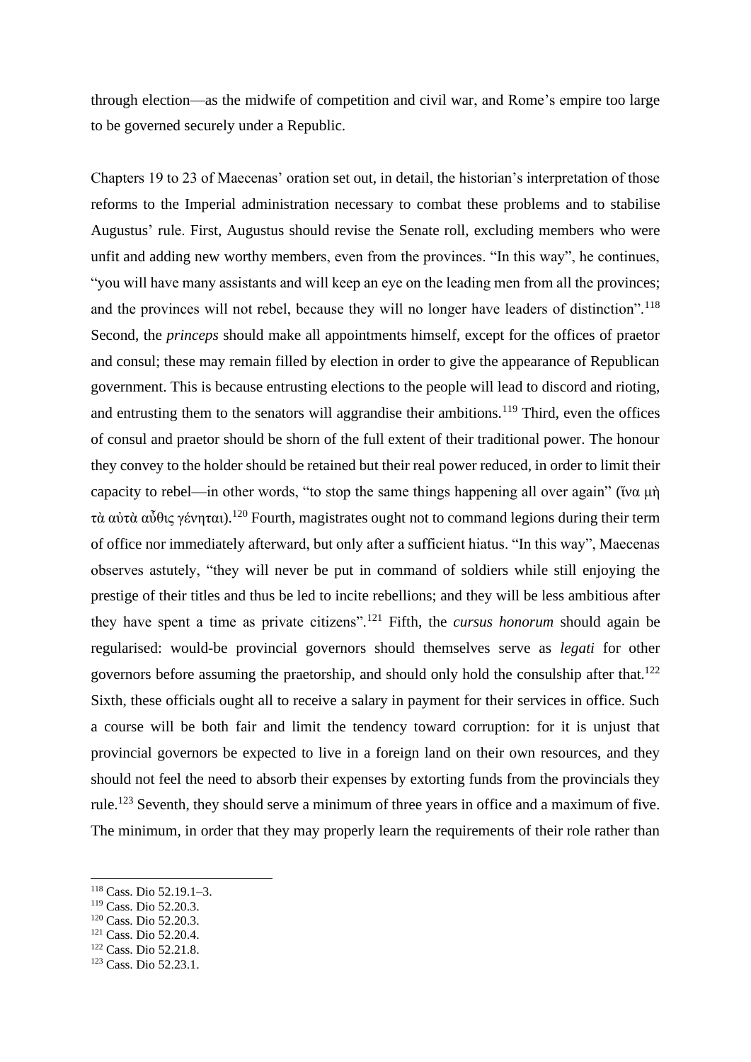through election—as the midwife of competition and civil war, and Rome's empire too large to be governed securely under a Republic.

Chapters 19 to 23 of Maecenas' oration set out, in detail, the historian's interpretation of those reforms to the Imperial administration necessary to combat these problems and to stabilise Augustus' rule. First, Augustus should revise the Senate roll, excluding members who were unfit and adding new worthy members, even from the provinces. "In this way", he continues, "you will have many assistants and will keep an eye on the leading men from all the provinces; and the provinces will not rebel, because they will no longer have leaders of distinction".[118] Second, the *princeps* should make all appointments himself, except for the offices of praetor and consul; these may remain filled by election in order to give the appearance of Republican government. This is because entrusting elections to the people will lead to discord and rioting, and entrusting them to the senators will aggrandise their ambitions.[119] Third, even the offices of consul and praetor should be shorn of the full extent of their traditional power. The honour they convey to the holder should be retained but their real power reduced, in order to limit their capacity to rebel—in other words, "to stop the same things happening all over again" (ἵνα μὴ τὰ αὐτὰ αὖθις γένηται).[120] Fourth, magistrates ought not to command legions during their term of office nor immediately afterward, but only after a sufficient hiatus. "In this way", Maecenas observes astutely, "they will never be put in command of soldiers while still enjoying the prestige of their titles and thus be led to incite rebellions; and they will be less ambitious after they have spent a time as private citizens".[121] Fifth, the *cursus honorum* should again be regularised: would-be provincial governors should themselves serve as *legati* for other governors before assuming the praetorship, and should only hold the consulship after that.[122] Sixth, these officials ought all to receive a salary in payment for their services in office. Such a course will be both fair and limit the tendency toward corruption: for it is unjust that provincial governors be expected to live in a foreign land on their own resources, and they should not feel the need to absorb their expenses by extorting funds from the provincials they rule.[123] Seventh, they should serve a minimum of three years in office and a maximum of five. The minimum, in order that they may properly learn the requirements of their role rather than

[118] Cass. Dio 52.19.1–3.
[119] Cass. Dio 52.20.3.
[120] Cass. Dio 52.20.3.
[121] Cass. Dio 52.20.4.
[122] Cass. Dio 52.21.8.
[123] Cass. Dio 52.23.1.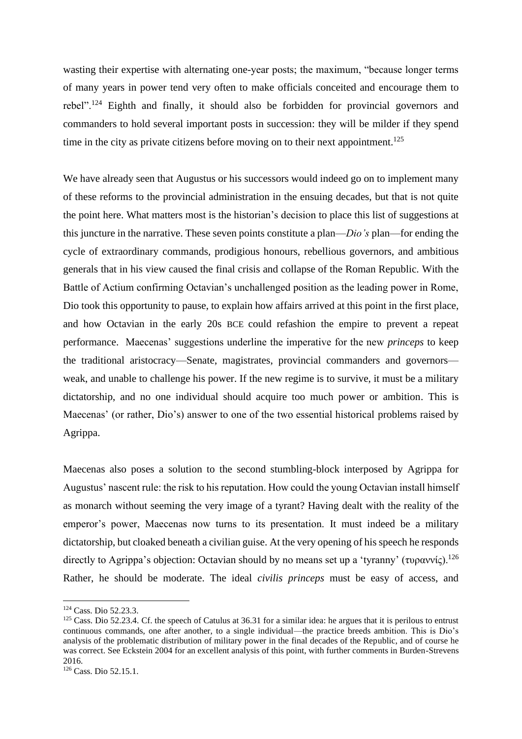wasting their expertise with alternating one-year posts; the maximum, "because longer terms of many years in power tend very often to make officials conceited and encourage them to rebel".[124] Eighth and finally, it should also be forbidden for provincial governors and commanders to hold several important posts in succession: they will be milder if they spend time in the city as private citizens before moving on to their next appointment.[125]

We have already seen that Augustus or his successors would indeed go on to implement many of these reforms to the provincial administration in the ensuing decades, but that is not quite the point here. What matters most is the historian's decision to place this list of suggestions at this juncture in the narrative. These seven points constitute a plan—*Dio's* plan—for ending the cycle of extraordinary commands, prodigious honours, rebellious governors, and ambitious generals that in his view caused the final crisis and collapse of the Roman Republic. With the Battle of Actium confirming Octavian's unchallenged position as the leading power in Rome, Dio took this opportunity to pause, to explain how affairs arrived at this point in the first place, and how Octavian in the early 20s BCE could refashion the empire to prevent a repeat performance. Maecenas' suggestions underline the imperative for the new *princeps* to keep the traditional aristocracy—Senate, magistrates, provincial commanders and governors—weak, and unable to challenge his power. If the new regime is to survive, it must be a military dictatorship, and no one individual should acquire too much power or ambition. This is Maecenas' (or rather, Dio's) answer to one of the two essential historical problems raised by Agrippa.

Maecenas also poses a solution to the second stumbling-block interposed by Agrippa for Augustus' nascent rule: the risk to his reputation. How could the young Octavian install himself as monarch without seeming the very image of a tyrant? Having dealt with the reality of the emperor's power, Maecenas now turns to its presentation. It must indeed be a military dictatorship, but cloaked beneath a civilian guise. At the very opening of his speech he responds directly to Agrippa's objection: Octavian should by no means set up a 'tyranny' (τυραννίς).[126] Rather, he should be moderate. The ideal *civilis princeps* must be easy of access, and

---

[124] Cass. Dio 52.23.3.

[125] Cass. Dio 52.23.4. Cf. the speech of Catulus at 36.31 for a similar idea: he argues that it is perilous to entrust continuous commands, one after another, to a single individual—the practice breeds ambition. This is Dio's analysis of the problematic distribution of military power in the final decades of the Republic, and of course he was correct. See Eckstein 2004 for an excellent analysis of this point, with further comments in Burden-Strevens 2016.

[126] Cass. Dio 52.15.1.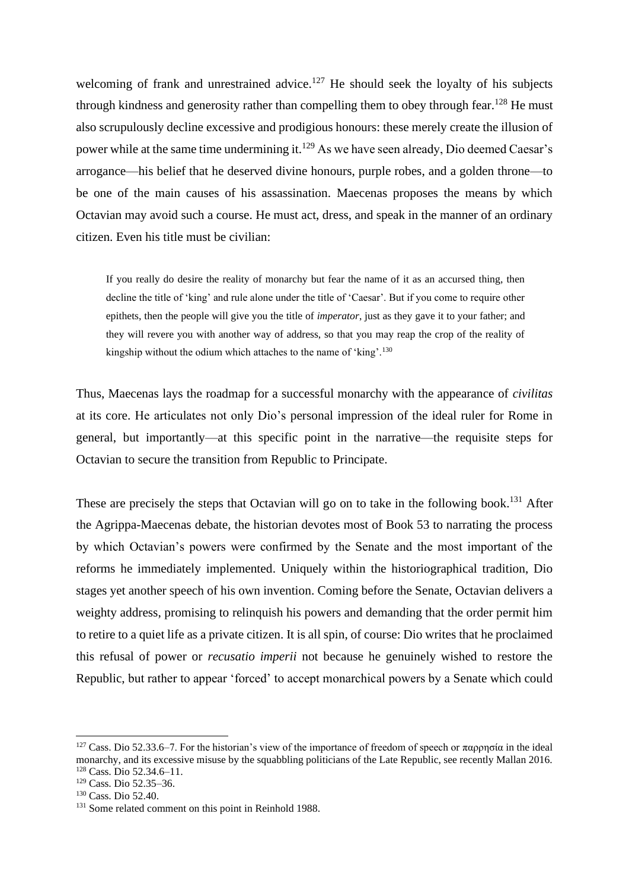welcoming of frank and unrestrained advice.[127] He should seek the loyalty of his subjects through kindness and generosity rather than compelling them to obey through fear.[128] He must also scrupulously decline excessive and prodigious honours: these merely create the illusion of power while at the same time undermining it.[129] As we have seen already, Dio deemed Caesar's arrogance—his belief that he deserved divine honours, purple robes, and a golden throne—to be one of the main causes of his assassination. Maecenas proposes the means by which Octavian may avoid such a course. He must act, dress, and speak in the manner of an ordinary citizen. Even his title must be civilian:

> If you really do desire the reality of monarchy but fear the name of it as an accursed thing, then decline the title of 'king' and rule alone under the title of 'Caesar'. But if you come to require other epithets, then the people will give you the title of *imperator*, just as they gave it to your father; and they will revere you with another way of address, so that you may reap the crop of the reality of kingship without the odium which attaches to the name of 'king'.[130]

Thus, Maecenas lays the roadmap for a successful monarchy with the appearance of *civilitas* at its core. He articulates not only Dio's personal impression of the ideal ruler for Rome in general, but importantly—at this specific point in the narrative—the requisite steps for Octavian to secure the transition from Republic to Principate.

These are precisely the steps that Octavian will go on to take in the following book.[131] After the Agrippa-Maecenas debate, the historian devotes most of Book 53 to narrating the process by which Octavian's powers were confirmed by the Senate and the most important of the reforms he immediately implemented. Uniquely within the historiographical tradition, Dio stages yet another speech of his own invention. Coming before the Senate, Octavian delivers a weighty address, promising to relinquish his powers and demanding that the order permit him to retire to a quiet life as a private citizen. It is all spin, of course: Dio writes that he proclaimed this refusal of power or *recusatio imperii* not because he genuinely wished to restore the Republic, but rather to appear 'forced' to accept monarchical powers by a Senate which could

---

[127] Cass. Dio 52.33.6–7. For the historian's view of the importance of freedom of speech or παρρησία in the ideal monarchy, and its excessive misuse by the squabbling politicians of the Late Republic, see recently Mallan 2016.

[128] Cass. Dio 52.34.6–11.

[129] Cass. Dio 52.35–36.

[130] Cass. Dio 52.40.

[131] Some related comment on this point in Reinhold 1988.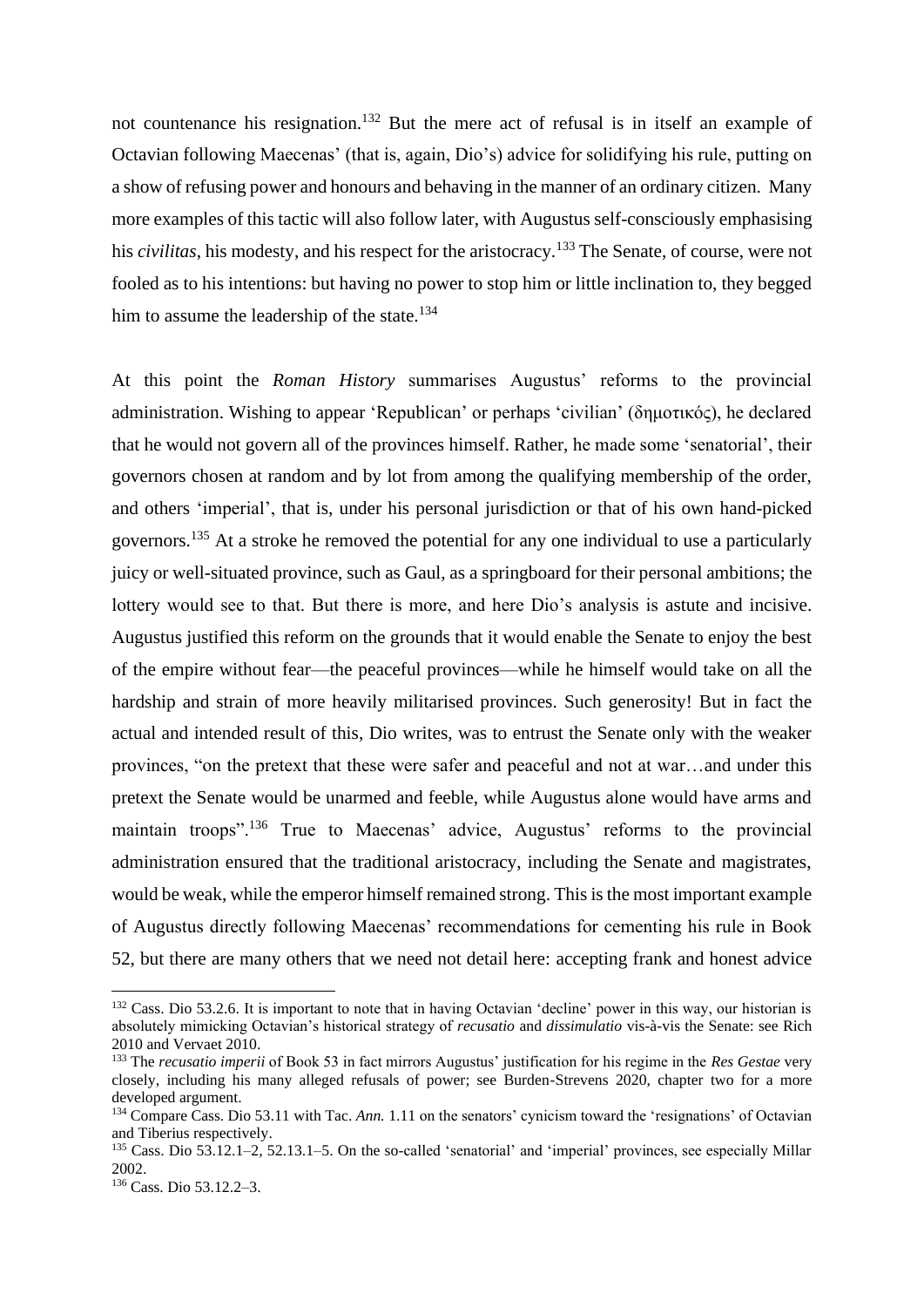not countenance his resignation.[132] But the mere act of refusal is in itself an example of Octavian following Maecenas' (that is, again, Dio's) advice for solidifying his rule, putting on a show of refusing power and honours and behaving in the manner of an ordinary citizen. Many more examples of this tactic will also follow later, with Augustus self-consciously emphasising his *civilitas*, his modesty, and his respect for the aristocracy.[133] The Senate, of course, were not fooled as to his intentions: but having no power to stop him or little inclination to, they begged him to assume the leadership of the state.[134]

At this point the *Roman History* summarises Augustus' reforms to the provincial administration. Wishing to appear 'Republican' or perhaps 'civilian' (δημοτικός), he declared that he would not govern all of the provinces himself. Rather, he made some 'senatorial', their governors chosen at random and by lot from among the qualifying membership of the order, and others 'imperial', that is, under his personal jurisdiction or that of his own hand-picked governors.[135] At a stroke he removed the potential for any one individual to use a particularly juicy or well-situated province, such as Gaul, as a springboard for their personal ambitions; the lottery would see to that. But there is more, and here Dio's analysis is astute and incisive. Augustus justified this reform on the grounds that it would enable the Senate to enjoy the best of the empire without fear—the peaceful provinces—while he himself would take on all the hardship and strain of more heavily militarised provinces. Such generosity! But in fact the actual and intended result of this, Dio writes, was to entrust the Senate only with the weaker provinces, "on the pretext that these were safer and peaceful and not at war…and under this pretext the Senate would be unarmed and feeble, while Augustus alone would have arms and maintain troops".[136] True to Maecenas' advice, Augustus' reforms to the provincial administration ensured that the traditional aristocracy, including the Senate and magistrates, would be weak, while the emperor himself remained strong. This is the most important example of Augustus directly following Maecenas' recommendations for cementing his rule in Book 52, but there are many others that we need not detail here: accepting frank and honest advice

---

[132] Cass. Dio 53.2.6. It is important to note that in having Octavian 'decline' power in this way, our historian is absolutely mimicking Octavian's historical strategy of *recusatio* and *dissimulatio* vis-à-vis the Senate: see Rich 2010 and Vervaet 2010.

[133] The *recusatio imperii* of Book 53 in fact mirrors Augustus' justification for his regime in the *Res Gestae* very closely, including his many alleged refusals of power; see Burden-Strevens 2020, chapter two for a more developed argument.

[134] Compare Cass. Dio 53.11 with Tac. *Ann.* 1.11 on the senators' cynicism toward the 'resignations' of Octavian and Tiberius respectively.

[135] Cass. Dio 53.12.1–2, 52.13.1–5. On the so-called 'senatorial' and 'imperial' provinces, see especially Millar 2002.

[136] Cass. Dio 53.12.2–3.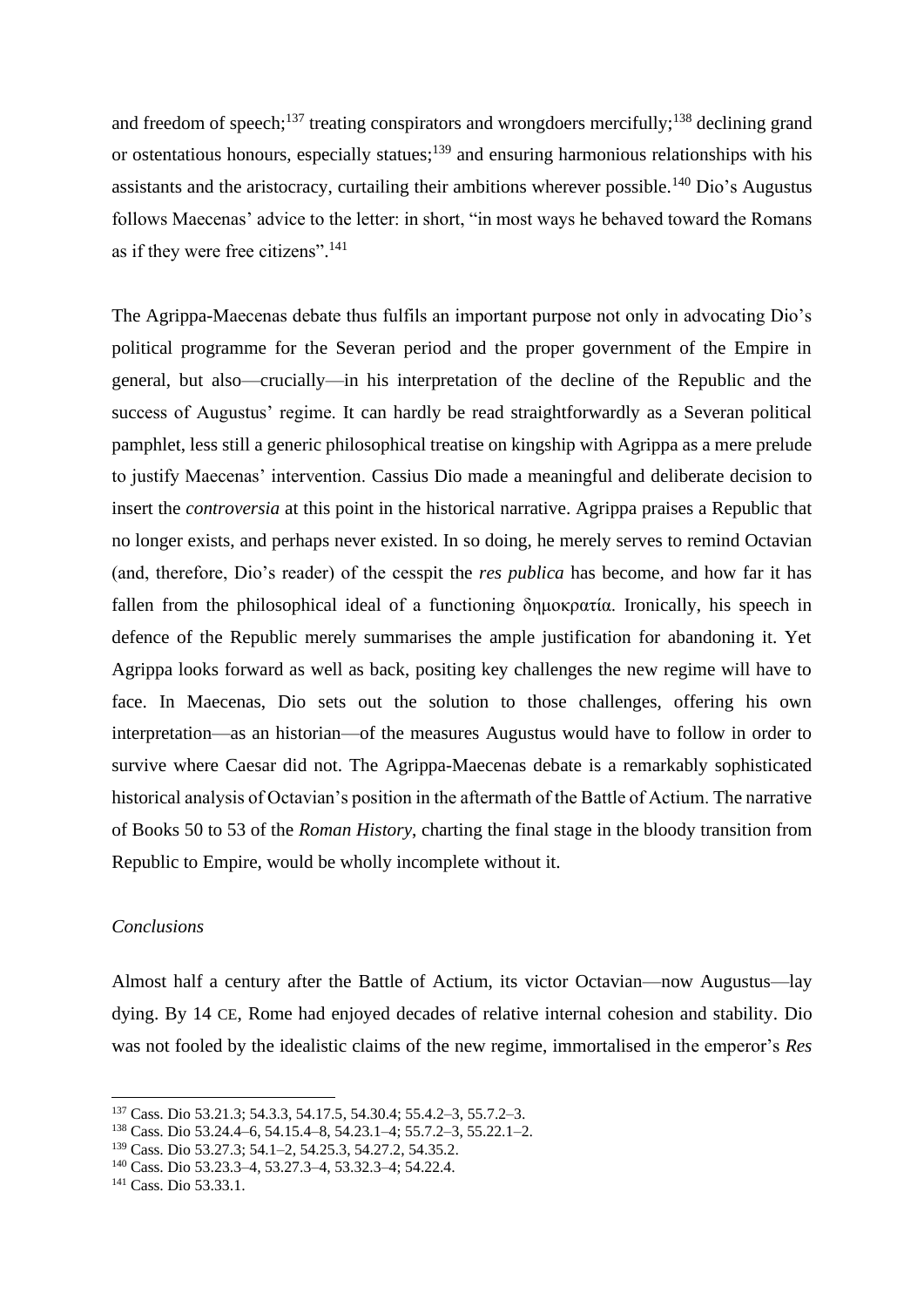and freedom of speech;[137] treating conspirators and wrongdoers mercifully;[138] declining grand or ostentatious honours, especially statues;[139] and ensuring harmonious relationships with his assistants and the aristocracy, curtailing their ambitions wherever possible.[140] Dio's Augustus follows Maecenas' advice to the letter: in short, "in most ways he behaved toward the Romans as if they were free citizens".[141]

The Agrippa-Maecenas debate thus fulfils an important purpose not only in advocating Dio's political programme for the Severan period and the proper government of the Empire in general, but also—crucially—in his interpretation of the decline of the Republic and the success of Augustus' regime. It can hardly be read straightforwardly as a Severan political pamphlet, less still a generic philosophical treatise on kingship with Agrippa as a mere prelude to justify Maecenas' intervention. Cassius Dio made a meaningful and deliberate decision to insert the *controversia* at this point in the historical narrative. Agrippa praises a Republic that no longer exists, and perhaps never existed. In so doing, he merely serves to remind Octavian (and, therefore, Dio's reader) of the cesspit the *res publica* has become, and how far it has fallen from the philosophical ideal of a functioning δημοκρατία. Ironically, his speech in defence of the Republic merely summarises the ample justification for abandoning it. Yet Agrippa looks forward as well as back, positing key challenges the new regime will have to face. In Maecenas, Dio sets out the solution to those challenges, offering his own interpretation—as an historian—of the measures Augustus would have to follow in order to survive where Caesar did not. The Agrippa-Maecenas debate is a remarkably sophisticated historical analysis of Octavian's position in the aftermath of the Battle of Actium. The narrative of Books 50 to 53 of the *Roman History*, charting the final stage in the bloody transition from Republic to Empire, would be wholly incomplete without it.

### *Conclusions*

Almost half a century after the Battle of Actium, its victor Octavian—now Augustus—lay dying. By 14 CE, Rome had enjoyed decades of relative internal cohesion and stability. Dio was not fooled by the idealistic claims of the new regime, immortalised in the emperor's *Res*

---

[137] Cass. Dio 53.21.3; 54.3.3, 54.17.5, 54.30.4; 55.4.2–3, 55.7.2–3.

[138] Cass. Dio 53.24.4–6, 54.15.4–8, 54.23.1–4; 55.7.2–3, 55.22.1–2.

[139] Cass. Dio 53.27.3; 54.1–2, 54.25.3, 54.27.2, 54.35.2.

[140] Cass. Dio 53.23.3–4, 53.27.3–4, 53.32.3–4; 54.22.4.

[141] Cass. Dio 53.33.1.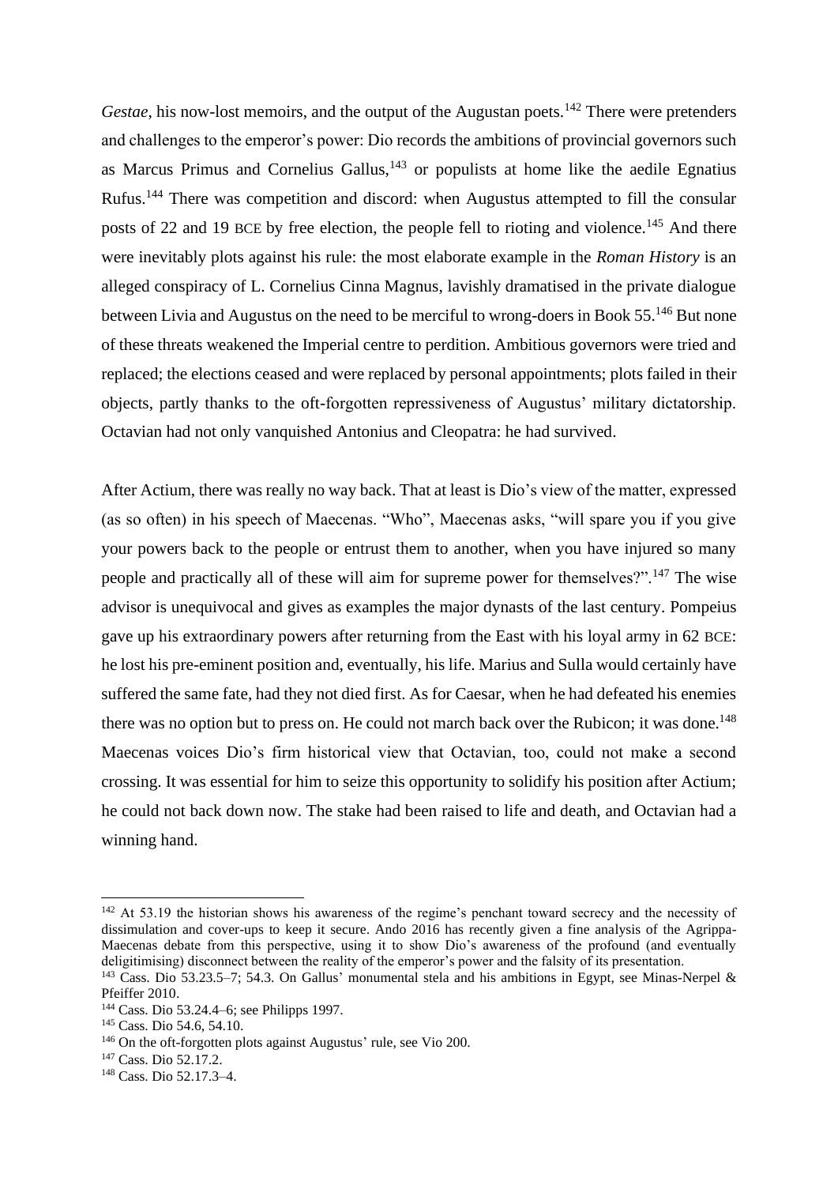*Gestae*, his now-lost memoirs, and the output of the Augustan poets.[142] There were pretenders and challenges to the emperor's power: Dio records the ambitions of provincial governors such as Marcus Primus and Cornelius Gallus,[143] or populists at home like the aedile Egnatius Rufus.[144] There was competition and discord: when Augustus attempted to fill the consular posts of 22 and 19 BCE by free election, the people fell to rioting and violence.[145] And there were inevitably plots against his rule: the most elaborate example in the *Roman History* is an alleged conspiracy of L. Cornelius Cinna Magnus, lavishly dramatised in the private dialogue between Livia and Augustus on the need to be merciful to wrong-doers in Book 55.[146] But none of these threats weakened the Imperial centre to perdition. Ambitious governors were tried and replaced; the elections ceased and were replaced by personal appointments; plots failed in their objects, partly thanks to the oft-forgotten repressiveness of Augustus' military dictatorship. Octavian had not only vanquished Antonius and Cleopatra: he had survived.

After Actium, there was really no way back. That at least is Dio's view of the matter, expressed (as so often) in his speech of Maecenas. "Who", Maecenas asks, "will spare you if you give your powers back to the people or entrust them to another, when you have injured so many people and practically all of these will aim for supreme power for themselves?".[147] The wise advisor is unequivocal and gives as examples the major dynasts of the last century. Pompeius gave up his extraordinary powers after returning from the East with his loyal army in 62 BCE: he lost his pre-eminent position and, eventually, his life. Marius and Sulla would certainly have suffered the same fate, had they not died first. As for Caesar, when he had defeated his enemies there was no option but to press on. He could not march back over the Rubicon; it was done.[148] Maecenas voices Dio's firm historical view that Octavian, too, could not make a second crossing. It was essential for him to seize this opportunity to solidify his position after Actium; he could not back down now. The stake had been raised to life and death, and Octavian had a winning hand.

---

[142] At 53.19 the historian shows his awareness of the regime's penchant toward secrecy and the necessity of dissimulation and cover-ups to keep it secure. Ando 2016 has recently given a fine analysis of the Agrippa-Maecenas debate from this perspective, using it to show Dio's awareness of the profound (and eventually deligitimising) disconnect between the reality of the emperor's power and the falsity of its presentation.

[143] Cass. Dio 53.23.5–7; 54.3. On Gallus' monumental stela and his ambitions in Egypt, see Minas-Nerpel & Pfeiffer 2010.

[144] Cass. Dio 53.24.4–6; see Philipps 1997.

[145] Cass. Dio 54.6, 54.10.

[146] On the oft-forgotten plots against Augustus' rule, see Vio 200.

[147] Cass. Dio 52.17.2.

[148] Cass. Dio 52.17.3–4.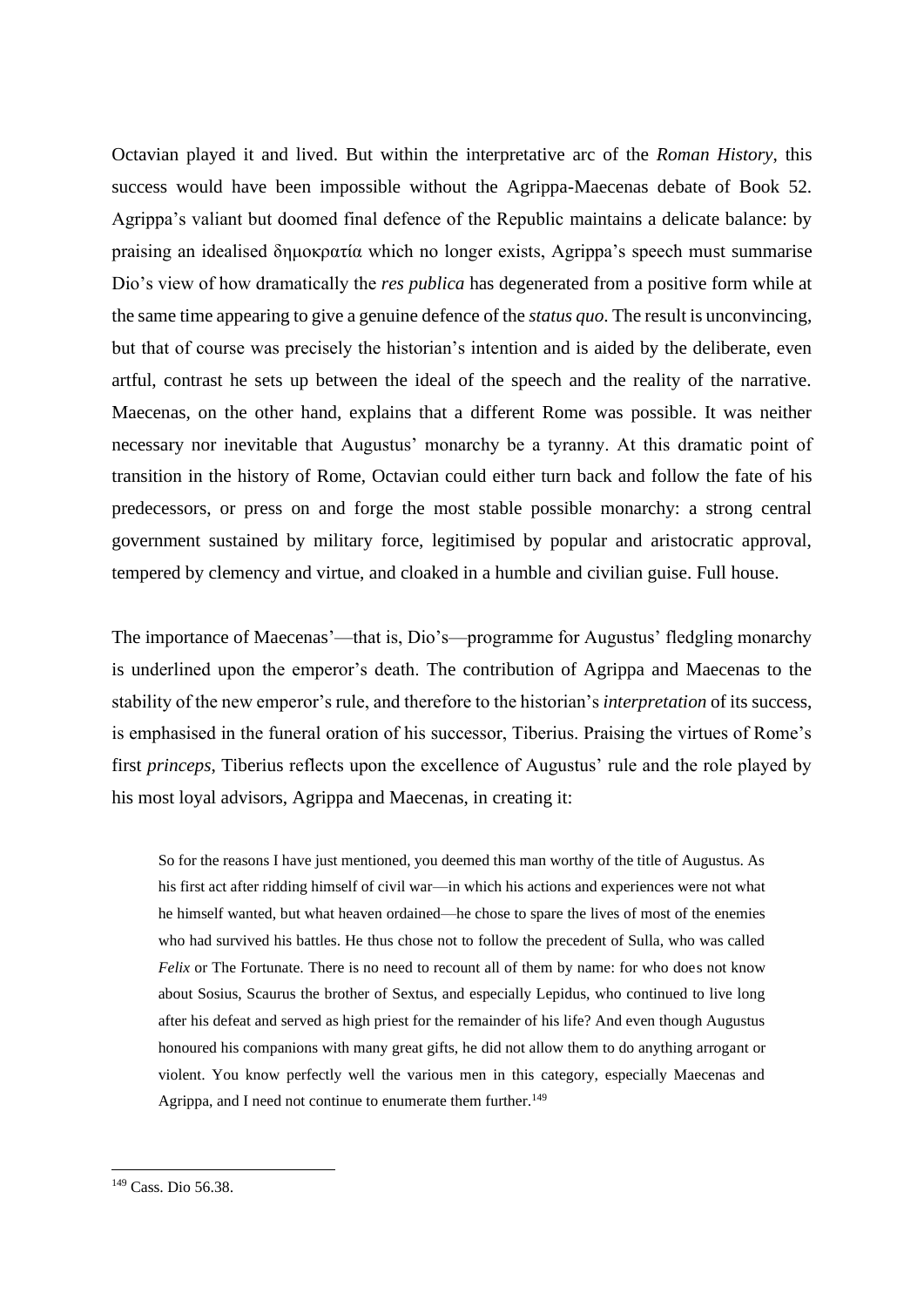Octavian played it and lived. But within the interpretative arc of the *Roman History*, this success would have been impossible without the Agrippa-Maecenas debate of Book 52. Agrippa's valiant but doomed final defence of the Republic maintains a delicate balance: by praising an idealised δημοκρατία which no longer exists, Agrippa's speech must summarise Dio's view of how dramatically the *res publica* has degenerated from a positive form while at the same time appearing to give a genuine defence of the *status quo*. The result is unconvincing, but that of course was precisely the historian's intention and is aided by the deliberate, even artful, contrast he sets up between the ideal of the speech and the reality of the narrative. Maecenas, on the other hand, explains that a different Rome was possible. It was neither necessary nor inevitable that Augustus' monarchy be a tyranny. At this dramatic point of transition in the history of Rome, Octavian could either turn back and follow the fate of his predecessors, or press on and forge the most stable possible monarchy: a strong central government sustained by military force, legitimised by popular and aristocratic approval, tempered by clemency and virtue, and cloaked in a humble and civilian guise. Full house.

The importance of Maecenas'—that is, Dio's—programme for Augustus' fledgling monarchy is underlined upon the emperor's death. The contribution of Agrippa and Maecenas to the stability of the new emperor's rule, and therefore to the historian's *interpretation* of its success, is emphasised in the funeral oration of his successor, Tiberius. Praising the virtues of Rome's first *princeps*, Tiberius reflects upon the excellence of Augustus' rule and the role played by his most loyal advisors, Agrippa and Maecenas, in creating it:

> So for the reasons I have just mentioned, you deemed this man worthy of the title of Augustus. As his first act after ridding himself of civil war—in which his actions and experiences were not what he himself wanted, but what heaven ordained—he chose to spare the lives of most of the enemies who had survived his battles. He thus chose not to follow the precedent of Sulla, who was called *Felix* or The Fortunate. There is no need to recount all of them by name: for who does not know about Sosius, Scaurus the brother of Sextus, and especially Lepidus, who continued to live long after his defeat and served as high priest for the remainder of his life? And even though Augustus honoured his companions with many great gifts, he did not allow them to do anything arrogant or violent. You know perfectly well the various men in this category, especially Maecenas and Agrippa, and I need not continue to enumerate them further.[149]

[149] Cass. Dio 56.38.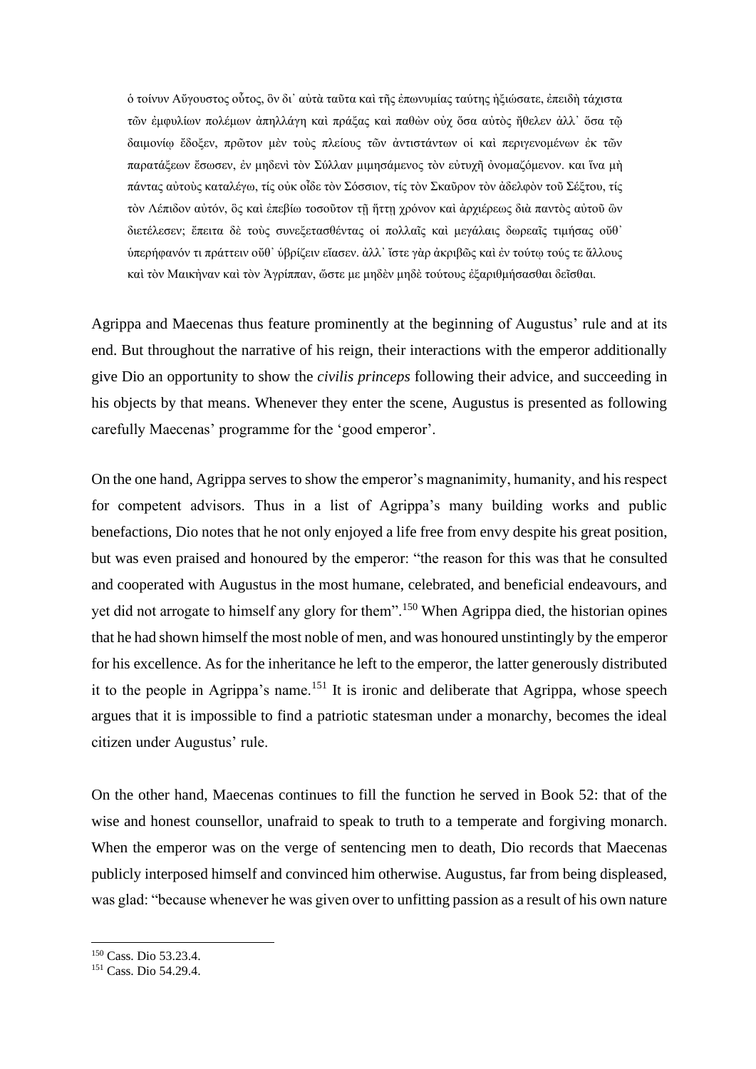ὁ τοίνυν Αὔγουστος οὗτος, ὃν δι᾽ αὐτὰ ταῦτα καὶ τῆς ἐπωνυμίας ταύτης ἠξιώσατε, ἐπειδὴ τάχιστα τῶν ἐμφυλίων πολέμων ἀπηλλάγη καὶ πράξας καὶ παθὼν οὐχ ὅσα αὐτὸς ἤθελεν ἀλλ᾽ ὅσα τῷ δαιμονίῳ ἔδοξεν, πρῶτον μὲν τοὺς πλείους τῶν ἀντιστάντων οἱ καὶ περιγενομένων ἐκ τῶν παρατάξεων ἔσωσεν, ἐν μηδενὶ τὸν Σύλλαν μιμησάμενος τὸν εὐτυχῆ ὀνομαζόμενον. και ἵνα μὴ πάντας αὐτοὺς καταλέγω, τίς οὐκ οἶδε τὸν Σόσσιον, τίς τὸν Σκαῦρον τὸν ἀδελφὸν τοῦ Σέξτου, τίς τὸν Λέπιδον αὐτόν, ὃς καὶ ἐπεβίω τοσοῦτον τῇ ἥττῃ χρόνον καὶ ἀρχιέρεως διὰ παντὸς αὐτοῦ ὢν διετέλεσεν; ἔπειτα δὲ τοὺς συνεξετασθέντας οἱ πολλαῖς καὶ μεγάλαις δωρεαῖς τιμήσας οὔθ᾽ ὑπερήφανόν τι πράττειν οὔθ᾽ ὑβρίζειν εἴασεν. ἀλλ᾽ ἴστε γὰρ ἀκριβῶς καὶ ἐν τούτῳ τούς τε ἄλλους καὶ τὸν Μαικήναν καὶ τὸν Ἀγρίππαν, ὥστε με μηδὲν μηδὲ τούτους ἐξαριθμήσασθαι δεῖσθαι.

Agrippa and Maecenas thus feature prominently at the beginning of Augustus' rule and at its end. But throughout the narrative of his reign, their interactions with the emperor additionally give Dio an opportunity to show the *civilis princeps* following their advice, and succeeding in his objects by that means. Whenever they enter the scene, Augustus is presented as following carefully Maecenas' programme for the 'good emperor'.

On the one hand, Agrippa serves to show the emperor's magnanimity, humanity, and his respect for competent advisors. Thus in a list of Agrippa's many building works and public benefactions, Dio notes that he not only enjoyed a life free from envy despite his great position, but was even praised and honoured by the emperor: "the reason for this was that he consulted and cooperated with Augustus in the most humane, celebrated, and beneficial endeavours, and yet did not arrogate to himself any glory for them".[150] When Agrippa died, the historian opines that he had shown himself the most noble of men, and was honoured unstintingly by the emperor for his excellence. As for the inheritance he left to the emperor, the latter generously distributed it to the people in Agrippa's name.[151] It is ironic and deliberate that Agrippa, whose speech argues that it is impossible to find a patriotic statesman under a monarchy, becomes the ideal citizen under Augustus' rule.

On the other hand, Maecenas continues to fill the function he served in Book 52: that of the wise and honest counsellor, unafraid to speak to truth to a temperate and forgiving monarch. When the emperor was on the verge of sentencing men to death, Dio records that Maecenas publicly interposed himself and convinced him otherwise. Augustus, far from being displeased, was glad: "because whenever he was given over to unfitting passion as a result of his own nature

[150] Cass. Dio 53.23.4.

[151] Cass. Dio 54.29.4.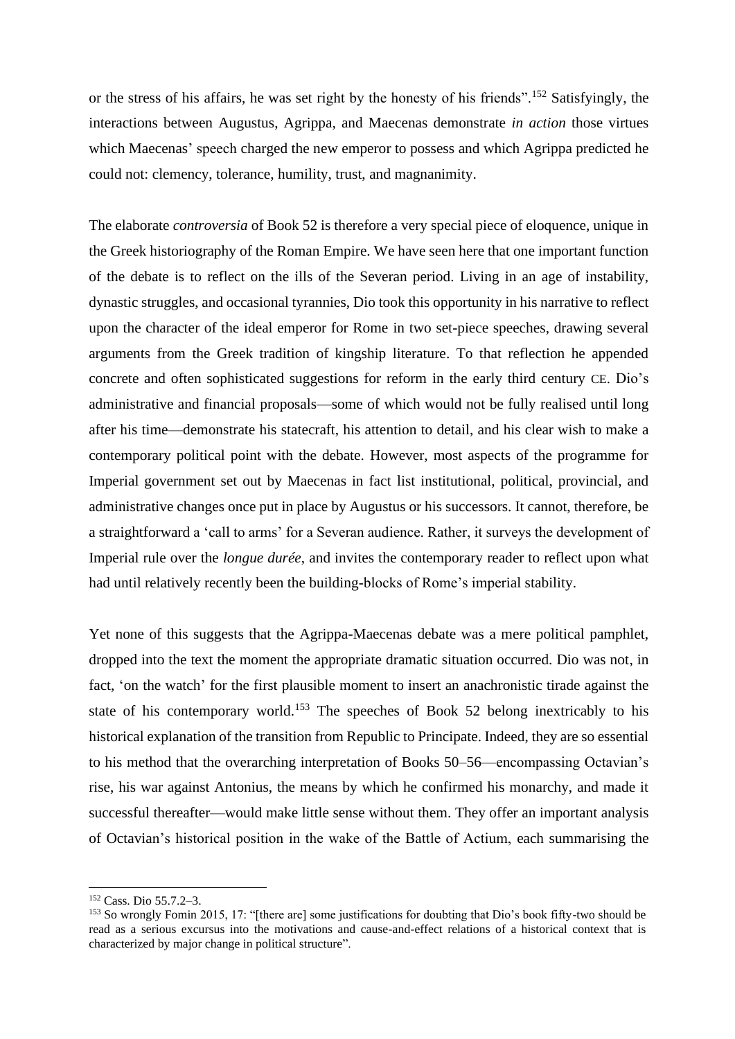or the stress of his affairs, he was set right by the honesty of his friends".[152] Satisfyingly, the interactions between Augustus, Agrippa, and Maecenas demonstrate *in action* those virtues which Maecenas' speech charged the new emperor to possess and which Agrippa predicted he could not: clemency, tolerance, humility, trust, and magnanimity.

The elaborate *controversia* of Book 52 is therefore a very special piece of eloquence, unique in the Greek historiography of the Roman Empire. We have seen here that one important function of the debate is to reflect on the ills of the Severan period. Living in an age of instability, dynastic struggles, and occasional tyrannies, Dio took this opportunity in his narrative to reflect upon the character of the ideal emperor for Rome in two set-piece speeches, drawing several arguments from the Greek tradition of kingship literature. To that reflection he appended concrete and often sophisticated suggestions for reform in the early third century CE. Dio's administrative and financial proposals—some of which would not be fully realised until long after his time—demonstrate his statecraft, his attention to detail, and his clear wish to make a contemporary political point with the debate. However, most aspects of the programme for Imperial government set out by Maecenas in fact list institutional, political, provincial, and administrative changes once put in place by Augustus or his successors. It cannot, therefore, be a straightforward a 'call to arms' for a Severan audience. Rather, it surveys the development of Imperial rule over the *longue durée*, and invites the contemporary reader to reflect upon what had until relatively recently been the building-blocks of Rome's imperial stability.

Yet none of this suggests that the Agrippa-Maecenas debate was a mere political pamphlet, dropped into the text the moment the appropriate dramatic situation occurred. Dio was not, in fact, 'on the watch' for the first plausible moment to insert an anachronistic tirade against the state of his contemporary world.[153] The speeches of Book 52 belong inextricably to his historical explanation of the transition from Republic to Principate. Indeed, they are so essential to his method that the overarching interpretation of Books 50–56—encompassing Octavian's rise, his war against Antonius, the means by which he confirmed his monarchy, and made it successful thereafter—would make little sense without them. They offer an important analysis of Octavian's historical position in the wake of the Battle of Actium, each summarising the

---

[152] Cass. Dio 55.7.2–3.

[153] So wrongly Fomin 2015, 17: "[there are] some justifications for doubting that Dio's book fifty-two should be read as a serious excursus into the motivations and cause-and-effect relations of a historical context that is characterized by major change in political structure".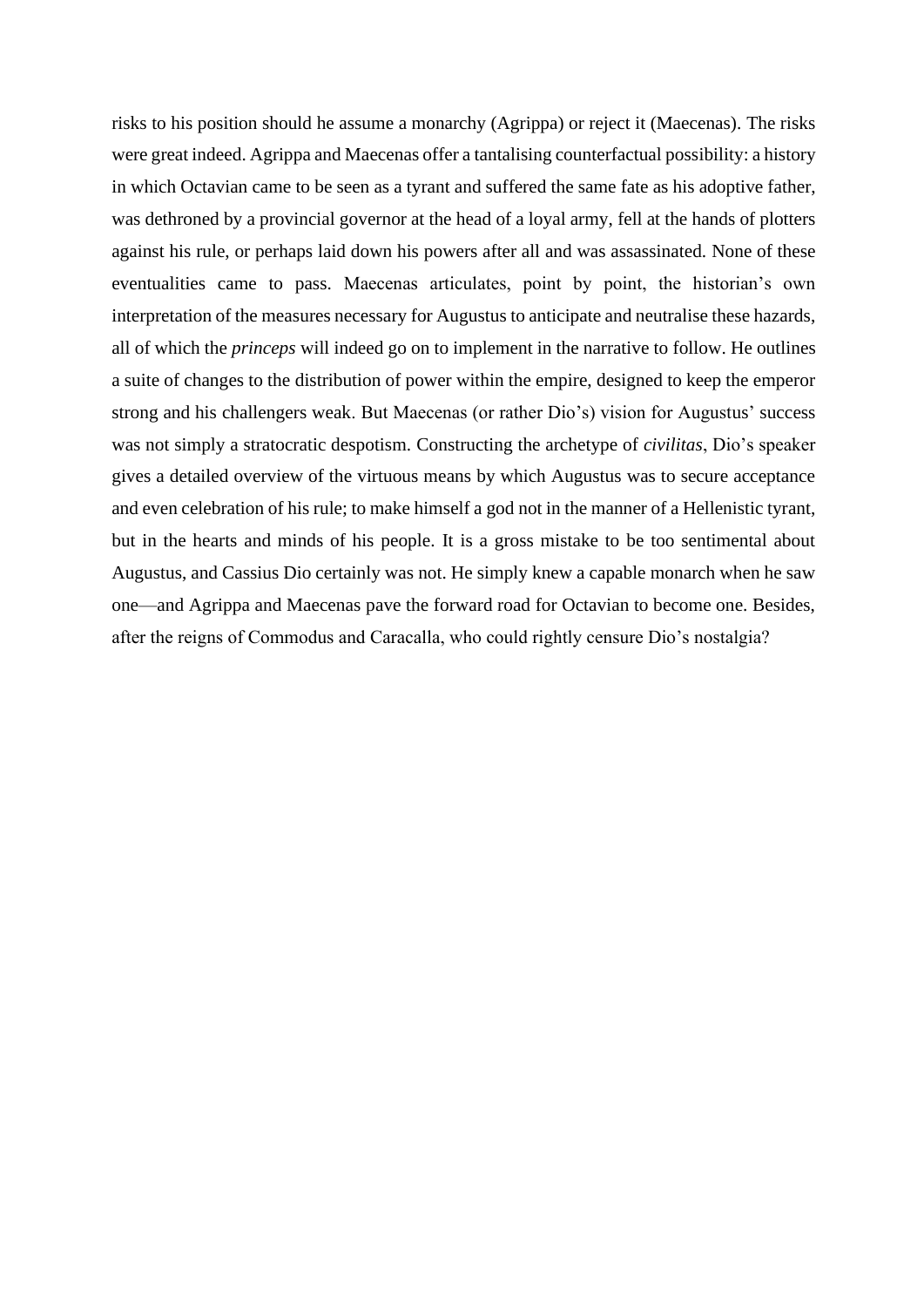risks to his position should he assume a monarchy (Agrippa) or reject it (Maecenas). The risks were great indeed. Agrippa and Maecenas offer a tantalising counterfactual possibility: a history in which Octavian came to be seen as a tyrant and suffered the same fate as his adoptive father, was dethroned by a provincial governor at the head of a loyal army, fell at the hands of plotters against his rule, or perhaps laid down his powers after all and was assassinated. None of these eventualities came to pass. Maecenas articulates, point by point, the historian's own interpretation of the measures necessary for Augustus to anticipate and neutralise these hazards, all of which the *princeps* will indeed go on to implement in the narrative to follow. He outlines a suite of changes to the distribution of power within the empire, designed to keep the emperor strong and his challengers weak. But Maecenas (or rather Dio's) vision for Augustus' success was not simply a stratocratic despotism. Constructing the archetype of *civilitas*, Dio's speaker gives a detailed overview of the virtuous means by which Augustus was to secure acceptance and even celebration of his rule; to make himself a god not in the manner of a Hellenistic tyrant, but in the hearts and minds of his people. It is a gross mistake to be too sentimental about Augustus, and Cassius Dio certainly was not. He simply knew a capable monarch when he saw one—and Agrippa and Maecenas pave the forward road for Octavian to become one. Besides, after the reigns of Commodus and Caracalla, who could rightly censure Dio's nostalgia?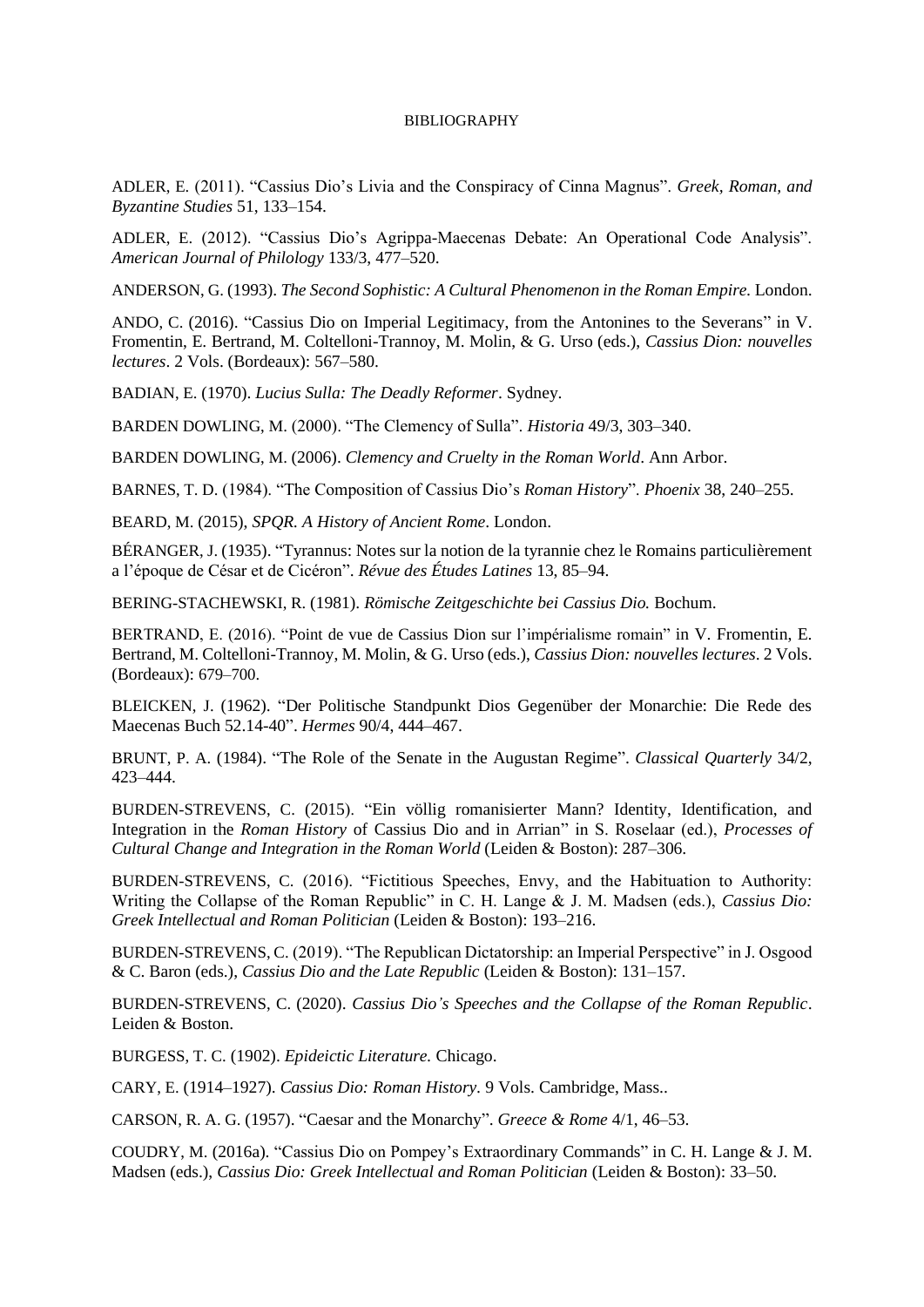# BIBLIOGRAPHY

ADLER, E. (2011). "Cassius Dio's Livia and the Conspiracy of Cinna Magnus". *Greek, Roman, and Byzantine Studies* 51, 133–154.

ADLER, E. (2012). "Cassius Dio's Agrippa-Maecenas Debate: An Operational Code Analysis". *American Journal of Philology* 133/3, 477–520.

ANDERSON, G. (1993). *The Second Sophistic: A Cultural Phenomenon in the Roman Empire.* London.

ANDO, C. (2016). "Cassius Dio on Imperial Legitimacy, from the Antonines to the Severans" in V. Fromentin, E. Bertrand, M. Coltelloni-Trannoy, M. Molin, & G. Urso (eds.), *Cassius Dion: nouvelles lectures*. 2 Vols. (Bordeaux): 567–580.

BADIAN, E. (1970). *Lucius Sulla: The Deadly Reformer*. Sydney.

BARDEN DOWLING, M. (2000). "The Clemency of Sulla". *Historia* 49/3, 303–340.

BARDEN DOWLING, M. (2006). *Clemency and Cruelty in the Roman World*. Ann Arbor.

BARNES, T. D. (1984). "The Composition of Cassius Dio's *Roman History*". *Phoenix* 38, 240–255.

BEARD, M. (2015), *SPQR. A History of Ancient Rome*. London.

BÉRANGER, J. (1935). "Tyrannus: Notes sur la notion de la tyrannie chez le Romains particulièrement a l'époque de César et de Cicéron". *Révue des Études Latines* 13, 85–94.

BERING-STACHEWSKI, R. (1981). *Römische Zeitgeschichte bei Cassius Dio.* Bochum.

BERTRAND, E. (2016). "Point de vue de Cassius Dion sur l'impérialisme romain" in V. Fromentin, E. Bertrand, M. Coltelloni-Trannoy, M. Molin, & G. Urso (eds.), *Cassius Dion: nouvelles lectures*. 2 Vols. (Bordeaux): 679–700.

BLEICKEN, J. (1962). "Der Politische Standpunkt Dios Gegenüber der Monarchie: Die Rede des Maecenas Buch 52.14-40". *Hermes* 90/4, 444–467.

BRUNT, P. A. (1984). "The Role of the Senate in the Augustan Regime". *Classical Quarterly* 34/2, 423–444.

BURDEN-STREVENS, C. (2015). "Ein völlig romanisierter Mann? Identity, Identification, and Integration in the *Roman History* of Cassius Dio and in Arrian" in S. Roselaar (ed.), *Processes of Cultural Change and Integration in the Roman World* (Leiden & Boston): 287–306.

BURDEN-STREVENS, C. (2016). "Fictitious Speeches, Envy, and the Habituation to Authority: Writing the Collapse of the Roman Republic" in C. H. Lange & J. M. Madsen (eds.), *Cassius Dio: Greek Intellectual and Roman Politician* (Leiden & Boston): 193–216.

BURDEN-STREVENS, C. (2019). "The Republican Dictatorship: an Imperial Perspective" in J. Osgood & C. Baron (eds.), *Cassius Dio and the Late Republic* (Leiden & Boston): 131–157.

BURDEN-STREVENS, C. (2020). *Cassius Dio's Speeches and the Collapse of the Roman Republic*. Leiden & Boston.

BURGESS, T. C. (1902). *Epideictic Literature.* Chicago.

CARY, E. (1914–1927). *Cassius Dio: Roman History*. 9 Vols. Cambridge, Mass..

CARSON, R. A. G. (1957). "Caesar and the Monarchy". *Greece & Rome* 4/1, 46–53.

COUDRY, M. (2016a). "Cassius Dio on Pompey's Extraordinary Commands" in C. H. Lange & J. M. Madsen (eds.), *Cassius Dio: Greek Intellectual and Roman Politician* (Leiden & Boston): 33–50.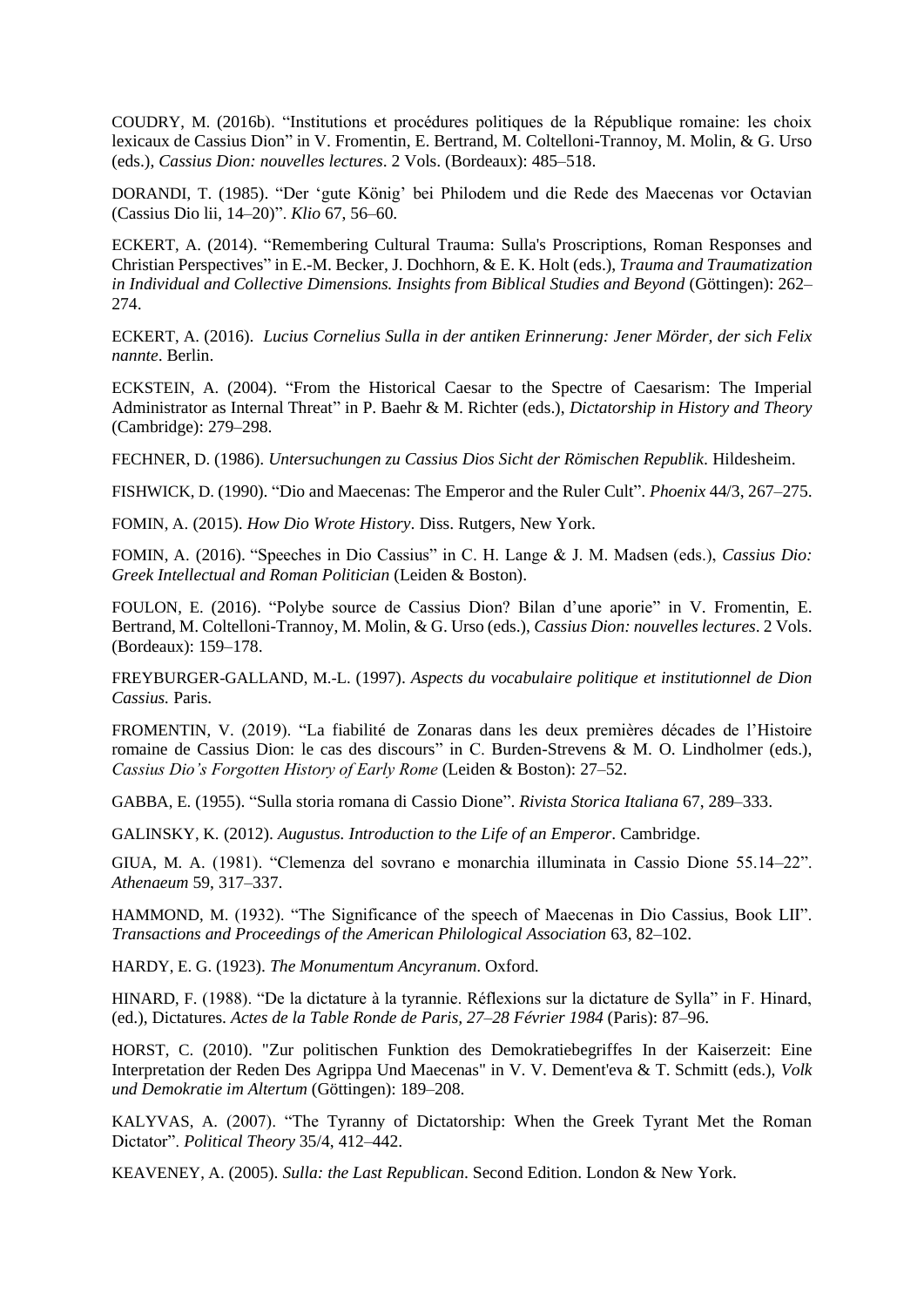COUDRY, M. (2016b). "Institutions et procédures politiques de la République romaine: les choix lexicaux de Cassius Dion" in V. Fromentin, E. Bertrand, M. Coltelloni-Trannoy, M. Molin, & G. Urso (eds.), *Cassius Dion: nouvelles lectures*. 2 Vols. (Bordeaux): 485–518.

DORANDI, T. (1985). "Der 'gute König' bei Philodem und die Rede des Maecenas vor Octavian (Cassius Dio lii, 14–20)". *Klio* 67, 56–60.

ECKERT, A. (2014). "Remembering Cultural Trauma: Sulla's Proscriptions, Roman Responses and Christian Perspectives" in E.-M. Becker, J. Dochhorn, & E. K. Holt (eds.), *Trauma and Traumatization in Individual and Collective Dimensions. Insights from Biblical Studies and Beyond* (Göttingen): 262–274.

ECKERT, A. (2016). *Lucius Cornelius Sulla in der antiken Erinnerung: Jener Mörder, der sich Felix nannte*. Berlin.

ECKSTEIN, A. (2004). "From the Historical Caesar to the Spectre of Caesarism: The Imperial Administrator as Internal Threat" in P. Baehr & M. Richter (eds.), *Dictatorship in History and Theory* (Cambridge): 279–298.

FECHNER, D. (1986). *Untersuchungen zu Cassius Dios Sicht der Römischen Republik*. Hildesheim.

FISHWICK, D. (1990). "Dio and Maecenas: The Emperor and the Ruler Cult". *Phoenix* 44/3, 267–275.

FOMIN, A. (2015). *How Dio Wrote History*. Diss. Rutgers, New York.

FOMIN, A. (2016). "Speeches in Dio Cassius" in C. H. Lange & J. M. Madsen (eds.), *Cassius Dio: Greek Intellectual and Roman Politician* (Leiden & Boston).

FOULON, E. (2016). "Polybe source de Cassius Dion? Bilan d'une aporie" in V. Fromentin, E. Bertrand, M. Coltelloni-Trannoy, M. Molin, & G. Urso (eds.), *Cassius Dion: nouvelles lectures*. 2 Vols. (Bordeaux): 159–178.

FREYBURGER-GALLAND, M.-L. (1997). *Aspects du vocabulaire politique et institutionnel de Dion Cassius.* Paris.

FROMENTIN, V. (2019). "La fiabilité de Zonaras dans les deux premières décades de l'Histoire romaine de Cassius Dion: le cas des discours" in C. Burden-Strevens & M. O. Lindholmer (eds.), *Cassius Dio's Forgotten History of Early Rome* (Leiden & Boston): 27–52.

GABBA, E. (1955). "Sulla storia romana di Cassio Dione". *Rivista Storica Italiana* 67, 289–333.

GALINSKY, K. (2012). *Augustus. Introduction to the Life of an Emperor*. Cambridge.

GIUA, M. A. (1981). "Clemenza del sovrano e monarchia illuminata in Cassio Dione 55.14–22". *Athenaeum* 59, 317–337.

HAMMOND, M. (1932). "The Significance of the speech of Maecenas in Dio Cassius, Book LII". *Transactions and Proceedings of the American Philological Association* 63, 82–102.

HARDY, E. G. (1923). *The Monumentum Ancyranum*. Oxford.

HINARD, F. (1988). "De la dictature à la tyrannie. Réflexions sur la dictature de Sylla" in F. Hinard, (ed.), Dictatures. *Actes de la Table Ronde de Paris, 27–28 Février 1984* (Paris): 87–96.

HORST, C. (2010). "Zur politischen Funktion des Demokratiebegriffes In der Kaiserzeit: Eine Interpretation der Reden Des Agrippa Und Maecenas" in V. V. Dement'eva & T. Schmitt (eds.), *Volk und Demokratie im Altertum* (Göttingen): 189–208.

KALYVAS, A. (2007). "The Tyranny of Dictatorship: When the Greek Tyrant Met the Roman Dictator". *Political Theory* 35/4, 412–442.

KEAVENEY, A. (2005). *Sulla: the Last Republican*. Second Edition. London & New York.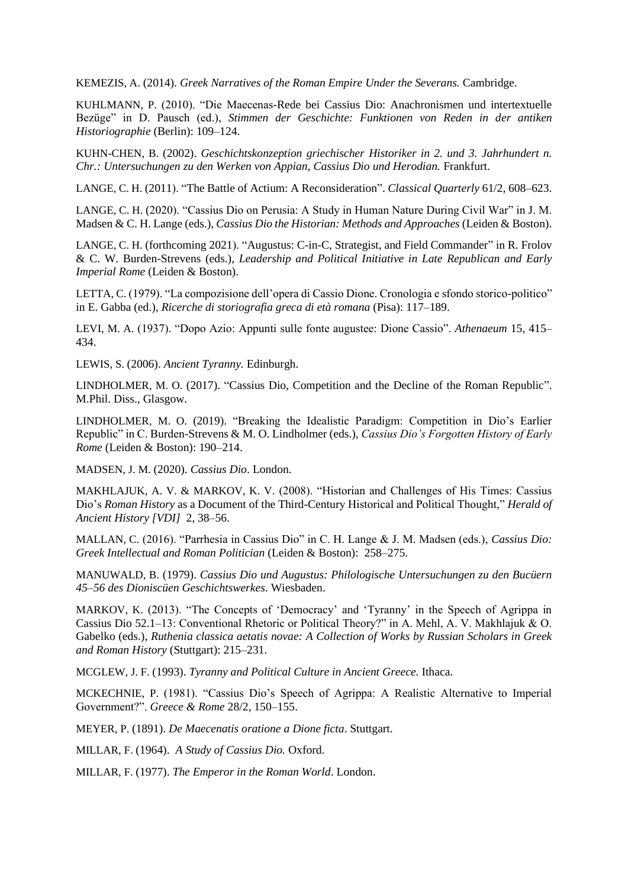KEMEZIS, A. (2014). *Greek Narratives of the Roman Empire Under the Severans.* Cambridge.

KUHLMANN, P. (2010). "Die Maecenas-Rede bei Cassius Dio: Anachronismen und intertextuelle Bezüge" in D. Pausch (ed.), *Stimmen der Geschichte: Funktionen von Reden in der antiken Historiographie* (Berlin): 109–124.

KUHN-CHEN, B. (2002). *Geschichtskonzeption griechischer Historiker in 2. und 3. Jahrhundert n. Chr.: Untersuchungen zu den Werken von Appian, Cassius Dio und Herodian.* Frankfurt.

LANGE, C. H. (2011). "The Battle of Actium: A Reconsideration". *Classical Quarterly* 61/2, 608–623.

LANGE, C. H. (2020). "Cassius Dio on Perusia: A Study in Human Nature During Civil War" in J. M. Madsen & C. H. Lange (eds.), *Cassius Dio the Historian: Methods and Approaches* (Leiden & Boston).

LANGE, C. H. (forthcoming 2021). "Augustus: C-in-C, Strategist, and Field Commander" in R. Frolov & C. W. Burden-Strevens (eds.), *Leadership and Political Initiative in Late Republican and Early Imperial Rome* (Leiden & Boston).

LETTA, C. (1979). "La compozisione dell'opera di Cassio Dione. Cronologia e sfondo storico-politico" in E. Gabba (ed.), *Ricerche di storiografia greca di età romana* (Pisa): 117–189.

LEVI, M. A. (1937). "Dopo Azio: Appunti sulle fonte augustee: Dione Cassio". *Athenaeum* 15, 415–434.

LEWIS, S. (2006). *Ancient Tyranny.* Edinburgh.

LINDHOLMER, M. O. (2017). "Cassius Dio, Competition and the Decline of the Roman Republic". M.Phil. Diss., Glasgow.

LINDHOLMER, M. O. (2019). "Breaking the Idealistic Paradigm: Competition in Dio's Earlier Republic" in C. Burden-Strevens & M. O. Lindholmer (eds.), *Cassius Dio's Forgotten History of Early Rome* (Leiden & Boston): 190–214.

MADSEN, J. M. (2020). *Cassius Dio*. London.

MAKHLAJUK, A. V. & MARKOV, K. V. (2008). "Historian and Challenges of His Times: Cassius Dio's *Roman History* as a Document of the Third-Century Historical and Political Thought," *Herald of Ancient History [VDI]* 2, 38–56.

MALLAN, C. (2016). "Parrhesia in Cassius Dio" in C. H. Lange & J. M. Madsen (eds.), *Cassius Dio: Greek Intellectual and Roman Politician* (Leiden & Boston): 258–275.

MANUWALD, B. (1979). *Cassius Dio und Augustus: Philologische Untersuchungen zu den Bucüern 45–56 des Dioniscüen Geschichtswerkes*. Wiesbaden.

MARKOV, K. (2013). "The Concepts of 'Democracy' and 'Tyranny' in the Speech of Agrippa in Cassius Dio 52.1–13: Conventional Rhetoric or Political Theory?" in A. Mehl, A. V. Makhlajuk & O. Gabelko (eds.), *Ruthenia classica aetatis novae: A Collection of Works by Russian Scholars in Greek and Roman History* (Stuttgart): 215–231.

MCGLEW, J. F. (1993). *Tyranny and Political Culture in Ancient Greece.* Ithaca.

MCKECHNIE, P. (1981). "Cassius Dio's Speech of Agrippa: A Realistic Alternative to Imperial Government?". *Greece & Rome* 28/2, 150–155.

MEYER, P. (1891). *De Maecenatis oratione a Dione ficta*. Stuttgart.

MILLAR, F. (1964). *A Study of Cassius Dio.* Oxford.

MILLAR, F. (1977). *The Emperor in the Roman World*. London.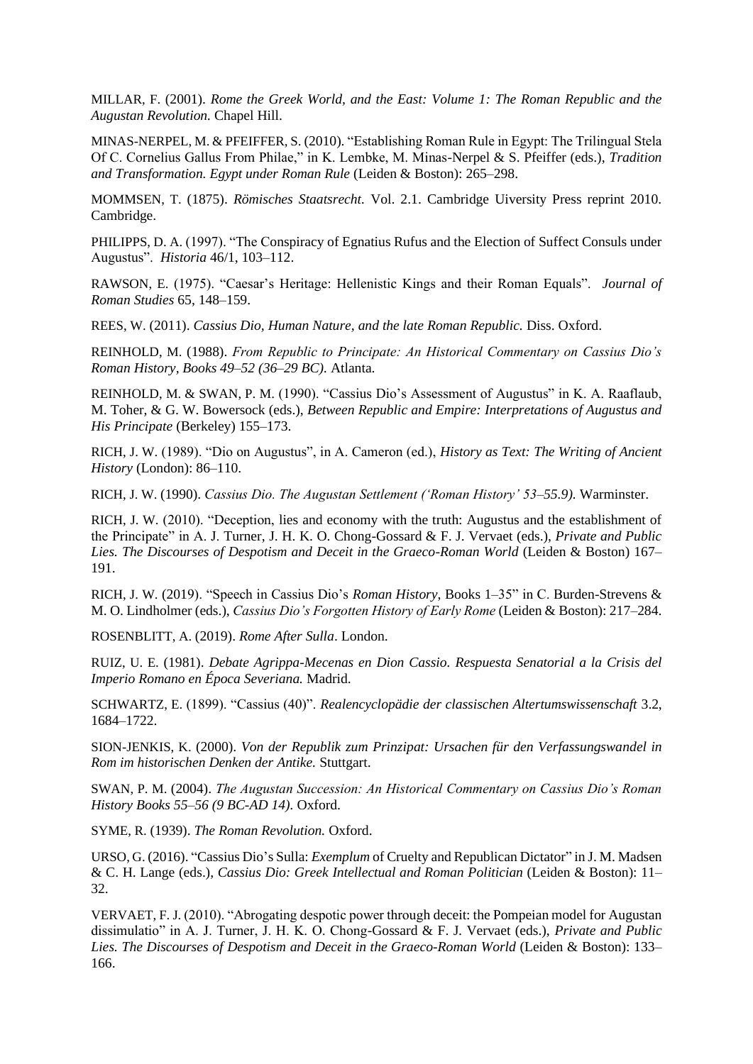MILLAR, F. (2001). *Rome the Greek World, and the East: Volume 1: The Roman Republic and the Augustan Revolution.* Chapel Hill.

MINAS-NERPEL, M. & PFEIFFER, S. (2010). "Establishing Roman Rule in Egypt: The Trilingual Stela Of C. Cornelius Gallus From Philae," in K. Lembke, M. Minas-Nerpel & S. Pfeiffer (eds.), *Tradition and Transformation. Egypt under Roman Rule* (Leiden & Boston): 265–298.

MOMMSEN, T. (1875). *Römisches Staatsrecht*. Vol. 2.1. Cambridge Uiversity Press reprint 2010. Cambridge.

PHILIPPS, D. A. (1997). "The Conspiracy of Egnatius Rufus and the Election of Suffect Consuls under Augustus". *Historia* 46/1, 103–112.

RAWSON, E. (1975). "Caesar's Heritage: Hellenistic Kings and their Roman Equals". *Journal of Roman Studies* 65, 148–159.

REES, W. (2011). *Cassius Dio, Human Nature, and the late Roman Republic.* Diss. Oxford.

REINHOLD, M. (1988). *From Republic to Principate: An Historical Commentary on Cassius Dio's Roman History, Books 49–52 (36–29 BC).* Atlanta.

REINHOLD, M. & SWAN, P. M. (1990). "Cassius Dio's Assessment of Augustus" in K. A. Raaflaub, M. Toher, & G. W. Bowersock (eds.), *Between Republic and Empire: Interpretations of Augustus and His Principate* (Berkeley) 155–173.

RICH, J. W. (1989). "Dio on Augustus", in A. Cameron (ed.), *History as Text: The Writing of Ancient History* (London): 86–110.

RICH, J. W. (1990). *Cassius Dio. The Augustan Settlement ('Roman History' 53–55.9).* Warminster.

RICH, J. W. (2010). "Deception, lies and economy with the truth: Augustus and the establishment of the Principate" in A. J. Turner, J. H. K. O. Chong-Gossard & F. J. Vervaet (eds.), *Private and Public Lies. The Discourses of Despotism and Deceit in the Graeco-Roman World* (Leiden & Boston) 167–191.

RICH, J. W. (2019). "Speech in Cassius Dio's *Roman History*, Books 1–35" in C. Burden-Strevens & M. O. Lindholmer (eds.), *Cassius Dio's Forgotten History of Early Rome* (Leiden & Boston): 217–284.

ROSENBLITT, A. (2019). *Rome After Sulla*. London.

RUIZ, U. E. (1981). *Debate Agrippa-Mecenas en Dion Cassio. Respuesta Senatorial a la Crisis del Imperio Romano en Época Severiana.* Madrid.

SCHWARTZ, E. (1899). "Cassius (40)". *Realencyclopädie der classischen Altertumswissenschaft* 3.2, 1684–1722.

SION-JENKIS, K. (2000). *Von der Republik zum Prinzipat: Ursachen für den Verfassungswandel in Rom im historischen Denken der Antike.* Stuttgart.

SWAN, P. M. (2004). *The Augustan Succession: An Historical Commentary on Cassius Dio's Roman History Books 55–56 (9 BC-AD 14).* Oxford.

SYME, R. (1939). *The Roman Revolution.* Oxford.

URSO, G. (2016). "Cassius Dio's Sulla: *Exemplum* of Cruelty and Republican Dictator" in J. M. Madsen & C. H. Lange (eds.), *Cassius Dio: Greek Intellectual and Roman Politician* (Leiden & Boston): 11–32.

VERVAET, F. J. (2010). "Abrogating despotic power through deceit: the Pompeian model for Augustan dissimulatio" in A. J. Turner, J. H. K. O. Chong-Gossard & F. J. Vervaet (eds.), *Private and Public Lies. The Discourses of Despotism and Deceit in the Graeco-Roman World* (Leiden & Boston): 133–166.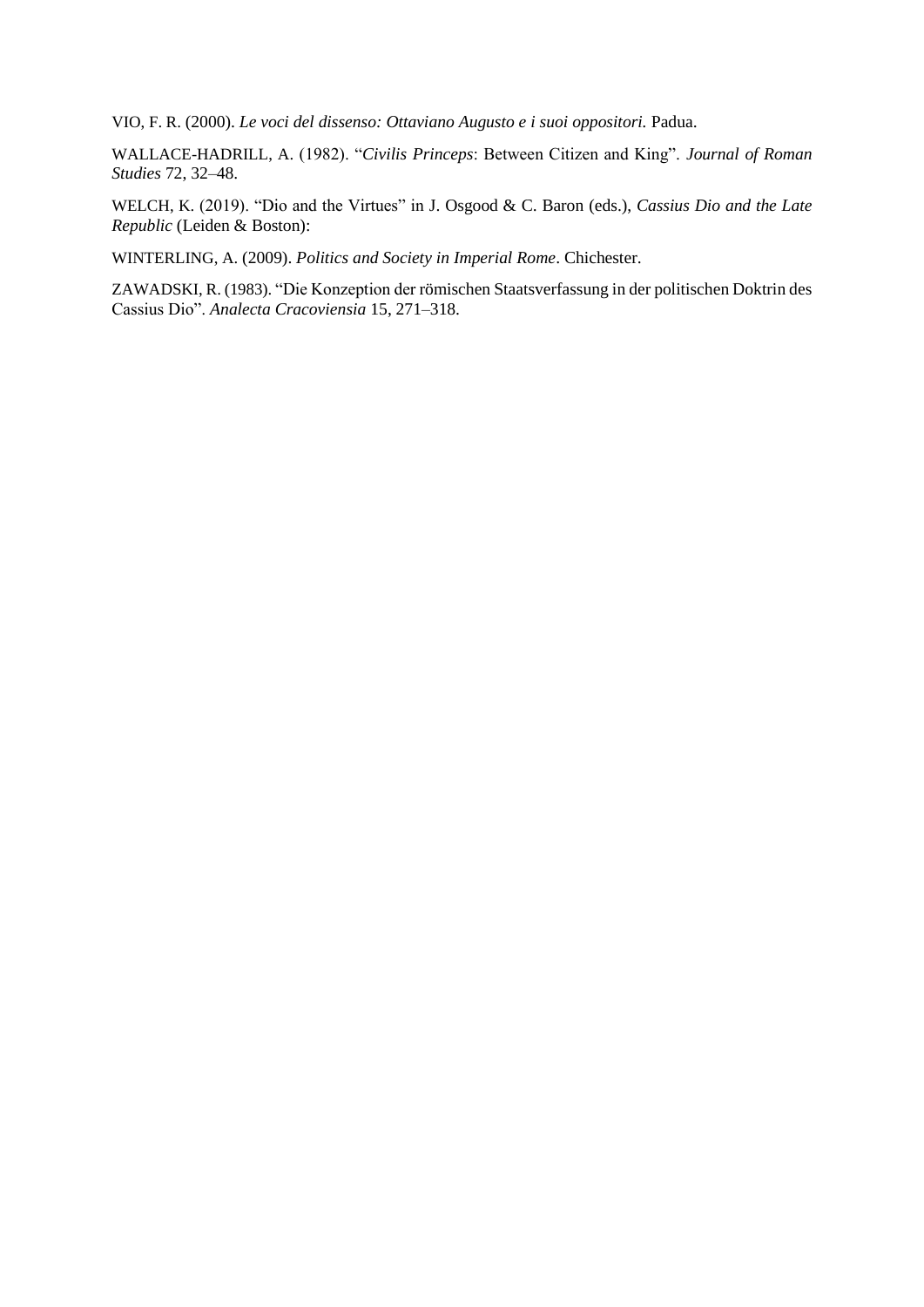VIO, F. R. (2000). *Le voci del dissenso: Ottaviano Augusto e i suoi oppositori.* Padua.

WALLACE-HADRILL, A. (1982). "*Civilis Princeps*: Between Citizen and King". *Journal of Roman Studies* 72, 32–48.

WELCH, K. (2019). "Dio and the Virtues" in J. Osgood & C. Baron (eds.), *Cassius Dio and the Late Republic* (Leiden & Boston):

WINTERLING, A. (2009). *Politics and Society in Imperial Rome*. Chichester.

ZAWADSKI, R. (1983). "Die Konzeption der römischen Staatsverfassung in der politischen Doktrin des Cassius Dio". *Analecta Cracoviensia* 15, 271–318.